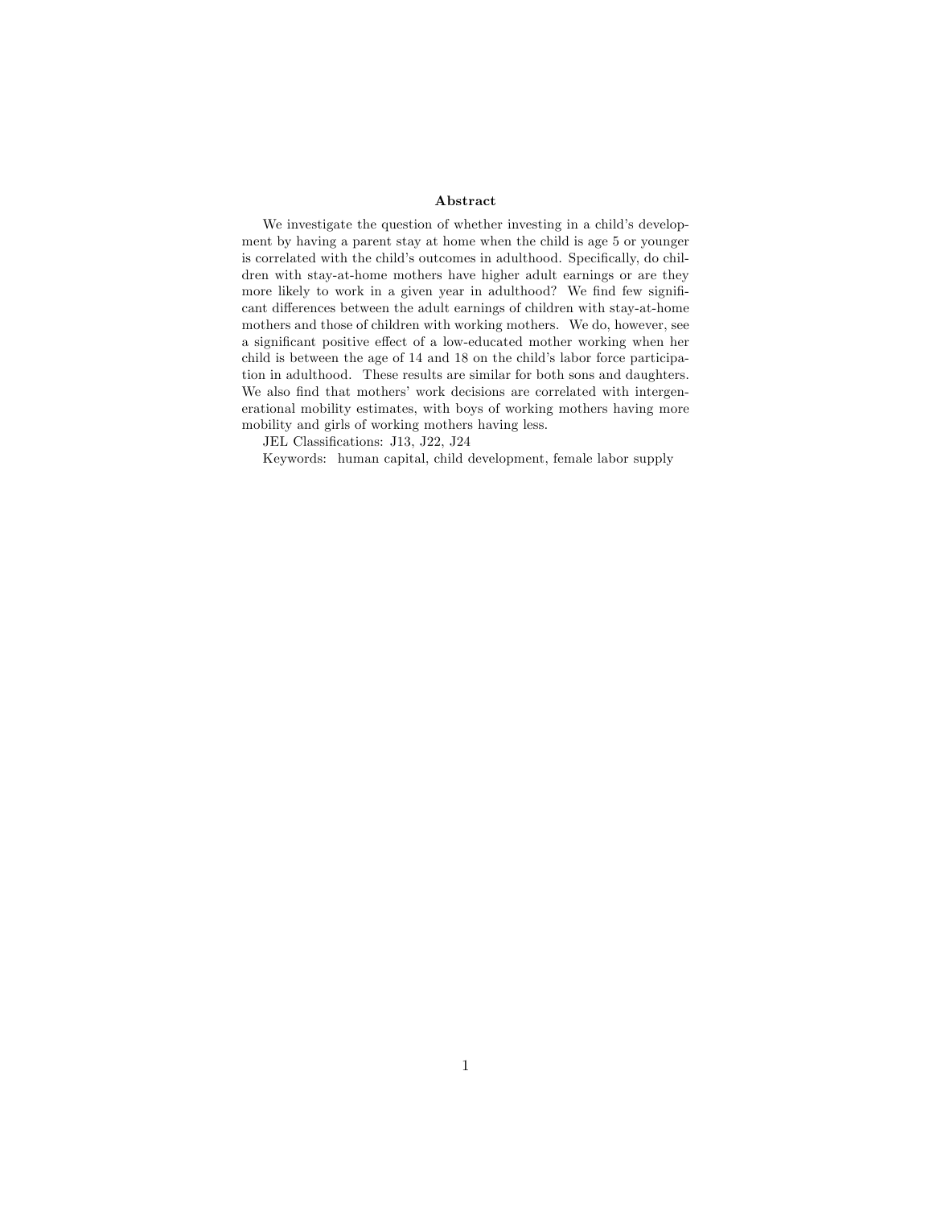## Abstract

We investigate the question of whether investing in a child's development by having a parent stay at home when the child is age 5 or younger is correlated with the child's outcomes in adulthood. Specifically, do children with stay-at-home mothers have higher adult earnings or are they more likely to work in a given year in adulthood? We find few significant differences between the adult earnings of children with stay-at-home mothers and those of children with working mothers. We do, however, see a significant positive effect of a low-educated mother working when her child is between the age of 14 and 18 on the child's labor force participation in adulthood. These results are similar for both sons and daughters. We also find that mothers' work decisions are correlated with intergenerational mobility estimates, with boys of working mothers having more mobility and girls of working mothers having less.

JEL Classifications: J13, J22, J24

Keywords: human capital, child development, female labor supply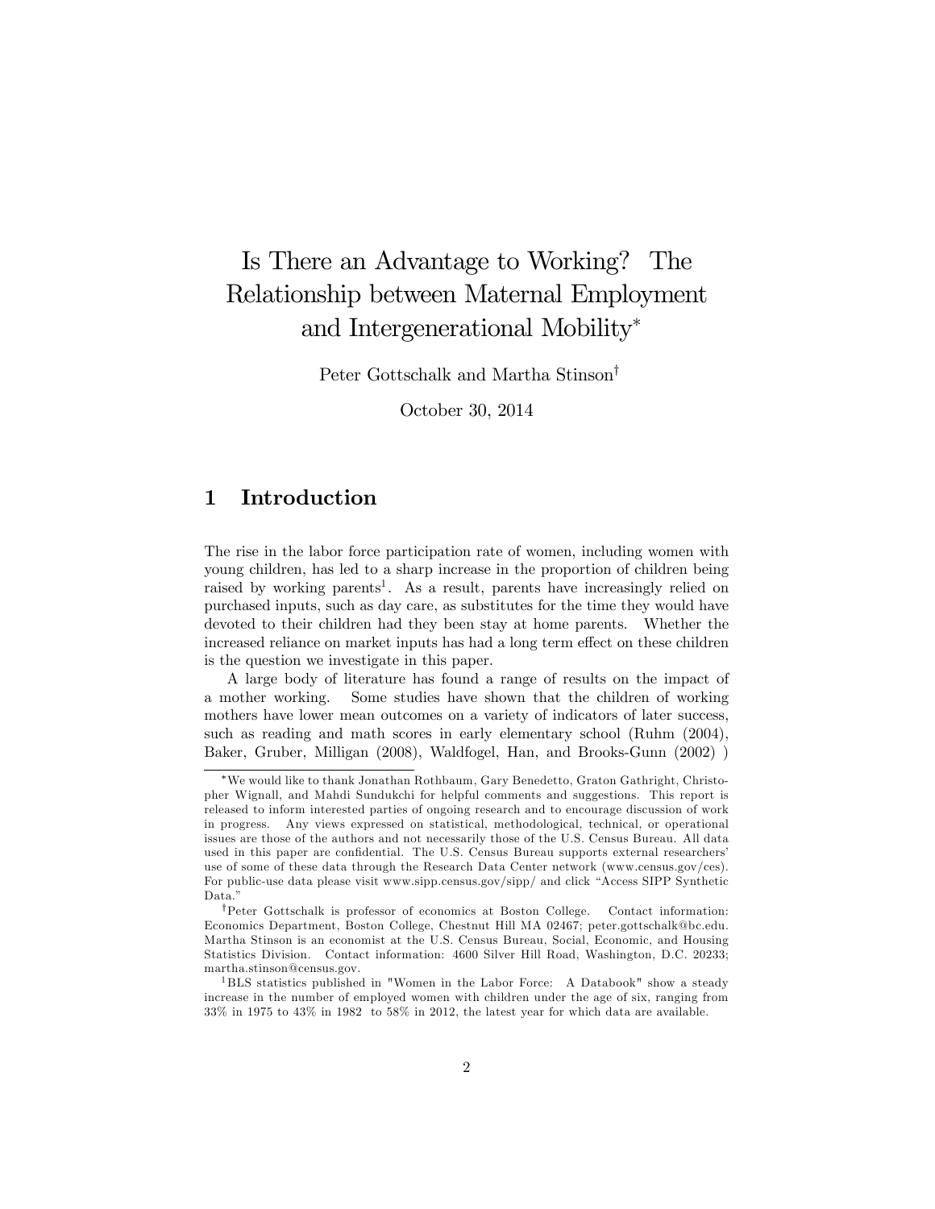# Is There an Advantage to Working? The Relationship between Maternal Employment and Intergenerational Mobility[*]

Peter Gottschalk and Martha Stinson[†]

October 30, 2014

## 1 Introduction

The rise in the labor force participation rate of women, including women with young children, has led to a sharp increase in the proportion of children being raised by working parents[1]. As a result, parents have increasingly relied on purchased inputs, such as day care, as substitutes for the time they would have devoted to their children had they been stay at home parents. Whether the increased reliance on market inputs has had a long term effect on these children is the question we investigate in this paper.

A large body of literature has found a range of results on the impact of a mother working. Some studies have shown that the children of working mothers have lower mean outcomes on a variety of indicators of later success, such as reading and math scores in early elementary school (Ruhm (2004), Baker, Gruber, Milligan (2008), Waldfogel, Han, and Brooks-Gunn (2002) )

---

[*] We would like to thank Jonathan Rothbaum, Gary Benedetto, Graton Gathright, Christopher Wignall, and Mahdi Sundukchi for helpful comments and suggestions. This report is released to inform interested parties of ongoing research and to encourage discussion of work in progress. Any views expressed on statistical, methodological, technical, or operational issues are those of the authors and not necessarily those of the U.S. Census Bureau. All data used in this paper are confidential. The U.S. Census Bureau supports external researchers' use of some of these data through the Research Data Center network (www.census.gov/ces). For public-use data please visit www.sipp.census.gov/sipp/ and click "Access SIPP Synthetic Data."

[†] Peter Gottschalk is professor of economics at Boston College. Contact information: Economics Department, Boston College, Chestnut Hill MA 02467; peter.gottschalk@bc.edu. Martha Stinson is an economist at the U.S. Census Bureau, Social, Economic, and Housing Statistics Division. Contact information: 4600 Silver Hill Road, Washington, D.C. 20233; martha.stinson@census.gov.

[1] BLS statistics published in "Women in the Labor Force: A Databook" show a steady increase in the number of employed women with children under the age of six, ranging from 33% in 1975 to 43% in 1982 to 58% in 2012, the latest year for which data are available.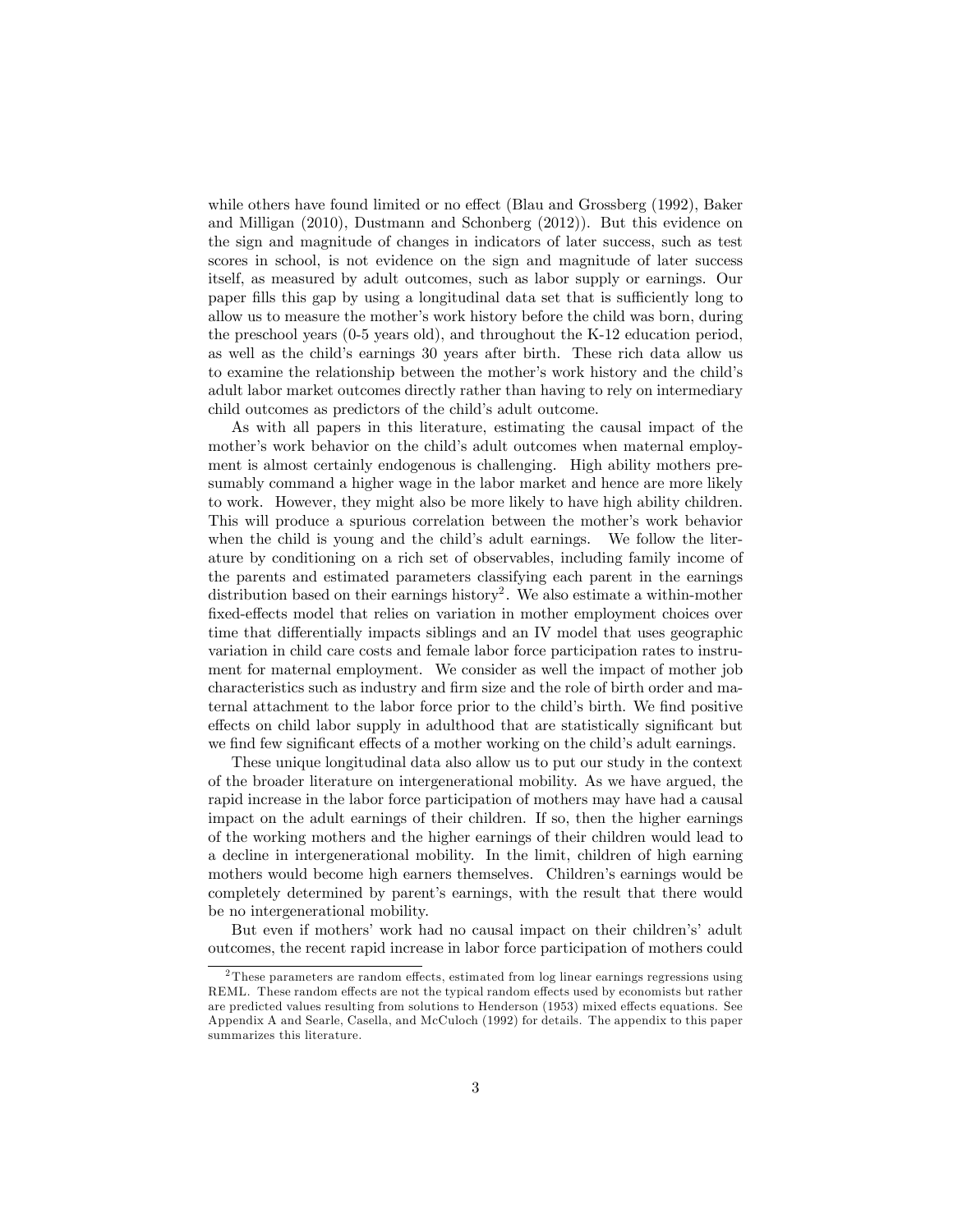while others have found limited or no effect (Blau and Grossberg (1992), Baker and Milligan (2010), Dustmann and Schonberg (2012)). But this evidence on the sign and magnitude of changes in indicators of later success, such as test scores in school, is not evidence on the sign and magnitude of later success itself, as measured by adult outcomes, such as labor supply or earnings. Our paper fills this gap by using a longitudinal data set that is sufficiently long to allow us to measure the mother's work history before the child was born, during the preschool years (0-5 years old), and throughout the K-12 education period, as well as the child's earnings 30 years after birth. These rich data allow us to examine the relationship between the mother's work history and the child's adult labor market outcomes directly rather than having to rely on intermediary child outcomes as predictors of the child's adult outcome.

As with all papers in this literature, estimating the causal impact of the mother's work behavior on the child's adult outcomes when maternal employment is almost certainly endogenous is challenging. High ability mothers presumably command a higher wage in the labor market and hence are more likely to work. However, they might also be more likely to have high ability children. This will produce a spurious correlation between the mother's work behavior when the child is young and the child's adult earnings. We follow the literature by conditioning on a rich set of observables, including family income of the parents and estimated parameters classifying each parent in the earnings distribution based on their earnings history[2]. We also estimate a within-mother fixed-effects model that relies on variation in mother employment choices over time that differentially impacts siblings and an IV model that uses geographic variation in child care costs and female labor force participation rates to instrument for maternal employment. We consider as well the impact of mother job characteristics such as industry and firm size and the role of birth order and maternal attachment to the labor force prior to the child's birth. We find positive effects on child labor supply in adulthood that are statistically significant but we find few significant effects of a mother working on the child's adult earnings.

These unique longitudinal data also allow us to put our study in the context of the broader literature on intergenerational mobility. As we have argued, the rapid increase in the labor force participation of mothers may have had a causal impact on the adult earnings of their children. If so, then the higher earnings of the working mothers and the higher earnings of their children would lead to a decline in intergenerational mobility. In the limit, children of high earning mothers would become high earners themselves. Children's earnings would be completely determined by parent's earnings, with the result that there would be no intergenerational mobility.

But even if mothers' work had no causal impact on their children's' adult outcomes, the recent rapid increase in labor force participation of mothers could

[2] These parameters are random effects, estimated from log linear earnings regressions using REML. These random effects are not the typical random effects used by economists but rather are predicted values resulting from solutions to Henderson (1953) mixed effects equations. See Appendix A and Searle, Casella, and McCuloch (1992) for details. The appendix to this paper summarizes this literature.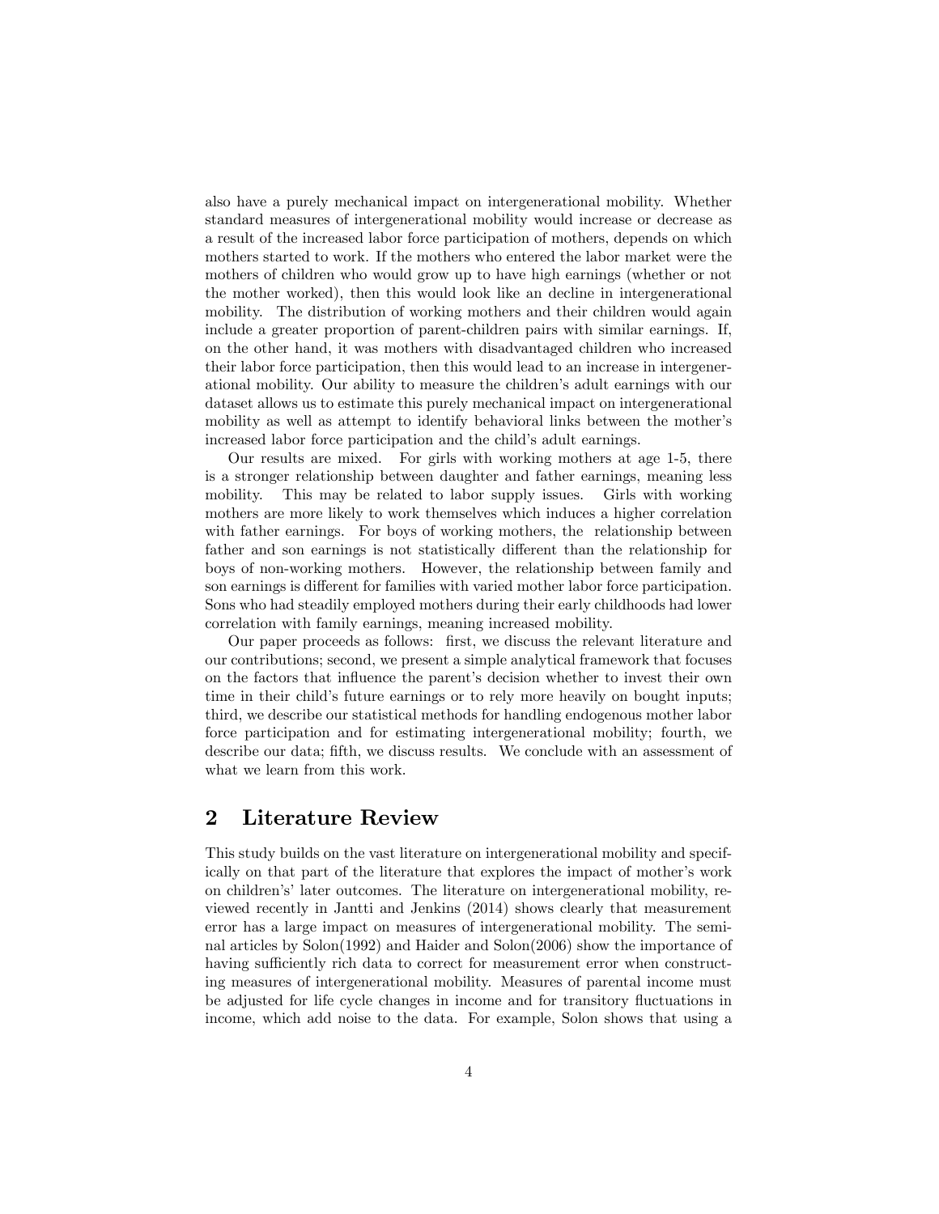also have a purely mechanical impact on intergenerational mobility. Whether standard measures of intergenerational mobility would increase or decrease as a result of the increased labor force participation of mothers, depends on which mothers started to work. If the mothers who entered the labor market were the mothers of children who would grow up to have high earnings (whether or not the mother worked), then this would look like an decline in intergenerational mobility. The distribution of working mothers and their children would again include a greater proportion of parent-children pairs with similar earnings. If, on the other hand, it was mothers with disadvantaged children who increased their labor force participation, then this would lead to an increase in intergenerational mobility. Our ability to measure the children's adult earnings with our dataset allows us to estimate this purely mechanical impact on intergenerational mobility as well as attempt to identify behavioral links between the mother's increased labor force participation and the child's adult earnings.

Our results are mixed. For girls with working mothers at age 1-5, there is a stronger relationship between daughter and father earnings, meaning less mobility. This may be related to labor supply issues. Girls with working mothers are more likely to work themselves which induces a higher correlation with father earnings. For boys of working mothers, the relationship between father and son earnings is not statistically different than the relationship for boys of non-working mothers. However, the relationship between family and son earnings is different for families with varied mother labor force participation. Sons who had steadily employed mothers during their early childhoods had lower correlation with family earnings, meaning increased mobility.

Our paper proceeds as follows: first, we discuss the relevant literature and our contributions; second, we present a simple analytical framework that focuses on the factors that influence the parent's decision whether to invest their own time in their child's future earnings or to rely more heavily on bought inputs; third, we describe our statistical methods for handling endogenous mother labor force participation and for estimating intergenerational mobility; fourth, we describe our data; fifth, we discuss results. We conclude with an assessment of what we learn from this work.

## 2 Literature Review

This study builds on the vast literature on intergenerational mobility and specifically on that part of the literature that explores the impact of mother's work on children's' later outcomes. The literature on intergenerational mobility, reviewed recently in Jantti and Jenkins (2014) shows clearly that measurement error has a large impact on measures of intergenerational mobility. The seminal articles by Solon(1992) and Haider and Solon(2006) show the importance of having sufficiently rich data to correct for measurement error when constructing measures of intergenerational mobility. Measures of parental income must be adjusted for life cycle changes in income and for transitory fluctuations in income, which add noise to the data. For example, Solon shows that using a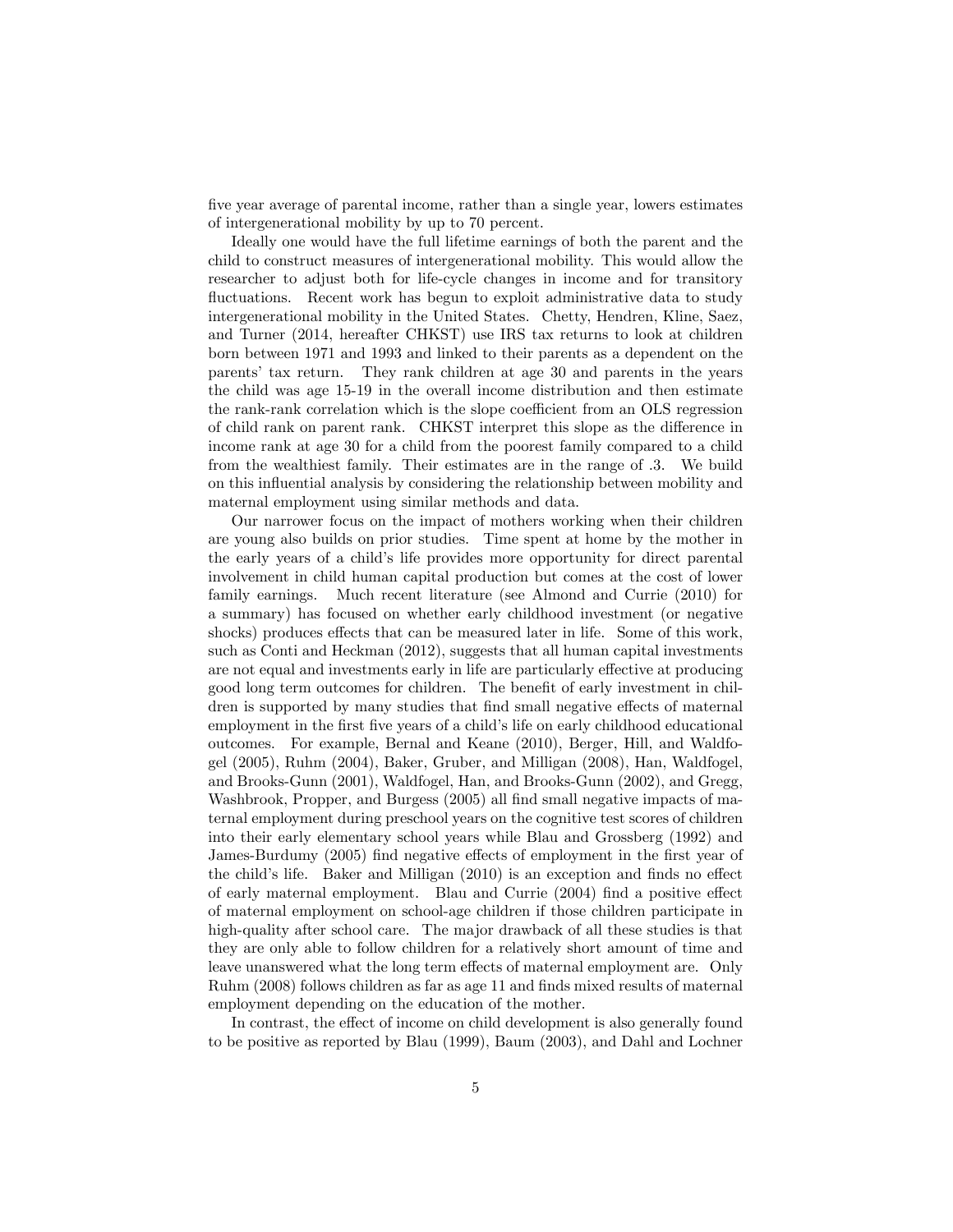five year average of parental income, rather than a single year, lowers estimates of intergenerational mobility by up to 70 percent.

Ideally one would have the full lifetime earnings of both the parent and the child to construct measures of intergenerational mobility. This would allow the researcher to adjust both for life-cycle changes in income and for transitory fluctuations. Recent work has begun to exploit administrative data to study intergenerational mobility in the United States. Chetty, Hendren, Kline, Saez, and Turner (2014, hereafter CHKST) use IRS tax returns to look at children born between 1971 and 1993 and linked to their parents as a dependent on the parents' tax return. They rank children at age 30 and parents in the years the child was age 15-19 in the overall income distribution and then estimate the rank-rank correlation which is the slope coefficient from an OLS regression of child rank on parent rank. CHKST interpret this slope as the difference in income rank at age 30 for a child from the poorest family compared to a child from the wealthiest family. Their estimates are in the range of .3. We build on this influential analysis by considering the relationship between mobility and maternal employment using similar methods and data.

Our narrower focus on the impact of mothers working when their children are young also builds on prior studies. Time spent at home by the mother in the early years of a child's life provides more opportunity for direct parental involvement in child human capital production but comes at the cost of lower family earnings. Much recent literature (see Almond and Currie (2010) for a summary) has focused on whether early childhood investment (or negative shocks) produces effects that can be measured later in life. Some of this work, such as Conti and Heckman (2012), suggests that all human capital investments are not equal and investments early in life are particularly effective at producing good long term outcomes for children. The benefit of early investment in children is supported by many studies that find small negative effects of maternal employment in the first five years of a child's life on early childhood educational outcomes. For example, Bernal and Keane (2010), Berger, Hill, and Waldfogel (2005), Ruhm (2004), Baker, Gruber, and Milligan (2008), Han, Waldfogel, and Brooks-Gunn (2001), Waldfogel, Han, and Brooks-Gunn (2002), and Gregg, Washbrook, Propper, and Burgess (2005) all find small negative impacts of maternal employment during preschool years on the cognitive test scores of children into their early elementary school years while Blau and Grossberg (1992) and James-Burdumy (2005) find negative effects of employment in the first year of the child's life. Baker and Milligan (2010) is an exception and finds no effect of early maternal employment. Blau and Currie (2004) find a positive effect of maternal employment on school-age children if those children participate in high-quality after school care. The major drawback of all these studies is that they are only able to follow children for a relatively short amount of time and leave unanswered what the long term effects of maternal employment are. Only Ruhm (2008) follows children as far as age 11 and finds mixed results of maternal employment depending on the education of the mother.

In contrast, the effect of income on child development is also generally found to be positive as reported by Blau (1999), Baum (2003), and Dahl and Lochner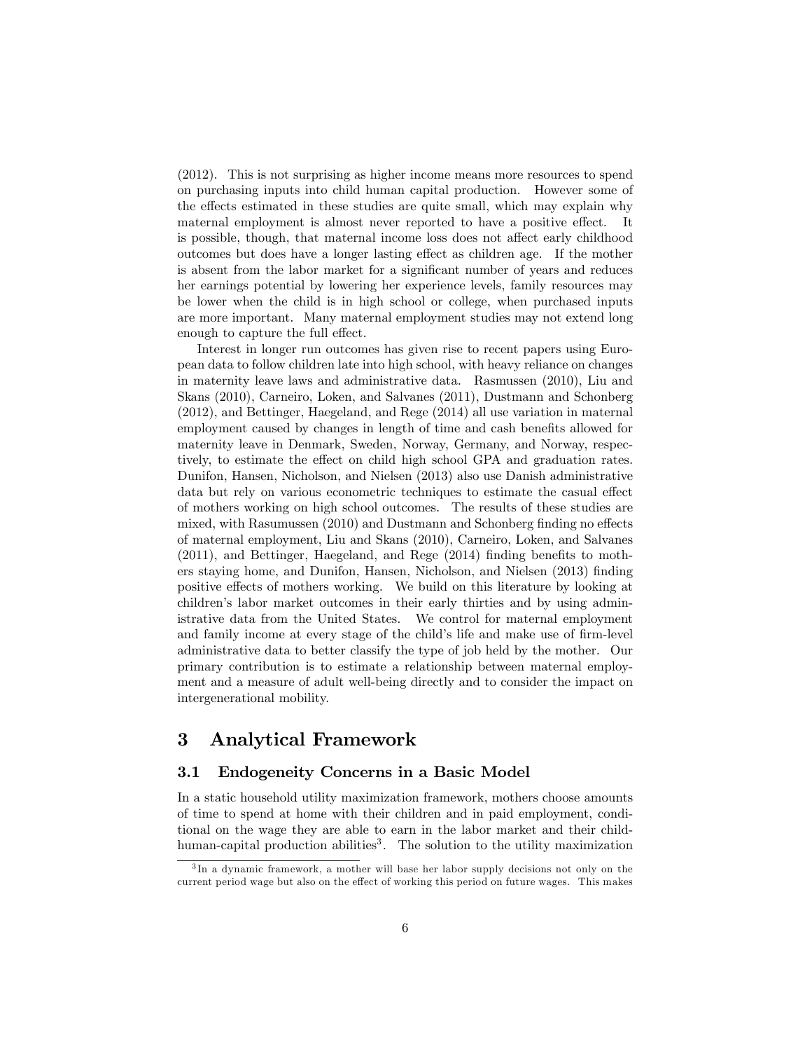(2012). This is not surprising as higher income means more resources to spend on purchasing inputs into child human capital production. However some of the effects estimated in these studies are quite small, which may explain why maternal employment is almost never reported to have a positive effect. It is possible, though, that maternal income loss does not affect early childhood outcomes but does have a longer lasting effect as children age. If the mother is absent from the labor market for a significant number of years and reduces her earnings potential by lowering her experience levels, family resources may be lower when the child is in high school or college, when purchased inputs are more important. Many maternal employment studies may not extend long enough to capture the full effect.

Interest in longer run outcomes has given rise to recent papers using European data to follow children late into high school, with heavy reliance on changes in maternity leave laws and administrative data. Rasmussen (2010), Liu and Skans (2010), Carneiro, Loken, and Salvanes (2011), Dustmann and Schonberg (2012), and Bettinger, Haegeland, and Rege (2014) all use variation in maternal employment caused by changes in length of time and cash benefits allowed for maternity leave in Denmark, Sweden, Norway, Germany, and Norway, respectively, to estimate the effect on child high school GPA and graduation rates. Dunifon, Hansen, Nicholson, and Nielsen (2013) also use Danish administrative data but rely on various econometric techniques to estimate the casual effect of mothers working on high school outcomes. The results of these studies are mixed, with Rasumussen (2010) and Dustmann and Schonberg finding no effects of maternal employment, Liu and Skans (2010), Carneiro, Loken, and Salvanes (2011), and Bettinger, Haegeland, and Rege (2014) finding benefits to mothers staying home, and Dunifon, Hansen, Nicholson, and Nielsen (2013) finding positive effects of mothers working. We build on this literature by looking at children's labor market outcomes in their early thirties and by using administrative data from the United States. We control for maternal employment and family income at every stage of the child's life and make use of firm-level administrative data to better classify the type of job held by the mother. Our primary contribution is to estimate a relationship between maternal employment and a measure of adult well-being directly and to consider the impact on intergenerational mobility.

# 3 Analytical Framework

## 3.1 Endogeneity Concerns in a Basic Model

In a static household utility maximization framework, mothers choose amounts of time to spend at home with their children and in paid employment, conditional on the wage they are able to earn in the labor market and their child-human-capital production abilities[3]. The solution to the utility maximization

[3] In a dynamic framework, a mother will base her labor supply decisions not only on the current period wage but also on the effect of working this period on future wages. This makes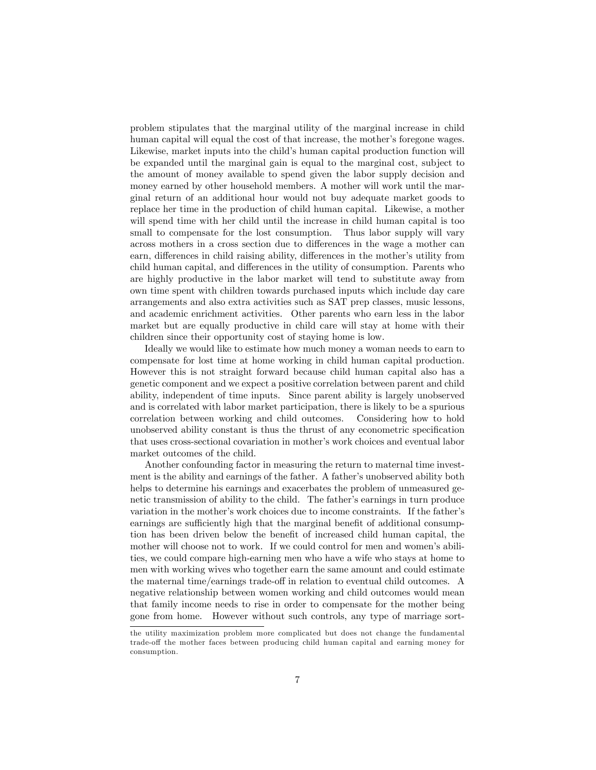problem stipulates that the marginal utility of the marginal increase in child human capital will equal the cost of that increase, the mother's foregone wages. Likewise, market inputs into the child's human capital production function will be expanded until the marginal gain is equal to the marginal cost, subject to the amount of money available to spend given the labor supply decision and money earned by other household members. A mother will work until the marginal return of an additional hour would not buy adequate market goods to replace her time in the production of child human capital. Likewise, a mother will spend time with her child until the increase in child human capital is too small to compensate for the lost consumption. Thus labor supply will vary across mothers in a cross section due to differences in the wage a mother can earn, differences in child raising ability, differences in the mother's utility from child human capital, and differences in the utility of consumption. Parents who are highly productive in the labor market will tend to substitute away from own time spent with children towards purchased inputs which include day care arrangements and also extra activities such as SAT prep classes, music lessons, and academic enrichment activities. Other parents who earn less in the labor market but are equally productive in child care will stay at home with their children since their opportunity cost of staying home is low.

Ideally we would like to estimate how much money a woman needs to earn to compensate for lost time at home working in child human capital production. However this is not straight forward because child human capital also has a genetic component and we expect a positive correlation between parent and child ability, independent of time inputs. Since parent ability is largely unobserved and is correlated with labor market participation, there is likely to be a spurious correlation between working and child outcomes. Considering how to hold unobserved ability constant is thus the thrust of any econometric specification that uses cross-sectional covariation in mother's work choices and eventual labor market outcomes of the child.

Another confounding factor in measuring the return to maternal time investment is the ability and earnings of the father. A father's unobserved ability both helps to determine his earnings and exacerbates the problem of unmeasured genetic transmission of ability to the child. The father's earnings in turn produce variation in the mother's work choices due to income constraints. If the father's earnings are sufficiently high that the marginal benefit of additional consumption has been driven below the benefit of increased child human capital, the mother will choose not to work. If we could control for men and women's abilities, we could compare high-earning men who have a wife who stays at home to men with working wives who together earn the same amount and could estimate the maternal time/earnings trade-off in relation to eventual child outcomes. A negative relationship between women working and child outcomes would mean that family income needs to rise in order to compensate for the mother being gone from home. However without such controls, any type of marriage sort-

the utility maximization problem more complicated but does not change the fundamental trade-off the mother faces between producing child human capital and earning money for consumption.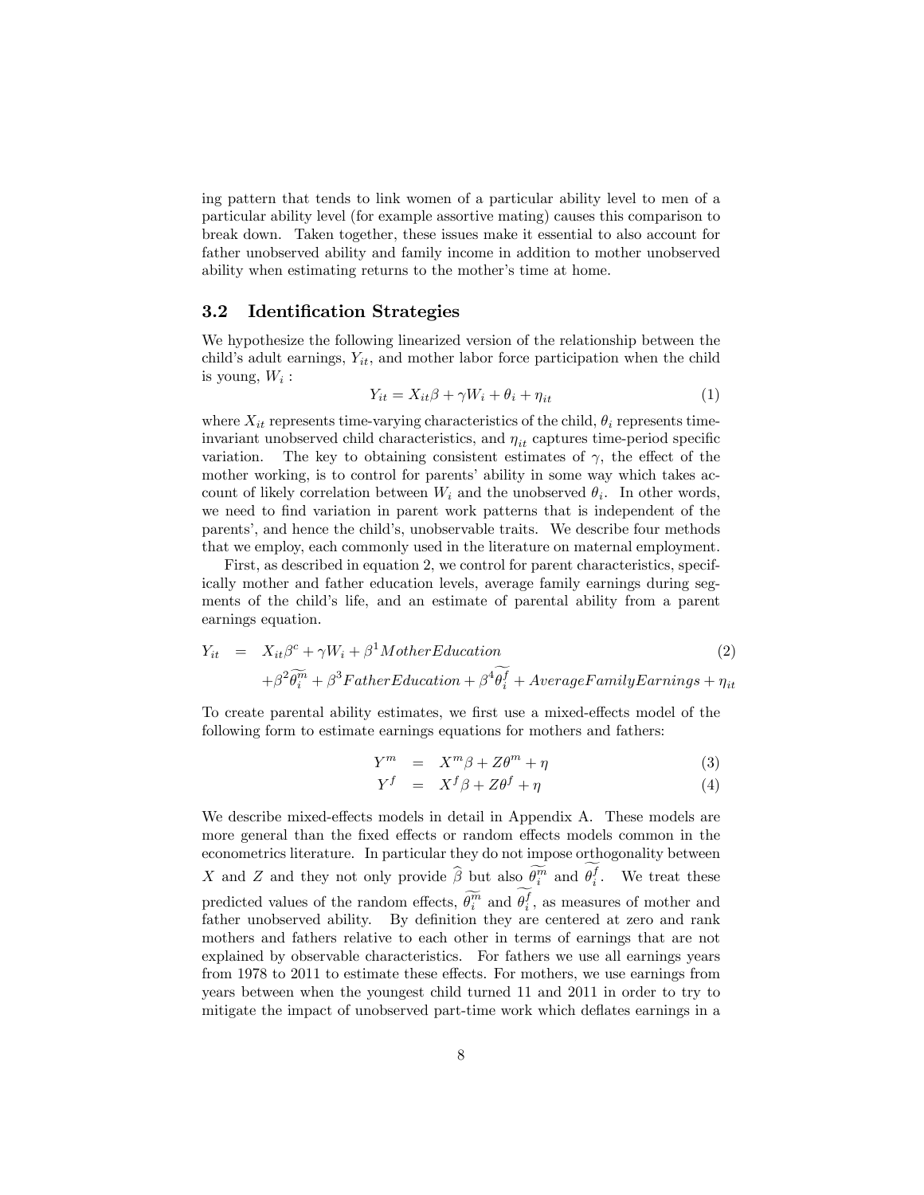ing pattern that tends to link women of a particular ability level to men of a particular ability level (for example assortive mating) causes this comparison to break down. Taken together, these issues make it essential to also account for father unobserved ability and family income in addition to mother unobserved ability when estimating returns to the mother's time at home.

### 3.2 Identification Strategies

We hypothesize the following linearized version of the relationship between the child's adult earnings, $Y_{it}$, and mother labor force participation when the child is young, $W_i$ :

$$Y_{it} = X_{it}\beta + \gamma W_i + \theta_i + \eta_{it} \tag{1}$$

where $X_{it}$ represents time-varying characteristics of the child, $\theta_i$ represents time-invariant unobserved child characteristics, and $\eta_{it}$ captures time-period specific variation. The key to obtaining consistent estimates of $\gamma$, the effect of the mother working, is to control for parents' ability in some way which takes account of likely correlation between $W_i$ and the unobserved $\theta_i$. In other words, we need to find variation in parent work patterns that is independent of the parents', and hence the child's, unobservable traits. We describe four methods that we employ, each commonly used in the literature on maternal employment.

First, as described in equation 2, we control for parent characteristics, specifically mother and father education levels, average family earnings during segments of the child's life, and an estimate of parental ability from a parent earnings equation.

$$\begin{aligned} Y_{it} \;=\;& X_{it}\beta^c + \gamma W_i + \beta^1 MotherEducation \\ &+ \beta^2 \widetilde{\theta_i^m} + \beta^3 FatherEducation + \beta^4 \widetilde{\theta_i^f} + AverageFamilyEarnings + \eta_{it} \end{aligned} \tag{2}$$

To create parental ability estimates, we first use a mixed-effects model of the following form to estimate earnings equations for mothers and fathers:

$$Y^m = X^m\beta + Z\theta^m + \eta \tag{3}$$

$$Y^f = X^f\beta + Z\theta^f + \eta \tag{4}$$

We describe mixed-effects models in detail in Appendix A. These models are more general than the fixed effects or random effects models common in the econometrics literature. In particular they do not impose orthogonality between $X$ and $Z$ and they not only provide $\widehat{\beta}$ but also $\widetilde{\theta_i^m}$ and $\widetilde{\theta_i^f}$. We treat these predicted values of the random effects, $\widetilde{\theta_i^m}$ and $\widetilde{\theta_i^f}$, as measures of mother and father unobserved ability. By definition they are centered at zero and rank mothers and fathers relative to each other in terms of earnings that are not explained by observable characteristics. For fathers we use all earnings years from 1978 to 2011 to estimate these effects. For mothers, we use earnings from years between when the youngest child turned 11 and 2011 in order to try to mitigate the impact of unobserved part-time work which deflates earnings in a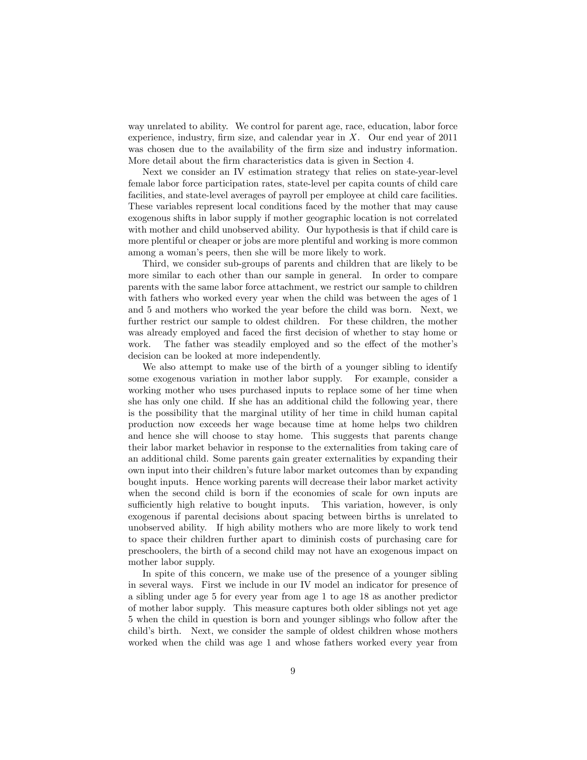way unrelated to ability. We control for parent age, race, education, labor force experience, industry, firm size, and calendar year in $X$. Our end year of 2011 was chosen due to the availability of the firm size and industry information. More detail about the firm characteristics data is given in Section 4.

Next we consider an IV estimation strategy that relies on state-year-level female labor force participation rates, state-level per capita counts of child care facilities, and state-level averages of payroll per employee at child care facilities. These variables represent local conditions faced by the mother that may cause exogenous shifts in labor supply if mother geographic location is not correlated with mother and child unobserved ability. Our hypothesis is that if child care is more plentiful or cheaper or jobs are more plentiful and working is more common among a woman's peers, then she will be more likely to work.

Third, we consider sub-groups of parents and children that are likely to be more similar to each other than our sample in general. In order to compare parents with the same labor force attachment, we restrict our sample to children with fathers who worked every year when the child was between the ages of 1 and 5 and mothers who worked the year before the child was born. Next, we further restrict our sample to oldest children. For these children, the mother was already employed and faced the first decision of whether to stay home or work. The father was steadily employed and so the effect of the mother's decision can be looked at more independently.

We also attempt to make use of the birth of a younger sibling to identify some exogenous variation in mother labor supply. For example, consider a working mother who uses purchased inputs to replace some of her time when she has only one child. If she has an additional child the following year, there is the possibility that the marginal utility of her time in child human capital production now exceeds her wage because time at home helps two children and hence she will choose to stay home. This suggests that parents change their labor market behavior in response to the externalities from taking care of an additional child. Some parents gain greater externalities by expanding their own input into their children's future labor market outcomes than by expanding bought inputs. Hence working parents will decrease their labor market activity when the second child is born if the economies of scale for own inputs are sufficiently high relative to bought inputs. This variation, however, is only exogenous if parental decisions about spacing between births is unrelated to unobserved ability. If high ability mothers who are more likely to work tend to space their children further apart to diminish costs of purchasing care for preschoolers, the birth of a second child may not have an exogenous impact on mother labor supply.

In spite of this concern, we make use of the presence of a younger sibling in several ways. First we include in our IV model an indicator for presence of a sibling under age 5 for every year from age 1 to age 18 as another predictor of mother labor supply. This measure captures both older siblings not yet age 5 when the child in question is born and younger siblings who follow after the child's birth. Next, we consider the sample of oldest children whose mothers worked when the child was age 1 and whose fathers worked every year from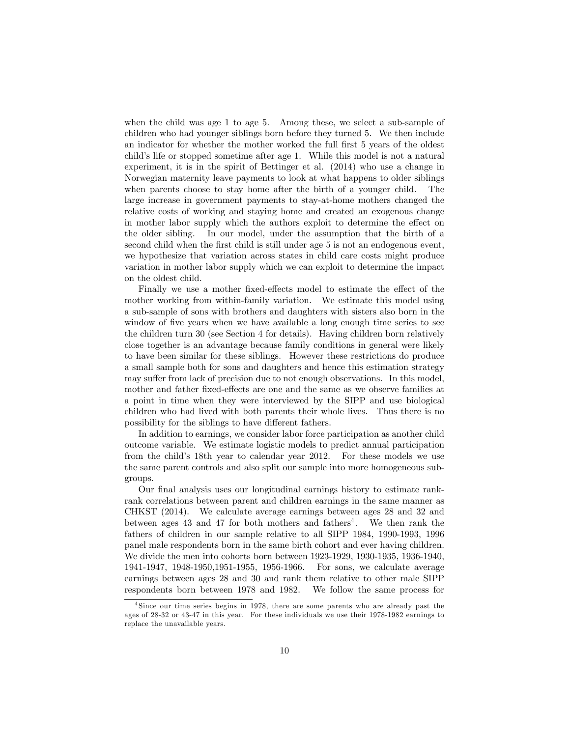when the child was age 1 to age 5. Among these, we select a sub-sample of children who had younger siblings born before they turned 5. We then include an indicator for whether the mother worked the full first 5 years of the oldest child's life or stopped sometime after age 1. While this model is not a natural experiment, it is in the spirit of Bettinger et al. (2014) who use a change in Norwegian maternity leave payments to look at what happens to older siblings when parents choose to stay home after the birth of a younger child. The large increase in government payments to stay-at-home mothers changed the relative costs of working and staying home and created an exogenous change in mother labor supply which the authors exploit to determine the effect on the older sibling. In our model, under the assumption that the birth of a second child when the first child is still under age 5 is not an endogenous event, we hypothesize that variation across states in child care costs might produce variation in mother labor supply which we can exploit to determine the impact on the oldest child.

Finally we use a mother fixed-effects model to estimate the effect of the mother working from within-family variation. We estimate this model using a sub-sample of sons with brothers and daughters with sisters also born in the window of five years when we have available a long enough time series to see the children turn 30 (see Section 4 for details). Having children born relatively close together is an advantage because family conditions in general were likely to have been similar for these siblings. However these restrictions do produce a small sample both for sons and daughters and hence this estimation strategy may suffer from lack of precision due to not enough observations. In this model, mother and father fixed-effects are one and the same as we observe families at a point in time when they were interviewed by the SIPP and use biological children who had lived with both parents their whole lives. Thus there is no possibility for the siblings to have different fathers.

In addition to earnings, we consider labor force participation as another child outcome variable. We estimate logistic models to predict annual participation from the child's 18th year to calendar year 2012. For these models we use the same parent controls and also split our sample into more homogeneous subgroups.

Our final analysis uses our longitudinal earnings history to estimate rank-rank correlations between parent and children earnings in the same manner as CHKST (2014). We calculate average earnings between ages 28 and 32 and between ages 43 and 47 for both mothers and fathers[4]. We then rank the fathers of children in our sample relative to all SIPP 1984, 1990-1993, 1996 panel male respondents born in the same birth cohort and ever having children. We divide the men into cohorts born between 1923-1929, 1930-1935, 1936-1940, 1941-1947, 1948-1950,1951-1955, 1956-1966. For sons, we calculate average earnings between ages 28 and 30 and rank them relative to other male SIPP respondents born between 1978 and 1982. We follow the same process for

[4]Since our time series begins in 1978, there are some parents who are already past the ages of 28-32 or 43-47 in this year. For these individuals we use their 1978-1982 earnings to replace the unavailable years.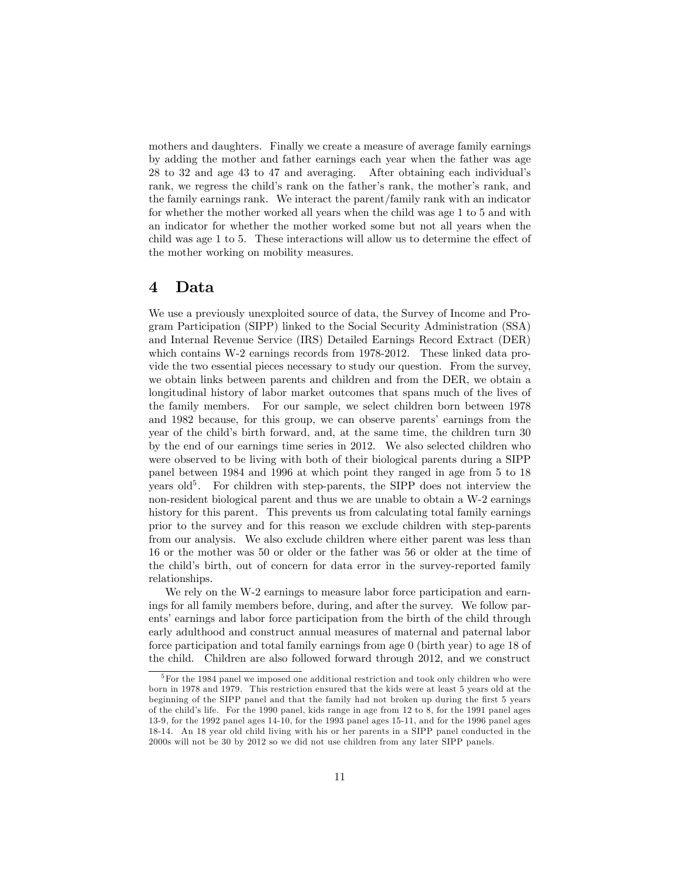mothers and daughters. Finally we create a measure of average family earnings by adding the mother and father earnings each year when the father was age 28 to 32 and age 43 to 47 and averaging. After obtaining each individual's rank, we regress the child's rank on the father's rank, the mother's rank, and the family earnings rank. We interact the parent/family rank with an indicator for whether the mother worked all years when the child was age 1 to 5 and with an indicator for whether the mother worked some but not all years when the child was age 1 to 5. These interactions will allow us to determine the effect of the mother working on mobility measures.

# 4 Data

We use a previously unexploited source of data, the Survey of Income and Program Participation (SIPP) linked to the Social Security Administration (SSA) and Internal Revenue Service (IRS) Detailed Earnings Record Extract (DER) which contains W-2 earnings records from 1978-2012. These linked data provide the two essential pieces necessary to study our question. From the survey, we obtain links between parents and children and from the DER, we obtain a longitudinal history of labor market outcomes that spans much of the lives of the family members. For our sample, we select children born between 1978 and 1982 because, for this group, we can observe parents' earnings from the year of the child's birth forward, and, at the same time, the children turn 30 by the end of our earnings time series in 2012. We also selected children who were observed to be living with both of their biological parents during a SIPP panel between 1984 and 1996 at which point they ranged in age from 5 to 18 years old[5]. For children with step-parents, the SIPP does not interview the non-resident biological parent and thus we are unable to obtain a W-2 earnings history for this parent. This prevents us from calculating total family earnings prior to the survey and for this reason we exclude children with step-parents from our analysis. We also exclude children where either parent was less than 16 or the mother was 50 or older or the father was 56 or older at the time of the child's birth, out of concern for data error in the survey-reported family relationships.

We rely on the W-2 earnings to measure labor force participation and earnings for all family members before, during, and after the survey. We follow parents' earnings and labor force participation from the birth of the child through early adulthood and construct annual measures of maternal and paternal labor force participation and total family earnings from age 0 (birth year) to age 18 of the child. Children are also followed forward through 2012, and we construct

[5] For the 1984 panel we imposed one additional restriction and took only children who were born in 1978 and 1979. This restriction ensured that the kids were at least 5 years old at the beginning of the SIPP panel and that the family had not broken up during the first 5 years of the child's life. For the 1990 panel, kids range in age from 12 to 8, for the 1991 panel ages 13-9, for the 1992 panel ages 14-10, for the 1993 panel ages 15-11, and for the 1996 panel ages 18-14. An 18 year old child living with his or her parents in a SIPP panel conducted in the 2000s will not be 30 by 2012 so we did not use children from any later SIPP panels.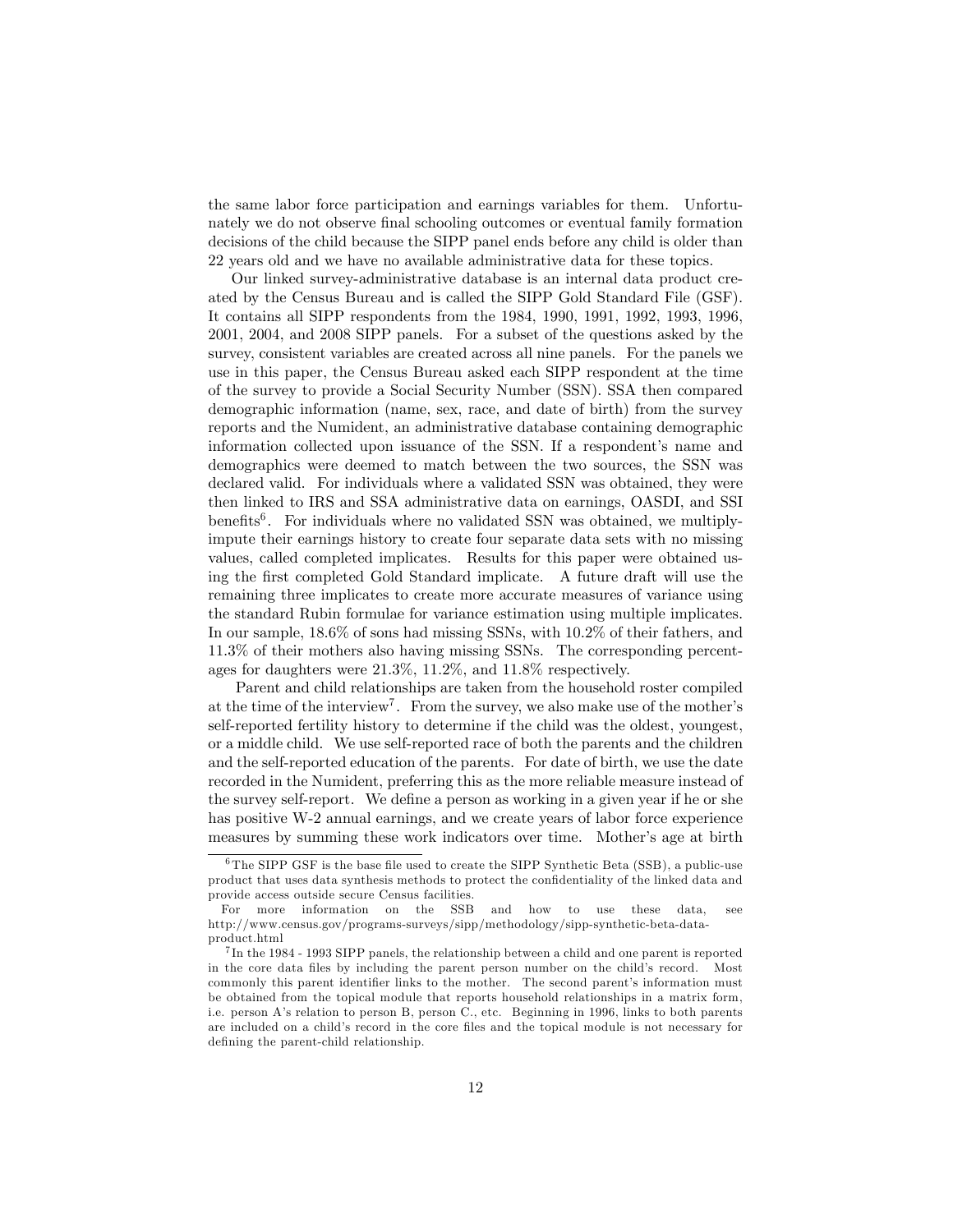the same labor force participation and earnings variables for them. Unfortunately we do not observe final schooling outcomes or eventual family formation decisions of the child because the SIPP panel ends before any child is older than 22 years old and we have no available administrative data for these topics.

Our linked survey-administrative database is an internal data product created by the Census Bureau and is called the SIPP Gold Standard File (GSF). It contains all SIPP respondents from the 1984, 1990, 1991, 1992, 1993, 1996, 2001, 2004, and 2008 SIPP panels. For a subset of the questions asked by the survey, consistent variables are created across all nine panels. For the panels we use in this paper, the Census Bureau asked each SIPP respondent at the time of the survey to provide a Social Security Number (SSN). SSA then compared demographic information (name, sex, race, and date of birth) from the survey reports and the Numident, an administrative database containing demographic information collected upon issuance of the SSN. If a respondent's name and demographics were deemed to match between the two sources, the SSN was declared valid. For individuals where a validated SSN was obtained, they were then linked to IRS and SSA administrative data on earnings, OASDI, and SSI benefits[6]. For individuals where no validated SSN was obtained, we multiply-impute their earnings history to create four separate data sets with no missing values, called completed implicates. Results for this paper were obtained using the first completed Gold Standard implicate. A future draft will use the remaining three implicates to create more accurate measures of variance using the standard Rubin formulae for variance estimation using multiple implicates. In our sample, 18.6% of sons had missing SSNs, with 10.2% of their fathers, and 11.3% of their mothers also having missing SSNs. The corresponding percentages for daughters were 21.3%, 11.2%, and 11.8% respectively.

Parent and child relationships are taken from the household roster compiled at the time of the interview[7]. From the survey, we also make use of the mother's self-reported fertility history to determine if the child was the oldest, youngest, or a middle child. We use self-reported race of both the parents and the children and the self-reported education of the parents. For date of birth, we use the date recorded in the Numident, preferring this as the more reliable measure instead of the survey self-report. We define a person as working in a given year if he or she has positive W-2 annual earnings, and we create years of labor force experience measures by summing these work indicators over time. Mother's age at birth

[6] The SIPP GSF is the base file used to create the SIPP Synthetic Beta (SSB), a public-use product that uses data synthesis methods to protect the confidentiality of the linked data and provide access outside secure Census facilities.
For more information on the SSB and how to use these data, see http://www.census.gov/programs-surveys/sipp/methodology/sipp-synthetic-beta-data-product.html

[7] In the 1984 - 1993 SIPP panels, the relationship between a child and one parent is reported in the core data files by including the parent person number on the child's record. Most commonly this parent identifier links to the mother. The second parent's information must be obtained from the topical module that reports household relationships in a matrix form, i.e. person A's relation to person B, person C., etc. Beginning in 1996, links to both parents are included on a child's record in the core files and the topical module is not necessary for defining the parent-child relationship.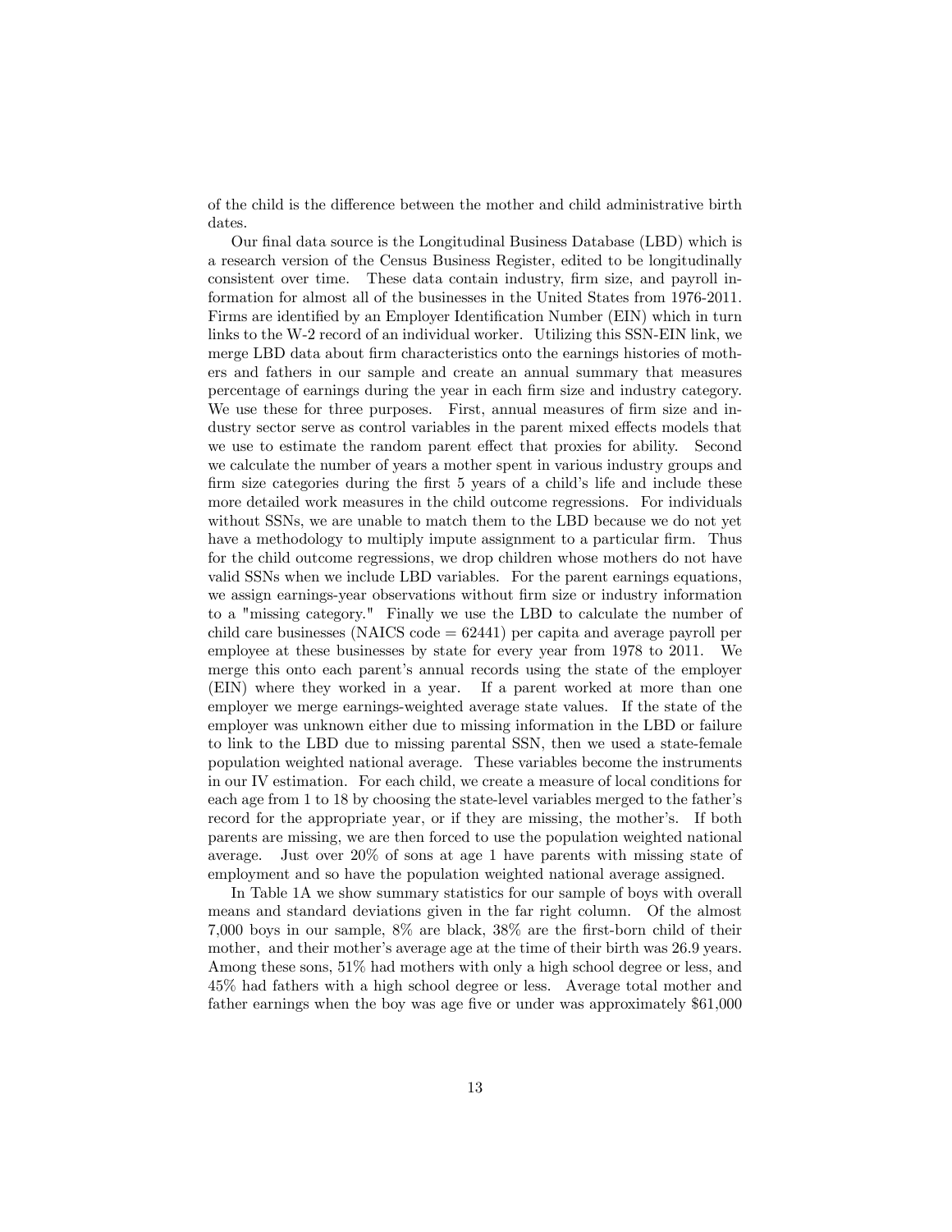of the child is the difference between the mother and child administrative birth dates.

Our final data source is the Longitudinal Business Database (LBD) which is a research version of the Census Business Register, edited to be longitudinally consistent over time. These data contain industry, firm size, and payroll information for almost all of the businesses in the United States from 1976-2011. Firms are identified by an Employer Identification Number (EIN) which in turn links to the W-2 record of an individual worker. Utilizing this SSN-EIN link, we merge LBD data about firm characteristics onto the earnings histories of mothers and fathers in our sample and create an annual summary that measures percentage of earnings during the year in each firm size and industry category. We use these for three purposes. First, annual measures of firm size and industry sector serve as control variables in the parent mixed effects models that we use to estimate the random parent effect that proxies for ability. Second we calculate the number of years a mother spent in various industry groups and firm size categories during the first 5 years of a child's life and include these more detailed work measures in the child outcome regressions. For individuals without SSNs, we are unable to match them to the LBD because we do not yet have a methodology to multiply impute assignment to a particular firm. Thus for the child outcome regressions, we drop children whose mothers do not have valid SSNs when we include LBD variables. For the parent earnings equations, we assign earnings-year observations without firm size or industry information to a "missing category." Finally we use the LBD to calculate the number of child care businesses (NAICS code = 62441) per capita and average payroll per employee at these businesses by state for every year from 1978 to 2011. We merge this onto each parent's annual records using the state of the employer (EIN) where they worked in a year. If a parent worked at more than one employer we merge earnings-weighted average state values. If the state of the employer was unknown either due to missing information in the LBD or failure to link to the LBD due to missing parental SSN, then we used a state-female population weighted national average. These variables become the instruments in our IV estimation. For each child, we create a measure of local conditions for each age from 1 to 18 by choosing the state-level variables merged to the father's record for the appropriate year, or if they are missing, the mother's. If both parents are missing, we are then forced to use the population weighted national average. Just over 20% of sons at age 1 have parents with missing state of employment and so have the population weighted national average assigned.

In Table 1A we show summary statistics for our sample of boys with overall means and standard deviations given in the far right column. Of the almost 7,000 boys in our sample, 8% are black, 38% are the first-born child of their mother, and their mother's average age at the time of their birth was 26.9 years. Among these sons, 51% had mothers with only a high school degree or less, and 45% had fathers with a high school degree or less. Average total mother and father earnings when the boy was age five or under was approximately $61,000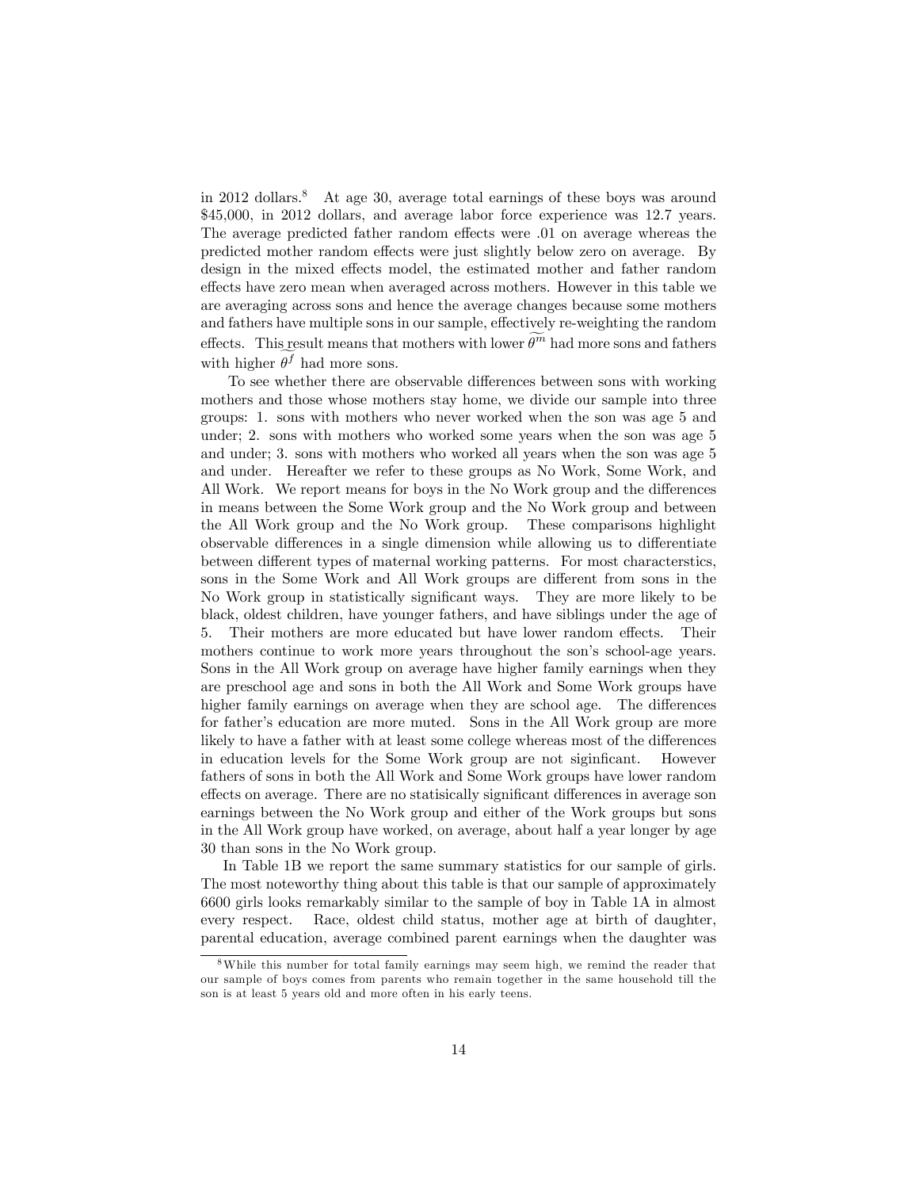in 2012 dollars.[8] At age 30, average total earnings of these boys was around \$45,000, in 2012 dollars, and average labor force experience was 12.7 years. The average predicted father random effects were .01 on average whereas the predicted mother random effects were just slightly below zero on average. By design in the mixed effects model, the estimated mother and father random effects have zero mean when averaged across mothers. However in this table we are averaging across sons and hence the average changes because some mothers and fathers have multiple sons in our sample, effectively re-weighting the random effects. This result means that mothers with lower $\widetilde{\theta^m}$ had more sons and fathers with higher $\widetilde{\theta^f}$ had more sons.

To see whether there are observable differences between sons with working mothers and those whose mothers stay home, we divide our sample into three groups: 1. sons with mothers who never worked when the son was age 5 and under; 2. sons with mothers who worked some years when the son was age 5 and under; 3. sons with mothers who worked all years when the son was age 5 and under. Hereafter we refer to these groups as No Work, Some Work, and All Work. We report means for boys in the No Work group and the differences in means between the Some Work group and the No Work group and between the All Work group and the No Work group. These comparisons highlight observable differences in a single dimension while allowing us to differentiate between different types of maternal working patterns. For most characterstics, sons in the Some Work and All Work groups are different from sons in the No Work group in statistically significant ways. They are more likely to be black, oldest children, have younger fathers, and have siblings under the age of 5. Their mothers are more educated but have lower random effects. Their mothers continue to work more years throughout the son's school-age years. Sons in the All Work group on average have higher family earnings when they are preschool age and sons in both the All Work and Some Work groups have higher family earnings on average when they are school age. The differences for father's education are more muted. Sons in the All Work group are more likely to have a father with at least some college whereas most of the differences in education levels for the Some Work group are not siginficant. However fathers of sons in both the All Work and Some Work groups have lower random effects on average. There are no statisically significant differences in average son earnings between the No Work group and either of the Work groups but sons in the All Work group have worked, on average, about half a year longer by age 30 than sons in the No Work group.

In Table 1B we report the same summary statistics for our sample of girls. The most noteworthy thing about this table is that our sample of approximately 6600 girls looks remarkably similar to the sample of boy in Table 1A in almost every respect. Race, oldest child status, mother age at birth of daughter, parental education, average combined parent earnings when the daughter was

[8] While this number for total family earnings may seem high, we remind the reader that our sample of boys comes from parents who remain together in the same household till the son is at least 5 years old and more often in his early teens.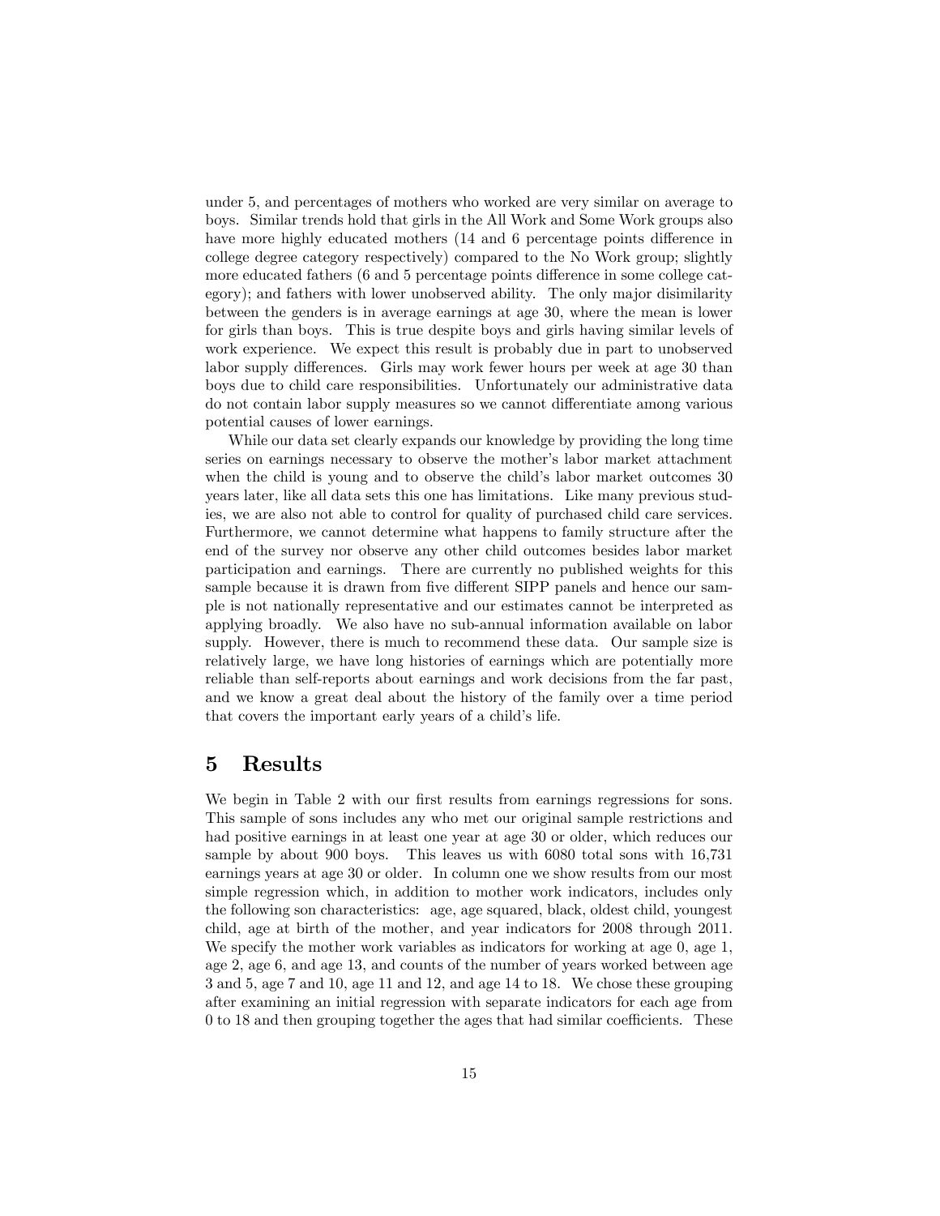under 5, and percentages of mothers who worked are very similar on average to boys. Similar trends hold that girls in the All Work and Some Work groups also have more highly educated mothers (14 and 6 percentage points difference in college degree category respectively) compared to the No Work group; slightly more educated fathers (6 and 5 percentage points difference in some college category); and fathers with lower unobserved ability. The only major disimilarity between the genders is in average earnings at age 30, where the mean is lower for girls than boys. This is true despite boys and girls having similar levels of work experience. We expect this result is probably due in part to unobserved labor supply differences. Girls may work fewer hours per week at age 30 than boys due to child care responsibilities. Unfortunately our administrative data do not contain labor supply measures so we cannot differentiate among various potential causes of lower earnings.

While our data set clearly expands our knowledge by providing the long time series on earnings necessary to observe the mother's labor market attachment when the child is young and to observe the child's labor market outcomes 30 years later, like all data sets this one has limitations. Like many previous studies, we are also not able to control for quality of purchased child care services. Furthermore, we cannot determine what happens to family structure after the end of the survey nor observe any other child outcomes besides labor market participation and earnings. There are currently no published weights for this sample because it is drawn from five different SIPP panels and hence our sample is not nationally representative and our estimates cannot be interpreted as applying broadly. We also have no sub-annual information available on labor supply. However, there is much to recommend these data. Our sample size is relatively large, we have long histories of earnings which are potentially more reliable than self-reports about earnings and work decisions from the far past, and we know a great deal about the history of the family over a time period that covers the important early years of a child's life.

# 5 Results

We begin in Table 2 with our first results from earnings regressions for sons. This sample of sons includes any who met our original sample restrictions and had positive earnings in at least one year at age 30 or older, which reduces our sample by about 900 boys. This leaves us with 6080 total sons with 16,731 earnings years at age 30 or older. In column one we show results from our most simple regression which, in addition to mother work indicators, includes only the following son characteristics: age, age squared, black, oldest child, youngest child, age at birth of the mother, and year indicators for 2008 through 2011. We specify the mother work variables as indicators for working at age 0, age 1, age 2, age 6, and age 13, and counts of the number of years worked between age 3 and 5, age 7 and 10, age 11 and 12, and age 14 to 18. We chose these grouping after examining an initial regression with separate indicators for each age from 0 to 18 and then grouping together the ages that had similar coefficients. These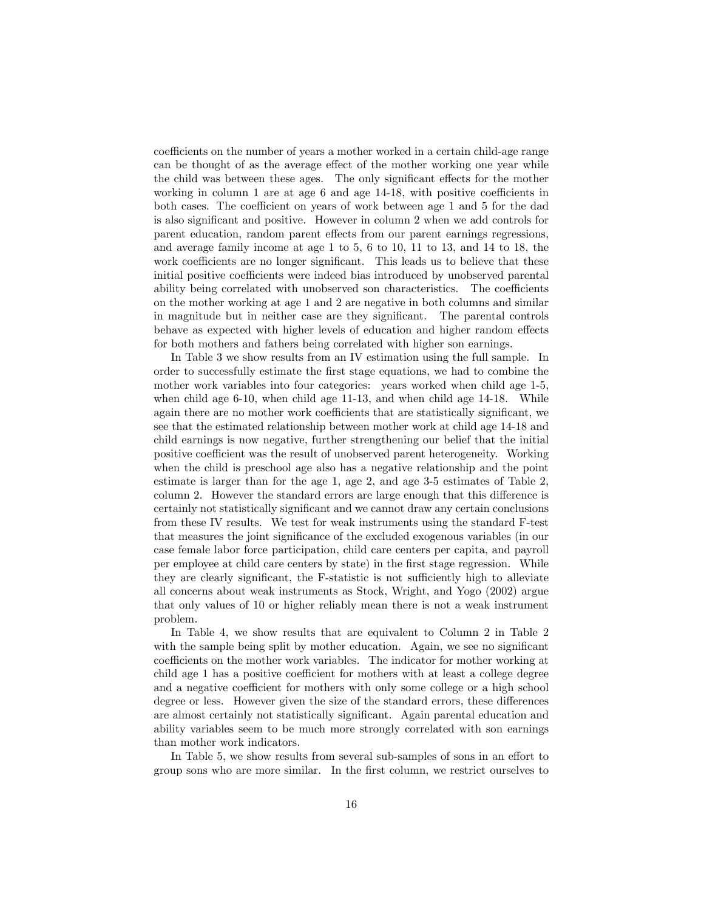coefficients on the number of years a mother worked in a certain child-age range can be thought of as the average effect of the mother working one year while the child was between these ages. The only significant effects for the mother working in column 1 are at age 6 and age 14-18, with positive coefficients in both cases. The coefficient on years of work between age 1 and 5 for the dad is also significant and positive. However in column 2 when we add controls for parent education, random parent effects from our parent earnings regressions, and average family income at age 1 to 5, 6 to 10, 11 to 13, and 14 to 18, the work coefficients are no longer significant. This leads us to believe that these initial positive coefficients were indeed bias introduced by unobserved parental ability being correlated with unobserved son characteristics. The coefficients on the mother working at age 1 and 2 are negative in both columns and similar in magnitude but in neither case are they significant. The parental controls behave as expected with higher levels of education and higher random effects for both mothers and fathers being correlated with higher son earnings.

In Table 3 we show results from an IV estimation using the full sample. In order to successfully estimate the first stage equations, we had to combine the mother work variables into four categories: years worked when child age 1-5, when child age 6-10, when child age 11-13, and when child age 14-18. While again there are no mother work coefficients that are statistically significant, we see that the estimated relationship between mother work at child age 14-18 and child earnings is now negative, further strengthening our belief that the initial positive coefficient was the result of unobserved parent heterogeneity. Working when the child is preschool age also has a negative relationship and the point estimate is larger than for the age 1, age 2, and age 3-5 estimates of Table 2, column 2. However the standard errors are large enough that this difference is certainly not statistically significant and we cannot draw any certain conclusions from these IV results. We test for weak instruments using the standard F-test that measures the joint significance of the excluded exogenous variables (in our case female labor force participation, child care centers per capita, and payroll per employee at child care centers by state) in the first stage regression. While they are clearly significant, the F-statistic is not sufficiently high to alleviate all concerns about weak instruments as Stock, Wright, and Yogo (2002) argue that only values of 10 or higher reliably mean there is not a weak instrument problem.

In Table 4, we show results that are equivalent to Column 2 in Table 2 with the sample being split by mother education. Again, we see no significant coefficients on the mother work variables. The indicator for mother working at child age 1 has a positive coefficient for mothers with at least a college degree and a negative coefficient for mothers with only some college or a high school degree or less. However given the size of the standard errors, these differences are almost certainly not statistically significant. Again parental education and ability variables seem to be much more strongly correlated with son earnings than mother work indicators.

In Table 5, we show results from several sub-samples of sons in an effort to group sons who are more similar. In the first column, we restrict ourselves to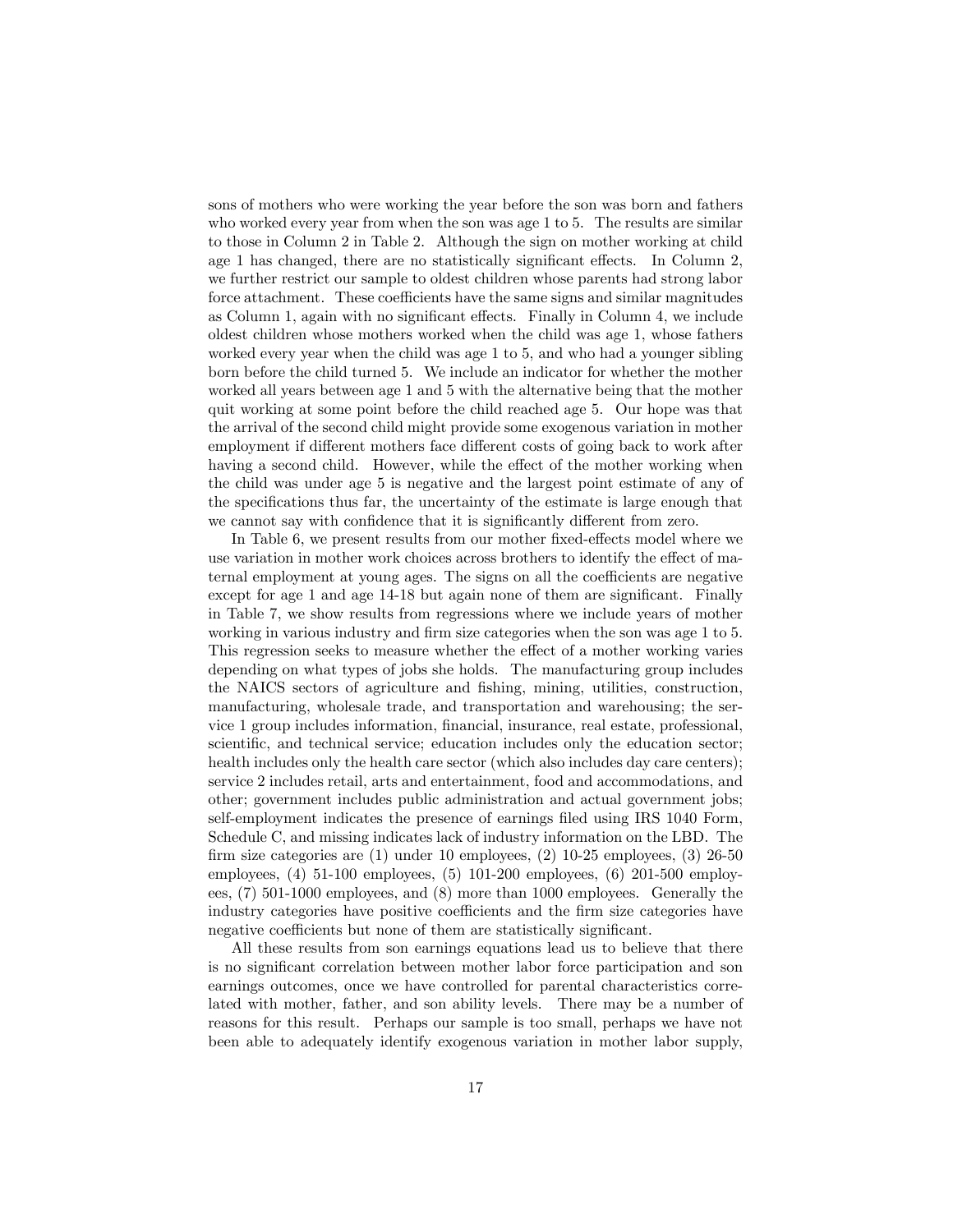sons of mothers who were working the year before the son was born and fathers who worked every year from when the son was age 1 to 5. The results are similar to those in Column 2 in Table 2. Although the sign on mother working at child age 1 has changed, there are no statistically significant effects. In Column 2, we further restrict our sample to oldest children whose parents had strong labor force attachment. These coefficients have the same signs and similar magnitudes as Column 1, again with no significant effects. Finally in Column 4, we include oldest children whose mothers worked when the child was age 1, whose fathers worked every year when the child was age 1 to 5, and who had a younger sibling born before the child turned 5. We include an indicator for whether the mother worked all years between age 1 and 5 with the alternative being that the mother quit working at some point before the child reached age 5. Our hope was that the arrival of the second child might provide some exogenous variation in mother employment if different mothers face different costs of going back to work after having a second child. However, while the effect of the mother working when the child was under age 5 is negative and the largest point estimate of any of the specifications thus far, the uncertainty of the estimate is large enough that we cannot say with confidence that it is significantly different from zero.

In Table 6, we present results from our mother fixed-effects model where we use variation in mother work choices across brothers to identify the effect of maternal employment at young ages. The signs on all the coefficients are negative except for age 1 and age 14-18 but again none of them are significant. Finally in Table 7, we show results from regressions where we include years of mother working in various industry and firm size categories when the son was age 1 to 5. This regression seeks to measure whether the effect of a mother working varies depending on what types of jobs she holds. The manufacturing group includes the NAICS sectors of agriculture and fishing, mining, utilities, construction, manufacturing, wholesale trade, and transportation and warehousing; the service 1 group includes information, financial, insurance, real estate, professional, scientific, and technical service; education includes only the education sector; health includes only the health care sector (which also includes day care centers); service 2 includes retail, arts and entertainment, food and accommodations, and other; government includes public administration and actual government jobs; self-employment indicates the presence of earnings filed using IRS 1040 Form, Schedule C, and missing indicates lack of industry information on the LBD. The firm size categories are (1) under 10 employees, (2) 10-25 employees, (3) 26-50 employees, (4) 51-100 employees, (5) 101-200 employees, (6) 201-500 employees, (7) 501-1000 employees, and (8) more than 1000 employees. Generally the industry categories have positive coefficients and the firm size categories have negative coefficients but none of them are statistically significant.

All these results from son earnings equations lead us to believe that there is no significant correlation between mother labor force participation and son earnings outcomes, once we have controlled for parental characteristics correlated with mother, father, and son ability levels. There may be a number of reasons for this result. Perhaps our sample is too small, perhaps we have not been able to adequately identify exogenous variation in mother labor supply,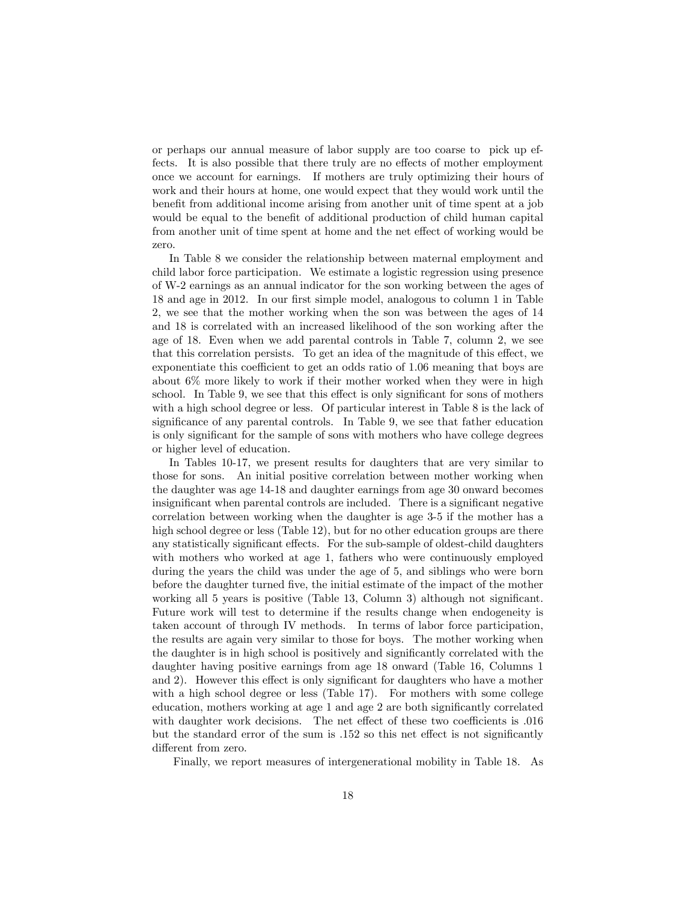or perhaps our annual measure of labor supply are too coarse to pick up effects. It is also possible that there truly are no effects of mother employment once we account for earnings. If mothers are truly optimizing their hours of work and their hours at home, one would expect that they would work until the benefit from additional income arising from another unit of time spent at a job would be equal to the benefit of additional production of child human capital from another unit of time spent at home and the net effect of working would be zero.

In Table 8 we consider the relationship between maternal employment and child labor force participation. We estimate a logistic regression using presence of W-2 earnings as an annual indicator for the son working between the ages of 18 and age in 2012. In our first simple model, analogous to column 1 in Table 2, we see that the mother working when the son was between the ages of 14 and 18 is correlated with an increased likelihood of the son working after the age of 18. Even when we add parental controls in Table 7, column 2, we see that this correlation persists. To get an idea of the magnitude of this effect, we exponentiate this coefficient to get an odds ratio of 1.06 meaning that boys are about 6% more likely to work if their mother worked when they were in high school. In Table 9, we see that this effect is only significant for sons of mothers with a high school degree or less. Of particular interest in Table 8 is the lack of significance of any parental controls. In Table 9, we see that father education is only significant for the sample of sons with mothers who have college degrees or higher level of education.

In Tables 10-17, we present results for daughters that are very similar to those for sons. An initial positive correlation between mother working when the daughter was age 14-18 and daughter earnings from age 30 onward becomes insignificant when parental controls are included. There is a significant negative correlation between working when the daughter is age 3-5 if the mother has a high school degree or less (Table 12), but for no other education groups are there any statistically significant effects. For the sub-sample of oldest-child daughters with mothers who worked at age 1, fathers who were continuously employed during the years the child was under the age of 5, and siblings who were born before the daughter turned five, the initial estimate of the impact of the mother working all 5 years is positive (Table 13, Column 3) although not significant. Future work will test to determine if the results change when endogeneity is taken account of through IV methods. In terms of labor force participation, the results are again very similar to those for boys. The mother working when the daughter is in high school is positively and significantly correlated with the daughter having positive earnings from age 18 onward (Table 16, Columns 1 and 2). However this effect is only significant for daughters who have a mother with a high school degree or less (Table 17). For mothers with some college education, mothers working at age 1 and age 2 are both significantly correlated with daughter work decisions. The net effect of these two coefficients is .016 but the standard error of the sum is .152 so this net effect is not significantly different from zero.

Finally, we report measures of intergenerational mobility in Table 18. As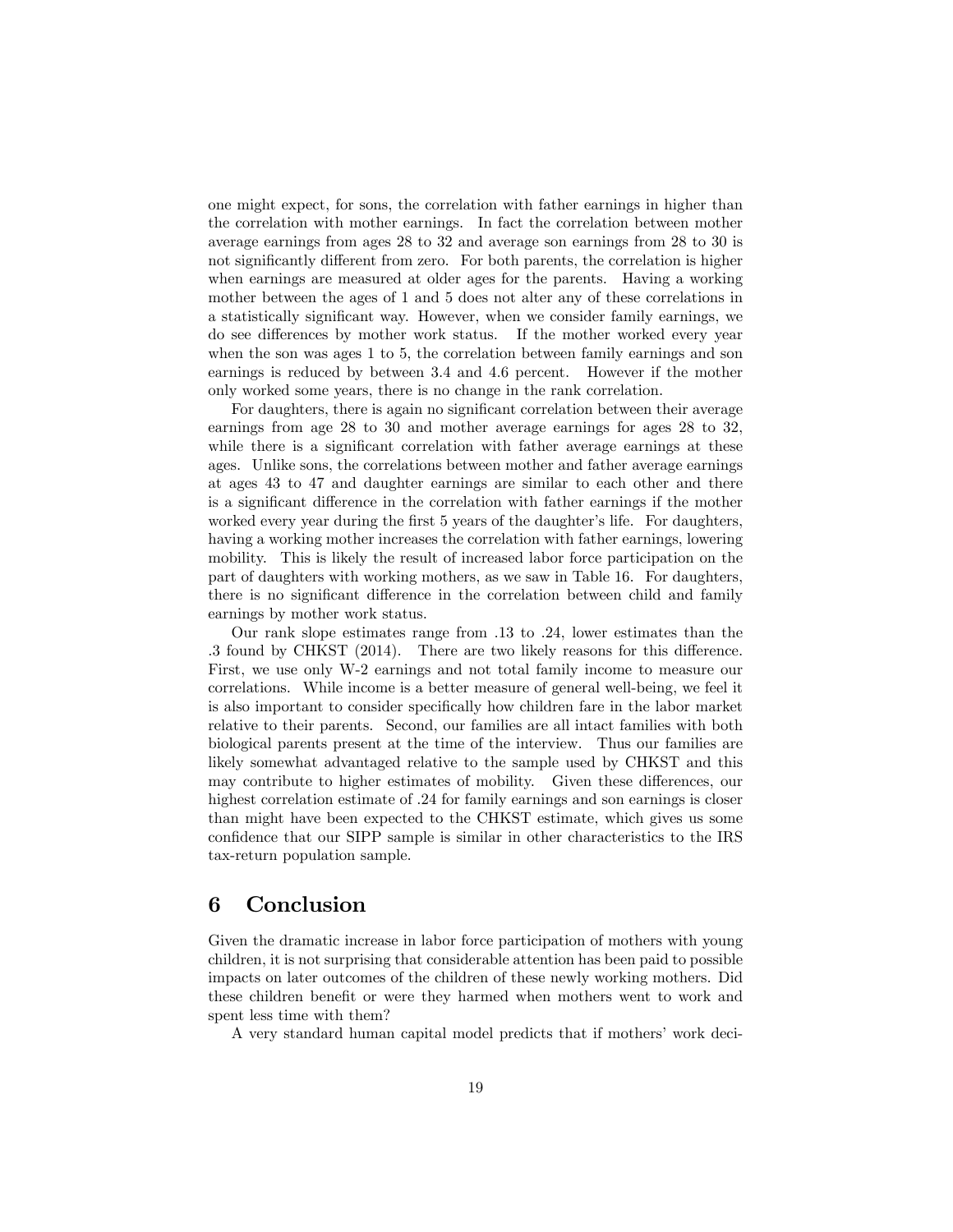one might expect, for sons, the correlation with father earnings in higher than the correlation with mother earnings. In fact the correlation between mother average earnings from ages 28 to 32 and average son earnings from 28 to 30 is not significantly different from zero. For both parents, the correlation is higher when earnings are measured at older ages for the parents. Having a working mother between the ages of 1 and 5 does not alter any of these correlations in a statistically significant way. However, when we consider family earnings, we do see differences by mother work status. If the mother worked every year when the son was ages 1 to 5, the correlation between family earnings and son earnings is reduced by between 3.4 and 4.6 percent. However if the mother only worked some years, there is no change in the rank correlation.

For daughters, there is again no significant correlation between their average earnings from age 28 to 30 and mother average earnings for ages 28 to 32, while there is a significant correlation with father average earnings at these ages. Unlike sons, the correlations between mother and father average earnings at ages 43 to 47 and daughter earnings are similar to each other and there is a significant difference in the correlation with father earnings if the mother worked every year during the first 5 years of the daughter's life. For daughters, having a working mother increases the correlation with father earnings, lowering mobility. This is likely the result of increased labor force participation on the part of daughters with working mothers, as we saw in Table 16. For daughters, there is no significant difference in the correlation between child and family earnings by mother work status.

Our rank slope estimates range from .13 to .24, lower estimates than the .3 found by CHKST (2014). There are two likely reasons for this difference. First, we use only W-2 earnings and not total family income to measure our correlations. While income is a better measure of general well-being, we feel it is also important to consider specifically how children fare in the labor market relative to their parents. Second, our families are all intact families with both biological parents present at the time of the interview. Thus our families are likely somewhat advantaged relative to the sample used by CHKST and this may contribute to higher estimates of mobility. Given these differences, our highest correlation estimate of .24 for family earnings and son earnings is closer than might have been expected to the CHKST estimate, which gives us some confidence that our SIPP sample is similar in other characteristics to the IRS tax-return population sample.

# 6 Conclusion

Given the dramatic increase in labor force participation of mothers with young children, it is not surprising that considerable attention has been paid to possible impacts on later outcomes of the children of these newly working mothers. Did these children benefit or were they harmed when mothers went to work and spent less time with them?

A very standard human capital model predicts that if mothers' work deci-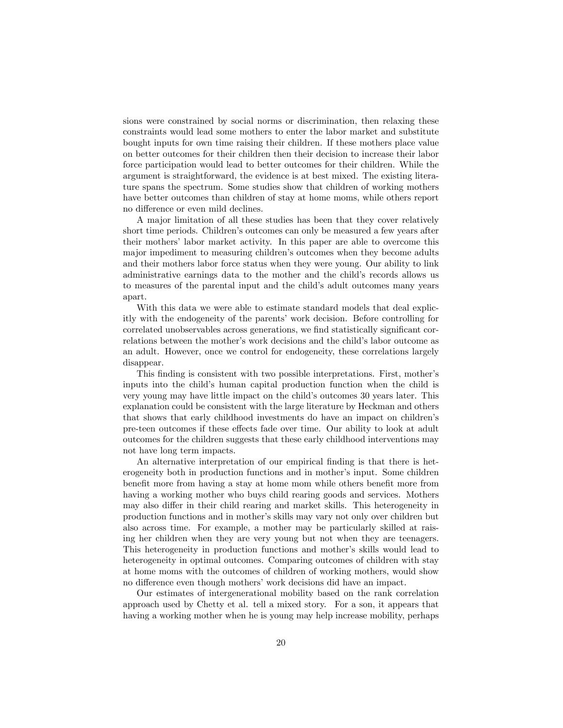sions were constrained by social norms or discrimination, then relaxing these constraints would lead some mothers to enter the labor market and substitute bought inputs for own time raising their children. If these mothers place value on better outcomes for their children then their decision to increase their labor force participation would lead to better outcomes for their children. While the argument is straightforward, the evidence is at best mixed. The existing literature spans the spectrum. Some studies show that children of working mothers have better outcomes than children of stay at home moms, while others report no difference or even mild declines.

A major limitation of all these studies has been that they cover relatively short time periods. Children's outcomes can only be measured a few years after their mothers' labor market activity. In this paper are able to overcome this major impediment to measuring children's outcomes when they become adults and their mothers labor force status when they were young. Our ability to link administrative earnings data to the mother and the child's records allows us to measures of the parental input and the child's adult outcomes many years apart.

With this data we were able to estimate standard models that deal explicitly with the endogeneity of the parents' work decision. Before controlling for correlated unobservables across generations, we find statistically significant correlations between the mother's work decisions and the child's labor outcome as an adult. However, once we control for endogeneity, these correlations largely disappear.

This finding is consistent with two possible interpretations. First, mother's inputs into the child's human capital production function when the child is very young may have little impact on the child's outcomes 30 years later. This explanation could be consistent with the large literature by Heckman and others that shows that early childhood investments do have an impact on children's pre-teen outcomes if these effects fade over time. Our ability to look at adult outcomes for the children suggests that these early childhood interventions may not have long term impacts.

An alternative interpretation of our empirical finding is that there is heterogeneity both in production functions and in mother's input. Some children benefit more from having a stay at home mom while others benefit more from having a working mother who buys child rearing goods and services. Mothers may also differ in their child rearing and market skills. This heterogeneity in production functions and in mother's skills may vary not only over children but also across time. For example, a mother may be particularly skilled at raising her children when they are very young but not when they are teenagers. This heterogeneity in production functions and mother's skills would lead to heterogeneity in optimal outcomes. Comparing outcomes of children with stay at home moms with the outcomes of children of working mothers, would show no difference even though mothers' work decisions did have an impact.

Our estimates of intergenerational mobility based on the rank correlation approach used by Chetty et al. tell a mixed story. For a son, it appears that having a working mother when he is young may help increase mobility, perhaps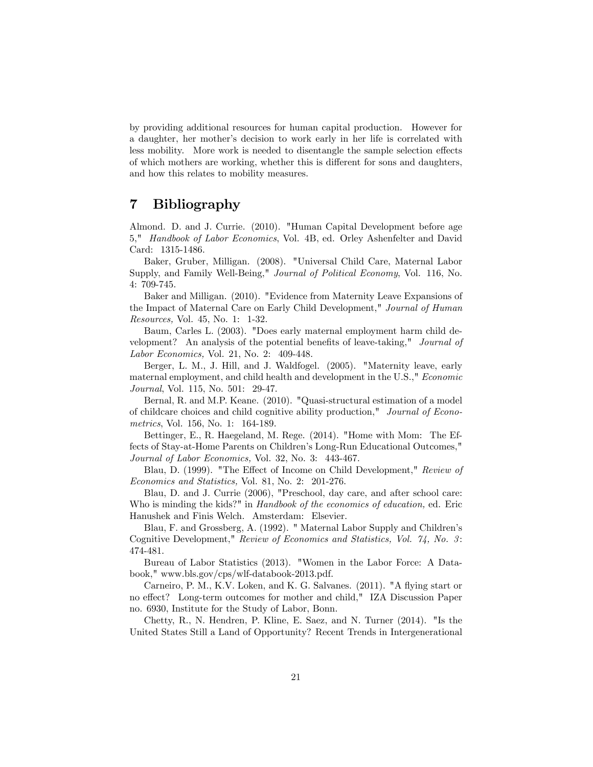by providing additional resources for human capital production. However for a daughter, her mother's decision to work early in her life is correlated with less mobility. More work is needed to disentangle the sample selection effects of which mothers are working, whether this is different for sons and daughters, and how this relates to mobility measures.

# 7 Bibliography

Almond. D. and J. Currie. (2010). "Human Capital Development before age 5," *Handbook of Labor Economics*, Vol. 4B, ed. Orley Ashenfelter and David Card: 1315-1486.

Baker, Gruber, Milligan. (2008). "Universal Child Care, Maternal Labor Supply, and Family Well-Being," *Journal of Political Economy*, Vol. 116, No. 4: 709-745.

Baker and Milligan. (2010). "Evidence from Maternity Leave Expansions of the Impact of Maternal Care on Early Child Development," *Journal of Human Resources,* Vol. 45, No. 1: 1-32.

Baum, Carles L. (2003). "Does early maternal employment harm child development? An analysis of the potential benefits of leave-taking," *Journal of Labor Economics,* Vol. 21, No. 2: 409-448.

Berger, L. M., J. Hill, and J. Waldfogel. (2005). "Maternity leave, early maternal employment, and child health and development in the U.S.," *Economic Journal*, Vol. 115, No. 501: 29-47.

Bernal, R. and M.P. Keane. (2010). "Quasi-structural estimation of a model of childcare choices and child cognitive ability production," *Journal of Econometrics*, Vol. 156, No. 1: 164-189.

Bettinger, E., R. Haegeland, M. Rege. (2014). "Home with Mom: The Effects of Stay-at-Home Parents on Children's Long-Run Educational Outcomes," *Journal of Labor Economics,* Vol. 32, No. 3: 443-467.

Blau, D. (1999). "The Effect of Income on Child Development," *Review of Economics and Statistics,* Vol. 81, No. 2: 201-276.

Blau, D. and J. Currie (2006), "Preschool, day care, and after school care: Who is minding the kids?" in *Handbook of the economics of education,* ed. Eric Hanushek and Finis Welch. Amsterdam: Elsevier.

Blau, F. and Grossberg, A. (1992). " Maternal Labor Supply and Children's Cognitive Development," *Review of Economics and Statistics, Vol. 74, No. 3*: 474-481.

Bureau of Labor Statistics (2013). "Women in the Labor Force: A Databook," www.bls.gov/cps/wlf-databook-2013.pdf.

Carneiro, P. M., K.V. Loken, and K. G. Salvanes. (2011). "A flying start or no effect? Long-term outcomes for mother and child," IZA Discussion Paper no. 6930, Institute for the Study of Labor, Bonn.

Chetty, R., N. Hendren, P. Kline, E. Saez, and N. Turner (2014). "Is the United States Still a Land of Opportunity? Recent Trends in Intergenerational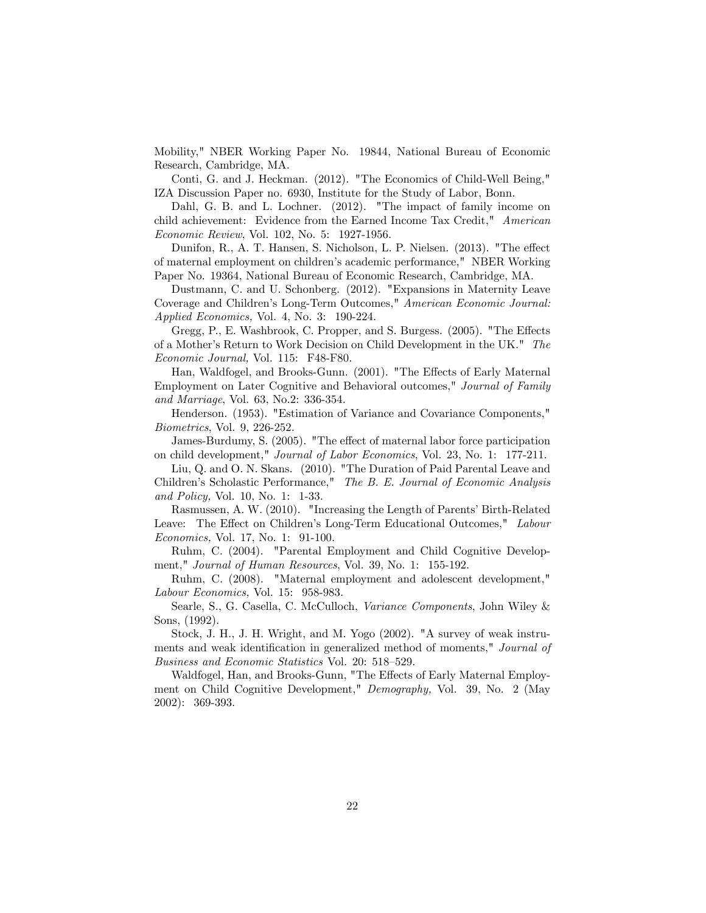Mobility," NBER Working Paper No. 19844, National Bureau of Economic Research, Cambridge, MA.

Conti, G. and J. Heckman. (2012). "The Economics of Child-Well Being," IZA Discussion Paper no. 6930, Institute for the Study of Labor, Bonn.

Dahl, G. B. and L. Lochner. (2012). "The impact of family income on child achievement: Evidence from the Earned Income Tax Credit," *American Economic Review*, Vol. 102, No. 5: 1927-1956.

Dunifon, R., A. T. Hansen, S. Nicholson, L. P. Nielsen. (2013). "The effect of maternal employment on children's academic performance," NBER Working Paper No. 19364, National Bureau of Economic Research, Cambridge, MA.

Dustmann, C. and U. Schonberg. (2012). "Expansions in Maternity Leave Coverage and Children's Long-Term Outcomes," *American Economic Journal: Applied Economics,* Vol. 4, No. 3: 190-224.

Gregg, P., E. Washbrook, C. Propper, and S. Burgess. (2005). "The Effects of a Mother's Return to Work Decision on Child Development in the UK." *The Economic Journal,* Vol. 115: F48-F80.

Han, Waldfogel, and Brooks-Gunn. (2001). "The Effects of Early Maternal Employment on Later Cognitive and Behavioral outcomes," *Journal of Family and Marriage*, Vol. 63, No.2: 336-354.

Henderson. (1953). "Estimation of Variance and Covariance Components," *Biometrics*, Vol. 9, 226-252.

James-Burdumy, S. (2005). "The effect of maternal labor force participation on child development," *Journal of Labor Economics*, Vol. 23, No. 1: 177-211.

Liu, Q. and O. N. Skans. (2010). "The Duration of Paid Parental Leave and Children's Scholastic Performance," *The B. E. Journal of Economic Analysis and Policy,* Vol. 10, No. 1: 1-33.

Rasmussen, A. W. (2010). "Increasing the Length of Parents' Birth-Related Leave: The Effect on Children's Long-Term Educational Outcomes," *Labour Economics,* Vol. 17, No. 1: 91-100.

Ruhm, C. (2004). "Parental Employment and Child Cognitive Development," *Journal of Human Resources*, Vol. 39, No. 1: 155-192.

Ruhm, C. (2008). "Maternal employment and adolescent development," *Labour Economics,* Vol. 15: 958-983.

Searle, S., G. Casella, C. McCulloch, *Variance Components*, John Wiley & Sons, (1992).

Stock, J. H., J. H. Wright, and M. Yogo (2002). "A survey of weak instruments and weak identification in generalized method of moments," *Journal of Business and Economic Statistics* Vol. 20: 518–529.

Waldfogel, Han, and Brooks-Gunn, "The Effects of Early Maternal Employment on Child Cognitive Development," *Demography,* Vol. 39, No. 2 (May 2002): 369-393.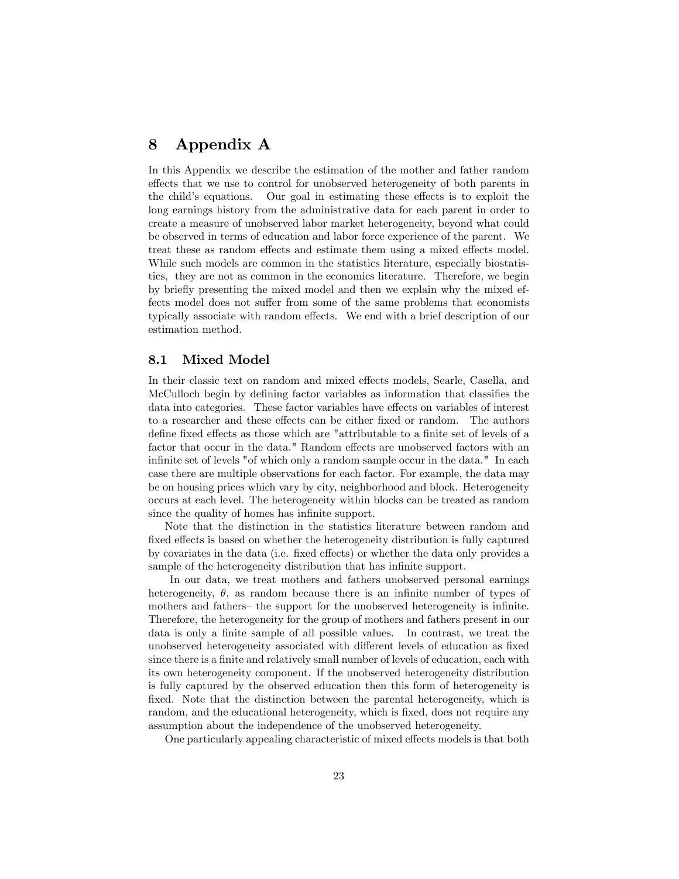# 8 Appendix A

In this Appendix we describe the estimation of the mother and father random effects that we use to control for unobserved heterogeneity of both parents in the child's equations. Our goal in estimating these effects is to exploit the long earnings history from the administrative data for each parent in order to create a measure of unobserved labor market heterogeneity, beyond what could be observed in terms of education and labor force experience of the parent. We treat these as random effects and estimate them using a mixed effects model. While such models are common in the statistics literature, especially biostatistics, they are not as common in the economics literature. Therefore, we begin by briefly presenting the mixed model and then we explain why the mixed effects model does not suffer from some of the same problems that economists typically associate with random effects. We end with a brief description of our estimation method.

## 8.1 Mixed Model

In their classic text on random and mixed effects models, Searle, Casella, and McCulloch begin by defining factor variables as information that classifies the data into categories. These factor variables have effects on variables of interest to a researcher and these effects can be either fixed or random. The authors define fixed effects as those which are "attributable to a finite set of levels of a factor that occur in the data." Random effects are unobserved factors with an infinite set of levels "of which only a random sample occur in the data." In each case there are multiple observations for each factor. For example, the data may be on housing prices which vary by city, neighborhood and block. Heterogeneity occurs at each level. The heterogeneity within blocks can be treated as random since the quality of homes has infinite support.

Note that the distinction in the statistics literature between random and fixed effects is based on whether the heterogeneity distribution is fully captured by covariates in the data (i.e. fixed effects) or whether the data only provides a sample of the heterogeneity distribution that has infinite support.

In our data, we treat mothers and fathers unobserved personal earnings heterogeneity, $\theta$, as random because there is an infinite number of types of mothers and fathers– the support for the unobserved heterogeneity is infinite. Therefore, the heterogeneity for the group of mothers and fathers present in our data is only a finite sample of all possible values. In contrast, we treat the unobserved heterogeneity associated with different levels of education as fixed since there is a finite and relatively small number of levels of education, each with its own heterogeneity component. If the unobserved heterogeneity distribution is fully captured by the observed education then this form of heterogeneity is fixed. Note that the distinction between the parental heterogeneity, which is random, and the educational heterogeneity, which is fixed, does not require any assumption about the independence of the unobserved heterogeneity.

One particularly appealing characteristic of mixed effects models is that both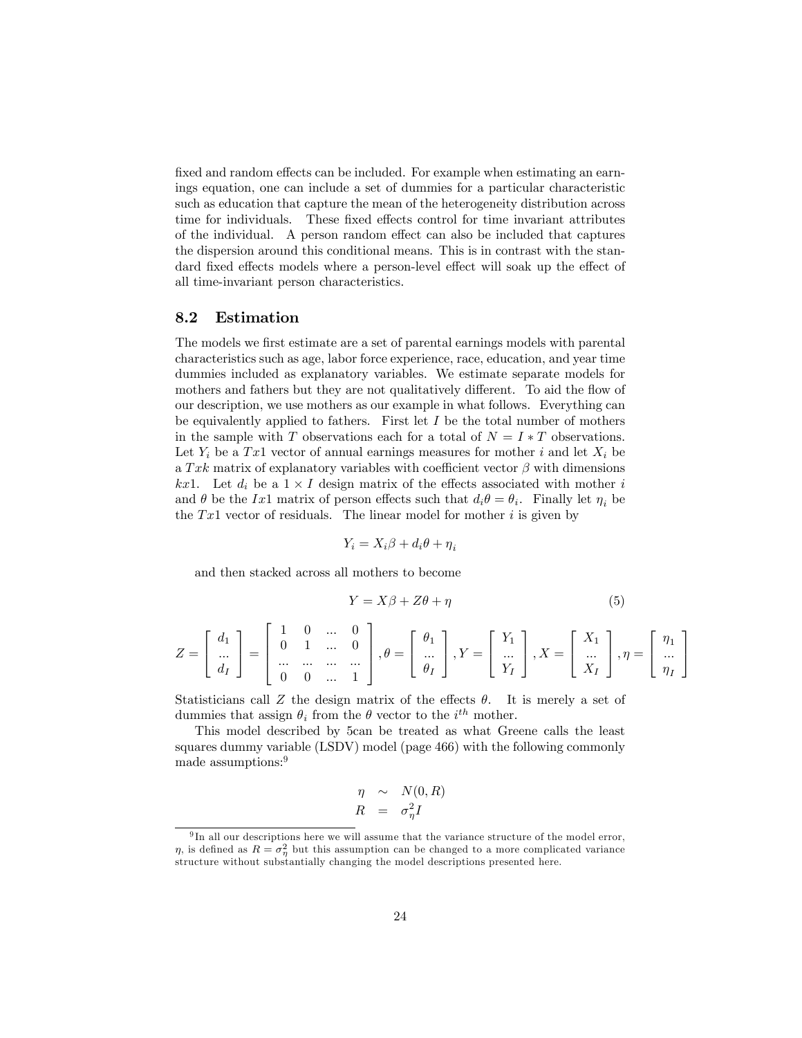fixed and random effects can be included. For example when estimating an earnings equation, one can include a set of dummies for a particular characteristic such as education that capture the mean of the heterogeneity distribution across time for individuals. These fixed effects control for time invariant attributes of the individual. A person random effect can also be included that captures the dispersion around this conditional means. This is in contrast with the standard fixed effects models where a person-level effect will soak up the effect of all time-invariant person characteristics.

### 8.2 Estimation

The models we first estimate are a set of parental earnings models with parental characteristics such as age, labor force experience, race, education, and year time dummies included as explanatory variables. We estimate separate models for mothers and fathers but they are not qualitatively different. To aid the flow of our description, we use mothers as our example in what follows. Everything can be equivalently applied to fathers. First let $I$ be the total number of mothers in the sample with $T$ observations each for a total of $N = I * T$ observations. Let $Y_i$ be a $Tx1$ vector of annual earnings measures for mother $i$ and let $X_i$ be a $Txk$ matrix of explanatory variables with coefficient vector $\beta$ with dimensions $kx1$. Let $d_i$ be a $1 \times I$ design matrix of the effects associated with mother $i$ and $\theta$ be the $Ix1$ matrix of person effects such that $d_i\theta = \theta_i$. Finally let $\eta_i$ be the $Tx1$ vector of residuals. The linear model for mother $i$ is given by

$$Y_i = X_i\beta + d_i\theta + \eta_i$$

and then stacked across all mothers to become

$$Y = X\beta + Z\theta + \eta \tag{5}$$

$$Z = \begin{bmatrix} d_1 \\ ... \\ d_I \end{bmatrix} = \begin{bmatrix} 1 & 0 & ... & 0 \\ 0 & 1 & ... & 0 \\ ... & ... & ... & ... \\ 0 & 0 & ... & 1 \end{bmatrix}, \theta = \begin{bmatrix} \theta_1 \\ ... \\ \theta_I \end{bmatrix}, Y = \begin{bmatrix} Y_1 \\ ... \\ Y_I \end{bmatrix}, X = \begin{bmatrix} X_1 \\ ... \\ X_I \end{bmatrix}, \eta = \begin{bmatrix} \eta_1 \\ ... \\ \eta_I \end{bmatrix}$$

Statisticians call $Z$ the design matrix of the effects $\theta$. It is merely a set of dummies that assign $\theta_i$ from the $\theta$ vector to the $i^{th}$ mother.

This model described by 5can be treated as what Greene calls the least squares dummy variable (LSDV) model (page 466) with the following commonly made assumptions:[9]

$$\begin{aligned} \eta &\sim N(0, R) \\ R &= \sigma_\eta^2 I \end{aligned}$$

[9] In all our descriptions here we will assume that the variance structure of the model error, $\eta$, is defined as $R = \sigma_\eta^2$ but this assumption can be changed to a more complicated variance structure without substantially changing the model descriptions presented here.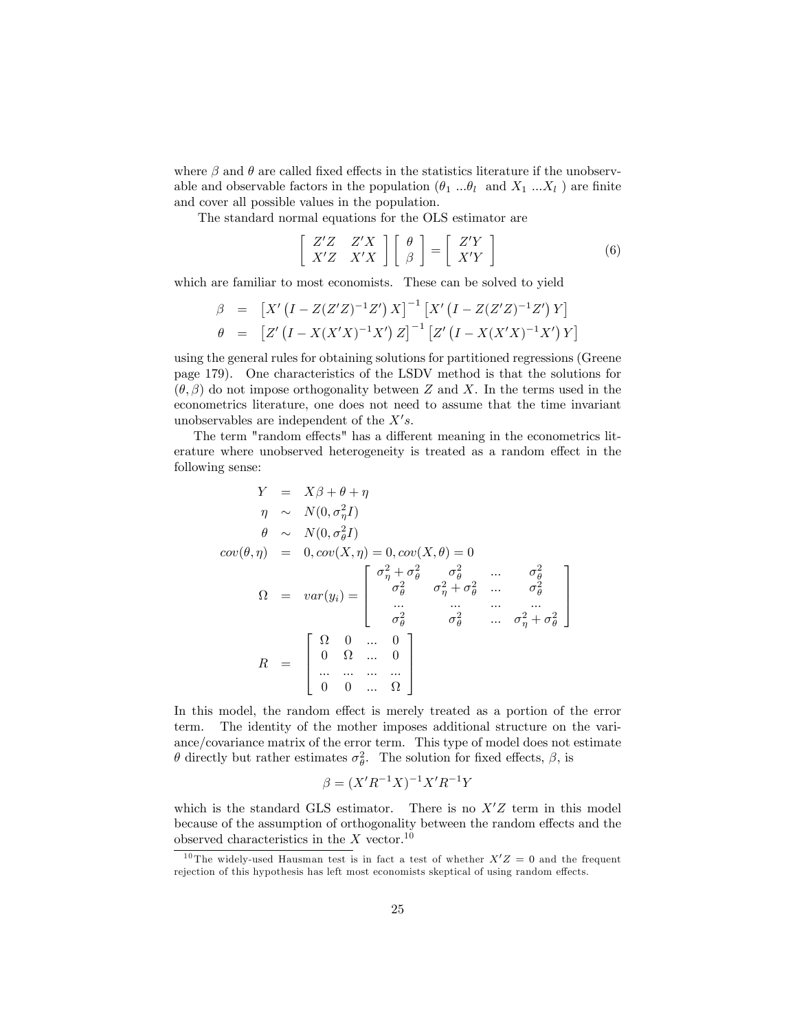where $\beta$ and $\theta$ are called fixed effects in the statistics literature if the unobservable and observable factors in the population ($\theta_1 \ldots \theta_l$ and $X_1 \ldots X_l$ ) are finite and cover all possible values in the population.

The standard normal equations for the OLS estimator are

$$\begin{bmatrix} Z'Z & Z'X \\ X'Z & X'X \end{bmatrix} \begin{bmatrix} \theta \\ \beta \end{bmatrix} = \begin{bmatrix} Z'Y \\ X'Y \end{bmatrix} \tag{6}$$

which are familiar to most economists. These can be solved to yield

$$\begin{aligned} \beta &= \left[X'\left(I - Z(Z'Z)^{-1}Z'\right)X\right]^{-1}\left[X'\left(I - Z(Z'Z)^{-1}Z'\right)Y\right] \\ \theta &= \left[Z'\left(I - X(X'X)^{-1}X'\right)Z\right]^{-1}\left[Z'\left(I - X(X'X)^{-1}X'\right)Y\right] \end{aligned}$$

using the general rules for obtaining solutions for partitioned regressions (Greene page 179). One characteristics of the LSDV method is that the solutions for $(\theta, \beta)$ do not impose orthogonality between $Z$ and $X$. In the terms used in the econometrics literature, one does not need to assume that the time invariant unobservables are independent of the $X's$.

The term "random effects" has a different meaning in the econometrics literature where unobserved heterogeneity is treated as a random effect in the following sense:

$$\begin{aligned} Y &= X\beta + \theta + \eta \\ \eta &\sim N(0, \sigma_\eta^2 I) \\ \theta &\sim N(0, \sigma_\theta^2 I) \\ cov(\theta, \eta) &= 0, cov(X, \eta) = 0, cov(X, \theta) = 0 \\ \Omega &= var(y_i) = \begin{bmatrix} \sigma_\eta^2 + \sigma_\theta^2 & \sigma_\theta^2 & \ldots & \sigma_\theta^2 \\ \sigma_\theta^2 & \sigma_\eta^2 + \sigma_\theta^2 & \ldots & \sigma_\theta^2 \\ \ldots & \ldots & \ldots & \ldots \\ \sigma_\theta^2 & \sigma_\theta^2 & \ldots & \sigma_\eta^2 + \sigma_\theta^2 \end{bmatrix} \\ R &= \begin{bmatrix} \Omega & 0 & \ldots & 0 \\ 0 & \Omega & \ldots & 0 \\ \ldots & \ldots & \ldots & \ldots \\ 0 & 0 & \ldots & \Omega \end{bmatrix} \end{aligned}$$

In this model, the random effect is merely treated as a portion of the error term. The identity of the mother imposes additional structure on the variance/covariance matrix of the error term. This type of model does not estimate $\theta$ directly but rather estimates $\sigma_\theta^2$. The solution for fixed effects, $\beta$, is

$$\beta = (X'R^{-1}X)^{-1}X'R^{-1}Y$$

which is the standard GLS estimator. There is no $X'Z$ term in this model because of the assumption of orthogonality between the random effects and the observed characteristics in the $X$ vector.[10]

[10] The widely-used Hausman test is in fact a test of whether $X'Z = 0$ and the frequent rejection of this hypothesis has left most economists skeptical of using random effects.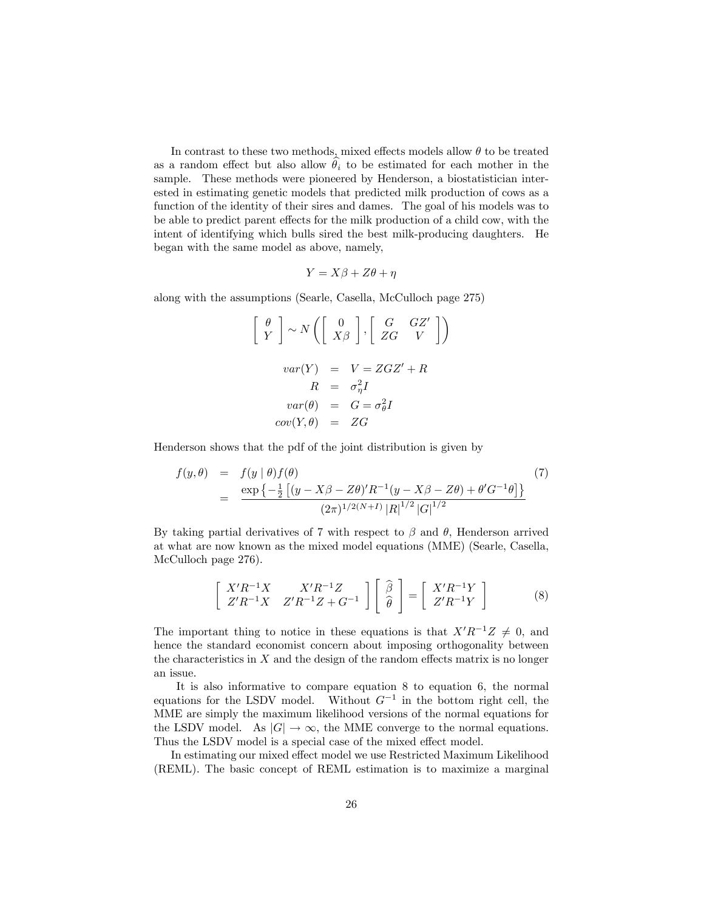In contrast to these two methods, mixed effects models allow $\theta$ to be treated as a random effect but also allow $\widehat{\theta}_i$ to be estimated for each mother in the sample. These methods were pioneered by Henderson, a biostatistician interested in estimating genetic models that predicted milk production of cows as a function of the identity of their sires and dames. The goal of his models was to be able to predict parent effects for the milk production of a child cow, with the intent of identifying which bulls sired the best milk-producing daughters. He began with the same model as above, namely,

$$Y = X\beta + Z\theta + \eta$$

along with the assumptions (Searle, Casella, McCulloch page 275)

$$\left[ \begin{array}{c} \theta \\ Y \end{array} \right] \sim N\left( \left[ \begin{array}{c} 0 \\ X\beta \end{array} \right], \left[ \begin{array}{cc} G & GZ' \\ ZG & V \end{array} \right] \right)$$

$$\begin{aligned} var(Y) &= V = ZGZ' + R \\ R &= \sigma^2_\eta I \\ var(\theta) &= G = \sigma^2_\theta I \\ cov(Y, \theta) &= ZG \end{aligned}$$

Henderson shows that the pdf of the joint distribution is given by

$$\begin{aligned} f(y, \theta) &= f(y \mid \theta) f(\theta) \\ &= \frac{\exp\left\{-\frac{1}{2}\left[(y - X\beta - Z\theta)' R^{-1}(y - X\beta - Z\theta) + \theta' G^{-1}\theta\right]\right\}}{(2\pi)^{1/2(N+I)} \left|R\right|^{1/2} \left|G\right|^{1/2}} \end{aligned} \tag{7}$$

By taking partial derivatives of 7 with respect to $\beta$ and $\theta$, Henderson arrived at what are now known as the mixed model equations (MME) (Searle, Casella, McCulloch page 276).

$$\left[ \begin{array}{cc} X'R^{-1}X & X'R^{-1}Z \\ Z'R^{-1}X & Z'R^{-1}Z + G^{-1} \end{array} \right] \left[ \begin{array}{c} \widehat{\beta} \\ \widehat{\theta} \end{array} \right] = \left[ \begin{array}{c} X'R^{-1}Y \\ Z'R^{-1}Y \end{array} \right] \tag{8}$$

The important thing to notice in these equations is that $X'R^{-1}Z \neq 0$, and hence the standard economist concern about imposing orthogonality between the characteristics in $X$ and the design of the random effects matrix is no longer an issue.

It is also informative to compare equation 8 to equation 6, the normal equations for the LSDV model. Without $G^{-1}$ in the bottom right cell, the MME are simply the maximum likelihood versions of the normal equations for the LSDV model. As $|G| \rightarrow \infty$, the MME converge to the normal equations. Thus the LSDV model is a special case of the mixed effect model.

In estimating our mixed effect model we use Restricted Maximum Likelihood (REML). The basic concept of REML estimation is to maximize a marginal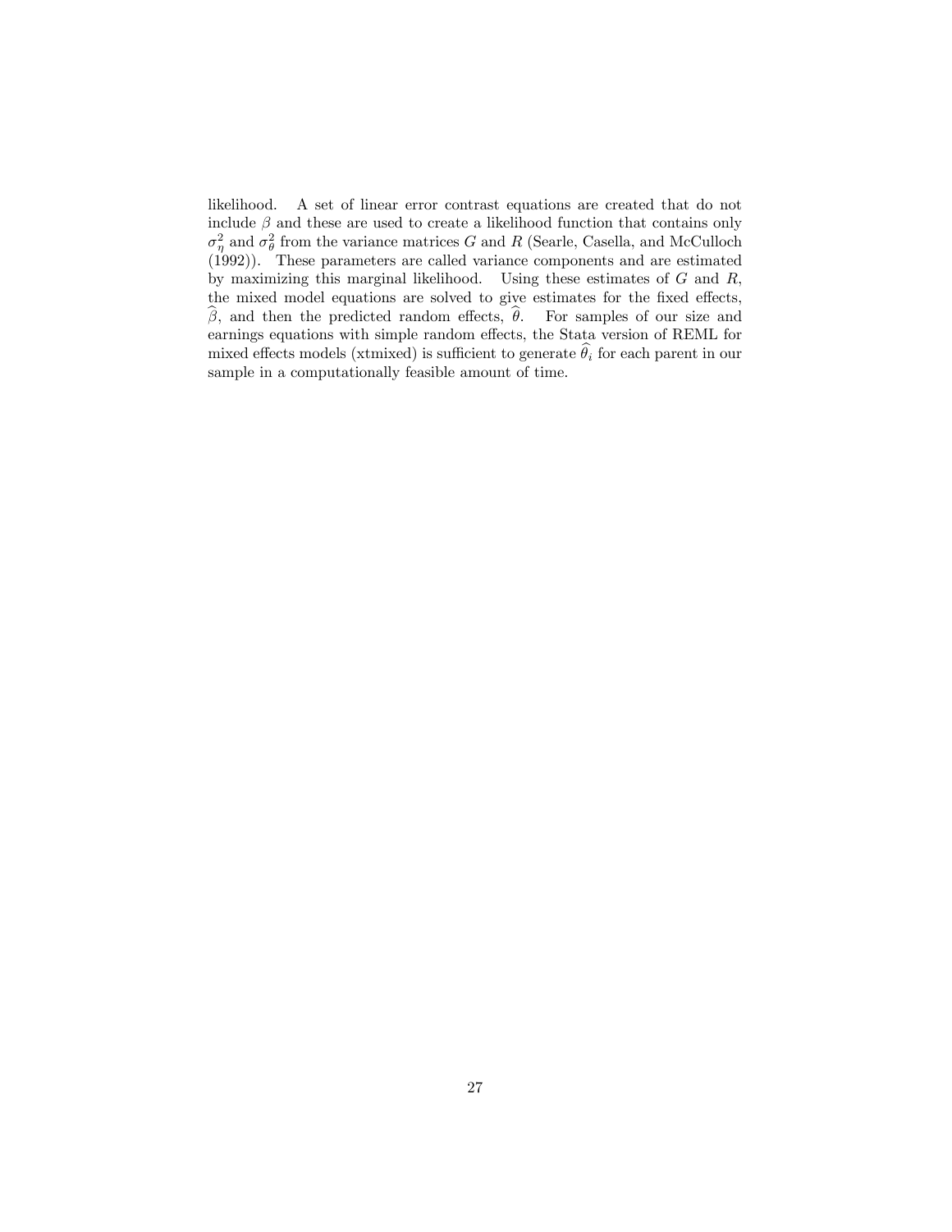likelihood. A set of linear error contrast equations are created that do not include $\beta$ and these are used to create a likelihood function that contains only $\sigma_\eta^2$ and $\sigma_\theta^2$ from the variance matrices $G$ and $R$ (Searle, Casella, and McCulloch (1992)). These parameters are called variance components and are estimated by maximizing this marginal likelihood. Using these estimates of $G$ and $R$, the mixed model equations are solved to give estimates for the fixed effects, $\widehat{\beta}$, and then the predicted random effects, $\widehat{\theta}$. For samples of our size and earnings equations with simple random effects, the Stata version of REML for mixed effects models (xtmixed) is sufficient to generate $\widehat{\theta}_i$ for each parent in our sample in a computationally feasible amount of time.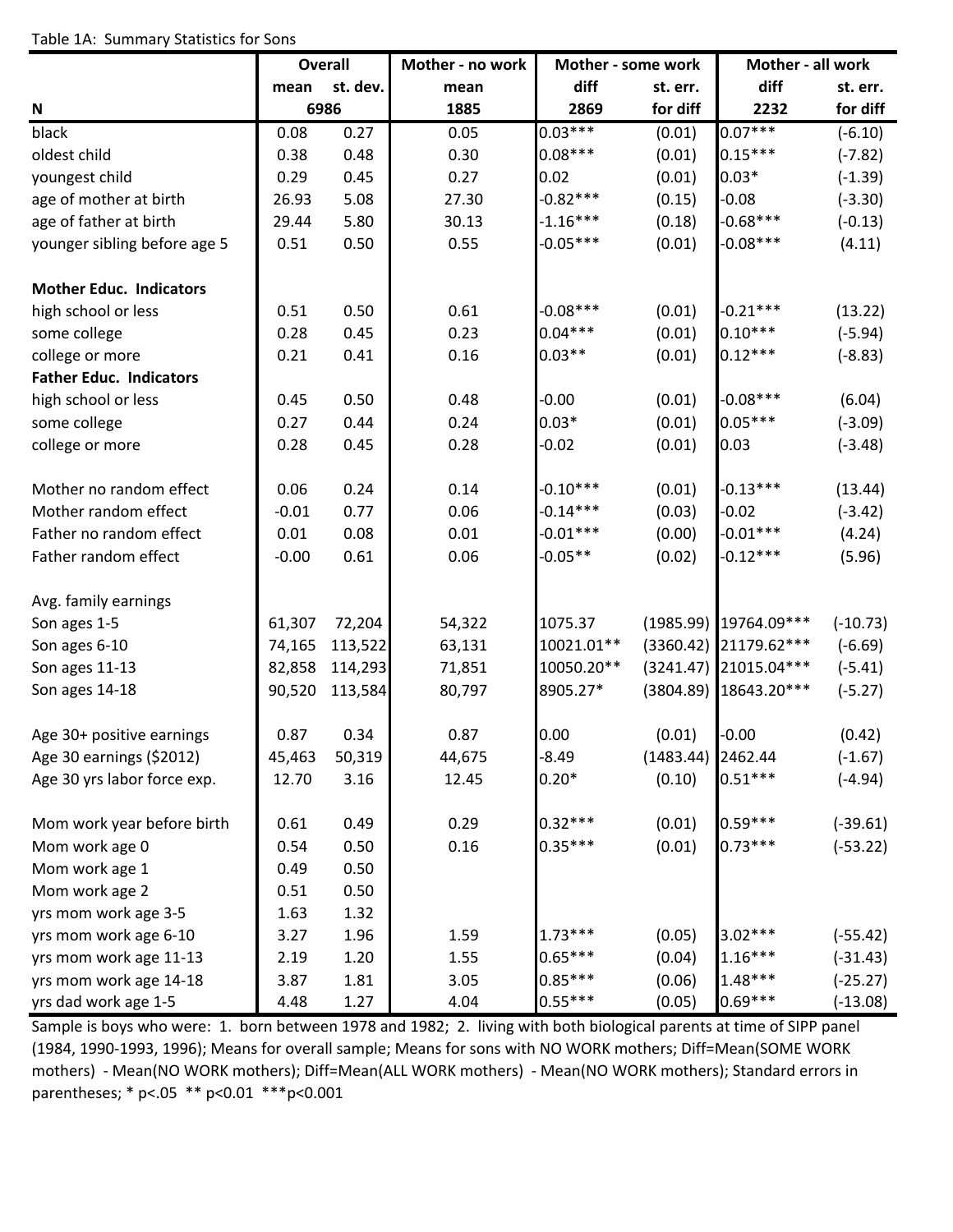Table 1A: Summary Statistics for Sons

| | Overall | | Mother - no work | Mother - some work | | Mother - all work | |
|---|---|---|---|---|---|---|---|
| | mean | st. dev. | mean | diff | st. err. | diff | st. err. |
| N | 6986 | | 1885 | 2869 | for diff | 2232 | for diff |
| black | 0.08 | 0.27 | 0.05 | 0.03*** | (0.01) | 0.07*** | (-6.10) |
| oldest child | 0.38 | 0.48 | 0.30 | 0.08*** | (0.01) | 0.15*** | (-7.82) |
| youngest child | 0.29 | 0.45 | 0.27 | 0.02 | (0.01) | 0.03* | (-1.39) |
| age of mother at birth | 26.93 | 5.08 | 27.30 | -0.82*** | (0.15) | -0.08 | (-3.30) |
| age of father at birth | 29.44 | 5.80 | 30.13 | -1.16*** | (0.18) | -0.68*** | (-0.13) |
| younger sibling before age 5 | 0.51 | 0.50 | 0.55 | -0.05*** | (0.01) | -0.08*** | (4.11) |
| | | | | | | | |
| **Mother Educ. Indicators** | | | | | | | |
| high school or less | 0.51 | 0.50 | 0.61 | -0.08*** | (0.01) | -0.21*** | (13.22) |
| some college | 0.28 | 0.45 | 0.23 | 0.04*** | (0.01) | 0.10*** | (-5.94) |
| college or more | 0.21 | 0.41 | 0.16 | 0.03** | (0.01) | 0.12*** | (-8.83) |
| **Father Educ. Indicators** | | | | | | | |
| high school or less | 0.45 | 0.50 | 0.48 | -0.00 | (0.01) | -0.08*** | (6.04) |
| some college | 0.27 | 0.44 | 0.24 | 0.03* | (0.01) | 0.05*** | (-3.09) |
| college or more | 0.28 | 0.45 | 0.28 | -0.02 | (0.01) | 0.03 | (-3.48) |
| | | | | | | | |
| Mother no random effect | 0.06 | 0.24 | 0.14 | -0.10*** | (0.01) | -0.13*** | (13.44) |
| Mother random effect | -0.01 | 0.77 | 0.06 | -0.14*** | (0.03) | -0.02 | (-3.42) |
| Father no random effect | 0.01 | 0.08 | 0.01 | -0.01*** | (0.00) | -0.01*** | (4.24) |
| Father random effect | -0.00 | 0.61 | 0.06 | -0.05** | (0.02) | -0.12*** | (5.96) |
| | | | | | | | |
| Avg. family earnings | | | | | | | |
| Son ages 1-5 | 61,307 | 72,204 | 54,322 | 1075.37 | (1985.99) | 19764.09*** | (-10.73) |
| Son ages 6-10 | 74,165 | 113,522 | 63,131 | 10021.01** | (3360.42) | 21179.62*** | (-6.69) |
| Son ages 11-13 | 82,858 | 114,293 | 71,851 | 10050.20** | (3241.47) | 21015.04*** | (-5.41) |
| Son ages 14-18 | 90,520 | 113,584 | 80,797 | 8905.27* | (3804.89) | 18643.20*** | (-5.27) |
| | | | | | | | |
| Age 30+ positive earnings | 0.87 | 0.34 | 0.87 | 0.00 | (0.01) | -0.00 | (0.42) |
| Age 30 earnings ($2012) | 45,463 | 50,319 | 44,675 | -8.49 | (1483.44) | 2462.44 | (-1.67) |
| Age 30 yrs labor force exp. | 12.70 | 3.16 | 12.45 | 0.20* | (0.10) | 0.51*** | (-4.94) |
| | | | | | | | |
| Mom work year before birth | 0.61 | 0.49 | 0.29 | 0.32*** | (0.01) | 0.59*** | (-39.61) |
| Mom work age 0 | 0.54 | 0.50 | 0.16 | 0.35*** | (0.01) | 0.73*** | (-53.22) |
| Mom work age 1 | 0.49 | 0.50 | | | | | |
| Mom work age 2 | 0.51 | 0.50 | | | | | |
| yrs mom work age 3-5 | 1.63 | 1.32 | | | | | |
| yrs mom work age 6-10 | 3.27 | 1.96 | 1.59 | 1.73*** | (0.05) | 3.02*** | (-55.42) |
| yrs mom work age 11-13 | 2.19 | 1.20 | 1.55 | 0.65*** | (0.04) | 1.16*** | (-31.43) |
| yrs mom work age 14-18 | 3.87 | 1.81 | 3.05 | 0.85*** | (0.06) | 1.48*** | (-25.27) |
| yrs dad work age 1-5 | 4.48 | 1.27 | 4.04 | 0.55*** | (0.05) | 0.69*** | (-13.08) |

Sample is boys who were: 1. born between 1978 and 1982; 2. living with both biological parents at time of SIPP panel (1984, 1990-1993, 1996); Means for overall sample; Means for sons with NO WORK mothers; Diff=Mean(SOME WORK mothers) - Mean(NO WORK mothers); Diff=Mean(ALL WORK mothers) - Mean(NO WORK mothers); Standard errors in parentheses; * p<.05 ** p<0.01 ***p<0.001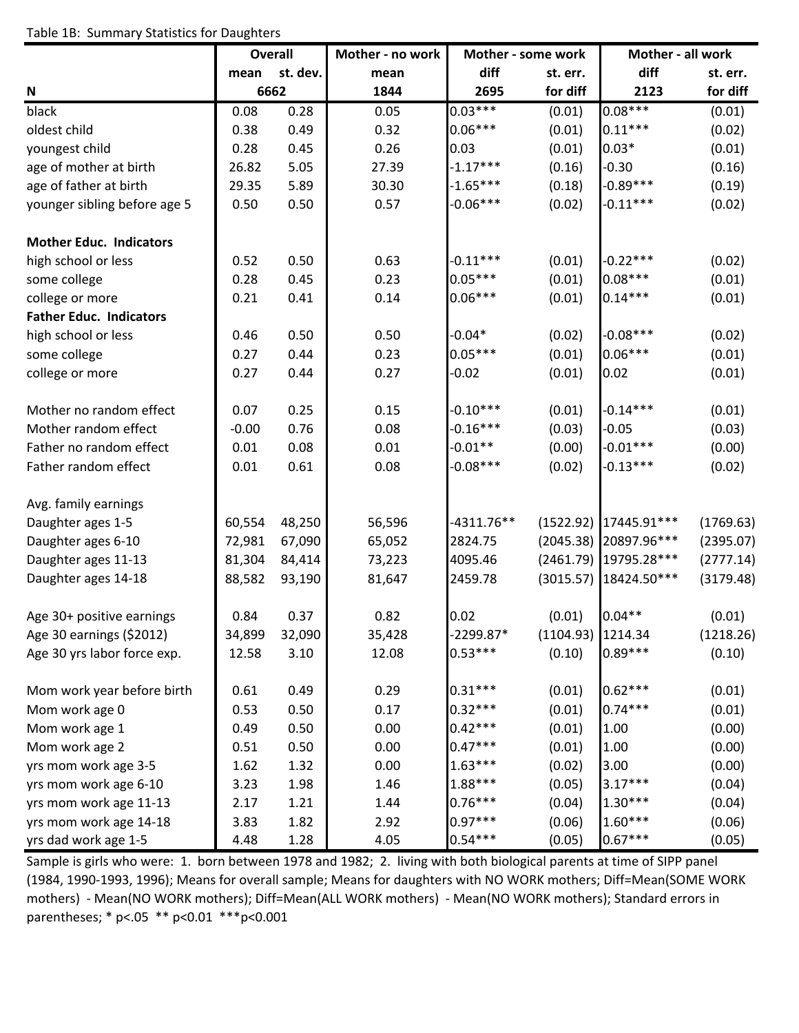Table 1B: Summary Statistics for Daughters

| | Overall | | Mother - no work | Mother - some work | | Mother - all work | |
|---|---|---|---|---|---|---|---|
| | mean | st. dev. | mean | diff | st. err. | diff | st. err. |
| N | 6662 | | 1844 | 2695 | for diff | 2123 | for diff |
| black | 0.08 | 0.28 | 0.05 | 0.03*** | (0.01) | 0.08*** | (0.01) |
| oldest child | 0.38 | 0.49 | 0.32 | 0.06*** | (0.01) | 0.11*** | (0.02) |
| youngest child | 0.28 | 0.45 | 0.26 | 0.03 | (0.01) | 0.03* | (0.01) |
| age of mother at birth | 26.82 | 5.05 | 27.39 | -1.17*** | (0.16) | -0.30 | (0.16) |
| age of father at birth | 29.35 | 5.89 | 30.30 | -1.65*** | (0.18) | -0.89*** | (0.19) |
| younger sibling before age 5 | 0.50 | 0.50 | 0.57 | -0.06*** | (0.02) | -0.11*** | (0.02) |
| | | | | | | | |
| **Mother Educ. Indicators** | | | | | | | |
| high school or less | 0.52 | 0.50 | 0.63 | -0.11*** | (0.01) | -0.22*** | (0.02) |
| some college | 0.28 | 0.45 | 0.23 | 0.05*** | (0.01) | 0.08*** | (0.01) |
| college or more | 0.21 | 0.41 | 0.14 | 0.06*** | (0.01) | 0.14*** | (0.01) |
| **Father Educ. Indicators** | | | | | | | |
| high school or less | 0.46 | 0.50 | 0.50 | -0.04* | (0.02) | -0.08*** | (0.02) |
| some college | 0.27 | 0.44 | 0.23 | 0.05*** | (0.01) | 0.06*** | (0.01) |
| college or more | 0.27 | 0.44 | 0.27 | -0.02 | (0.01) | 0.02 | (0.01) |
| | | | | | | | |
| Mother no random effect | 0.07 | 0.25 | 0.15 | -0.10*** | (0.01) | -0.14*** | (0.01) |
| Mother random effect | -0.00 | 0.76 | 0.08 | -0.16*** | (0.03) | -0.05 | (0.03) |
| Father no random effect | 0.01 | 0.08 | 0.01 | -0.01** | (0.00) | -0.01*** | (0.00) |
| Father random effect | 0.01 | 0.61 | 0.08 | -0.08*** | (0.02) | -0.13*** | (0.02) |
| | | | | | | | |
| Avg. family earnings | | | | | | | |
| Daughter ages 1-5 | 60,554 | 48,250 | 56,596 | -4311.76** | (1522.92) | 17445.91*** | (1769.63) |
| Daughter ages 6-10 | 72,981 | 67,090 | 65,052 | 2824.75 | (2045.38) | 20897.96*** | (2395.07) |
| Daughter ages 11-13 | 81,304 | 84,414 | 73,223 | 4095.46 | (2461.79) | 19795.28*** | (2777.14) |
| Daughter ages 14-18 | 88,582 | 93,190 | 81,647 | 2459.78 | (3015.57) | 18424.50*** | (3179.48) |
| | | | | | | | |
| Age 30+ positive earnings | 0.84 | 0.37 | 0.82 | 0.02 | (0.01) | 0.04** | (0.01) |
| Age 30 earnings ($2012) | 34,899 | 32,090 | 35,428 | -2299.87* | (1104.93) | 1214.34 | (1218.26) |
| Age 30 yrs labor force exp. | 12.58 | 3.10 | 12.08 | 0.53*** | (0.10) | 0.89*** | (0.10) |
| | | | | | | | |
| Mom work year before birth | 0.61 | 0.49 | 0.29 | 0.31*** | (0.01) | 0.62*** | (0.01) |
| Mom work age 0 | 0.53 | 0.50 | 0.17 | 0.32*** | (0.01) | 0.74*** | (0.01) |
| Mom work age 1 | 0.49 | 0.50 | 0.00 | 0.42*** | (0.01) | 1.00 | (0.00) |
| Mom work age 2 | 0.51 | 0.50 | 0.00 | 0.47*** | (0.01) | 1.00 | (0.00) |
| yrs mom work age 3-5 | 1.62 | 1.32 | 0.00 | 1.63*** | (0.02) | 3.00 | (0.00) |
| yrs mom work age 6-10 | 3.23 | 1.98 | 1.46 | 1.88*** | (0.05) | 3.17*** | (0.04) |
| yrs mom work age 11-13 | 2.17 | 1.21 | 1.44 | 0.76*** | (0.04) | 1.30*** | (0.04) |
| yrs mom work age 14-18 | 3.83 | 1.82 | 2.92 | 0.97*** | (0.06) | 1.60*** | (0.06) |
| yrs dad work age 1-5 | 4.48 | 1.28 | 4.05 | 0.54*** | (0.05) | 0.67*** | (0.05) |

Sample is girls who were: 1. born between 1978 and 1982; 2. living with both biological parents at time of SIPP panel (1984, 1990-1993, 1996); Means for overall sample; Means for daughters with NO WORK mothers; Diff=Mean(SOME WORK mothers) - Mean(NO WORK mothers); Diff=Mean(ALL WORK mothers) - Mean(NO WORK mothers); Standard errors in parentheses; * p<.05 ** p<0.01 ***p<0.001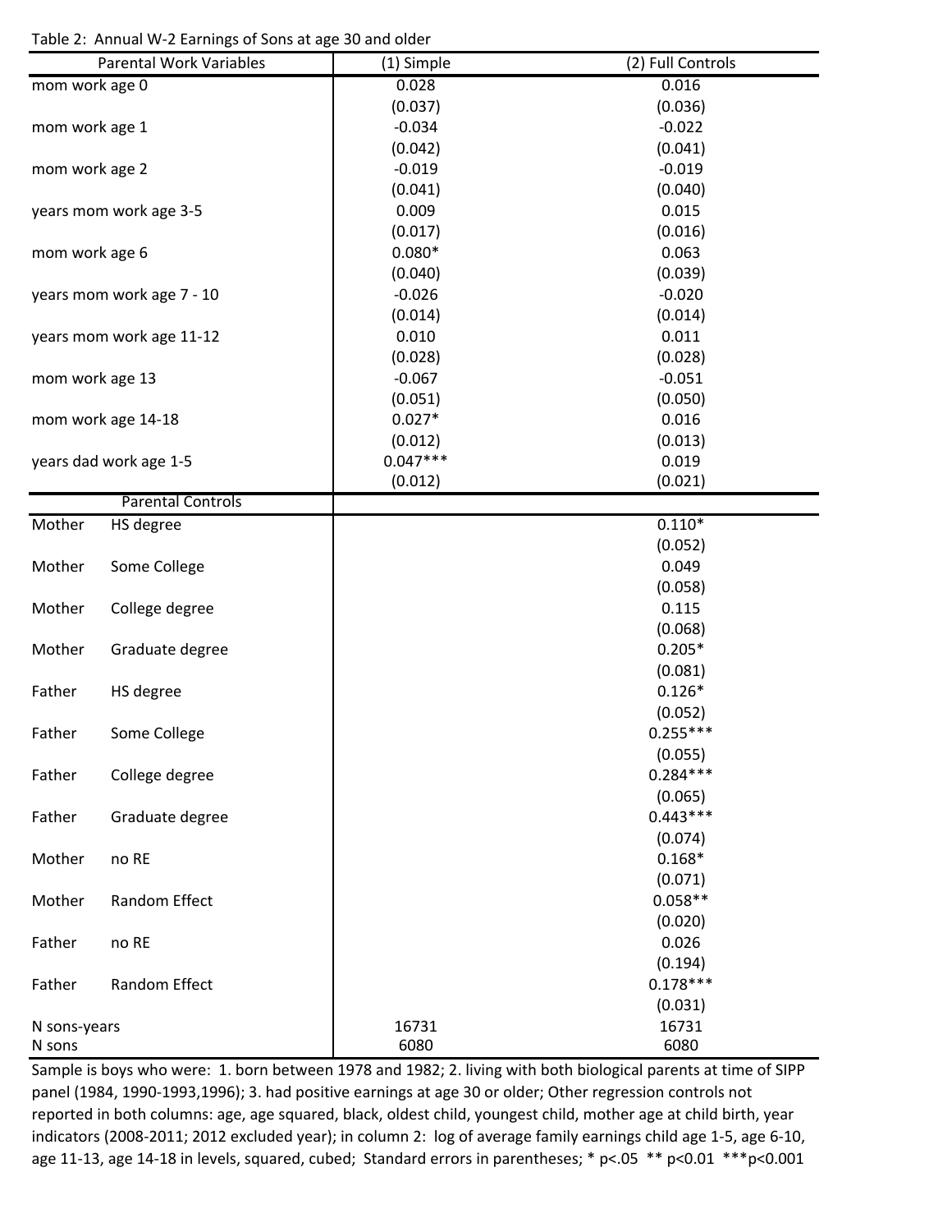Table 2: Annual W-2 Earnings of Sons at age 30 and older

| Parental Work Variables | | (1) Simple | (2) Full Controls |
|---|---|---|---|
| mom work age 0 | | 0.028 | 0.016 |
| | | (0.037) | (0.036) |
| mom work age 1 | | -0.034 | -0.022 |
| | | (0.042) | (0.041) |
| mom work age 2 | | -0.019 | -0.019 |
| | | (0.041) | (0.040) |
| years mom work age 3-5 | | 0.009 | 0.015 |
| | | (0.017) | (0.016) |
| mom work age 6 | | 0.080* | 0.063 |
| | | (0.040) | (0.039) |
| years mom work age 7 - 10 | | -0.026 | -0.020 |
| | | (0.014) | (0.014) |
| years mom work age 11-12 | | 0.010 | 0.011 |
| | | (0.028) | (0.028) |
| mom work age 13 | | -0.067 | -0.051 |
| | | (0.051) | (0.050) |
| mom work age 14-18 | | 0.027* | 0.016 |
| | | (0.012) | (0.013) |
| years dad work age 1-5 | | 0.047*** | 0.019 |
| | | (0.012) | (0.021) |
| Parental Controls | | | |
| Mother | HS degree | | 0.110* |
| | | | (0.052) |
| Mother | Some College | | 0.049 |
| | | | (0.058) |
| Mother | College degree | | 0.115 |
| | | | (0.068) |
| Mother | Graduate degree | | 0.205* |
| | | | (0.081) |
| Father | HS degree | | 0.126* |
| | | | (0.052) |
| Father | Some College | | 0.255*** |
| | | | (0.055) |
| Father | College degree | | 0.284*** |
| | | | (0.065) |
| Father | Graduate degree | | 0.443*** |
| | | | (0.074) |
| Mother | no RE | | 0.168* |
| | | | (0.071) |
| Mother | Random Effect | | 0.058** |
| | | | (0.020) |
| Father | no RE | | 0.026 |
| | | | (0.194) |
| Father | Random Effect | | 0.178*** |
| | | | (0.031) |
| N sons-years | | 16731 | 16731 |
| N sons | | 6080 | 6080 |

Sample is boys who were: 1. born between 1978 and 1982; 2. living with both biological parents at time of SIPP panel (1984, 1990-1993,1996); 3. had positive earnings at age 30 or older; Other regression controls not reported in both columns: age, age squared, black, oldest child, youngest child, mother age at child birth, year indicators (2008-2011; 2012 excluded year); in column 2: log of average family earnings child age 1-5, age 6-10, age 11-13, age 14-18 in levels, squared, cubed; Standard errors in parentheses; * p<.05 ** p<0.01 ***p<0.001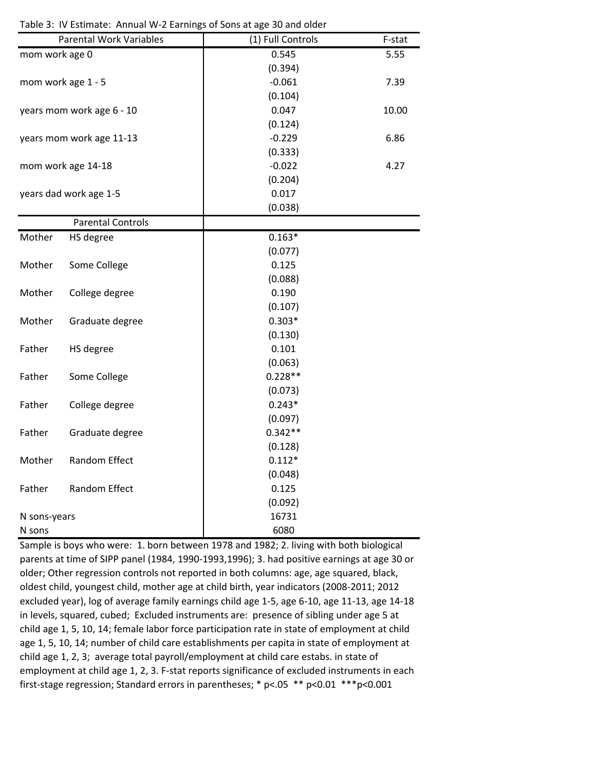Table 3: IV Estimate: Annual W-2 Earnings of Sons at age 30 and older

| Parental Work Variables | | (1) Full Controls | F-stat |
|---|---|---|---|
| mom work age 0 | | 0.545 | 5.55 |
| | | (0.394) | |
| mom work age 1 - 5 | | -0.061 | 7.39 |
| | | (0.104) | |
| years mom work age 6 - 10 | | 0.047 | 10.00 |
| | | (0.124) | |
| years mom work age 11-13 | | -0.229 | 6.86 |
| | | (0.333) | |
| mom work age 14-18 | | -0.022 | 4.27 |
| | | (0.204) | |
| years dad work age 1-5 | | 0.017 | |
| | | (0.038) | |
| Parental Controls | | | |
| Mother | HS degree | 0.163* | |
| | | (0.077) | |
| Mother | Some College | 0.125 | |
| | | (0.088) | |
| Mother | College degree | 0.190 | |
| | | (0.107) | |
| Mother | Graduate degree | 0.303* | |
| | | (0.130) | |
| Father | HS degree | 0.101 | |
| | | (0.063) | |
| Father | Some College | 0.228** | |
| | | (0.073) | |
| Father | College degree | 0.243* | |
| | | (0.097) | |
| Father | Graduate degree | 0.342** | |
| | | (0.128) | |
| Mother | Random Effect | 0.112* | |
| | | (0.048) | |
| Father | Random Effect | 0.125 | |
| | | (0.092) | |
| N sons-years | | 16731 | |
| N sons | | 6080 | |

Sample is boys who were: 1. born between 1978 and 1982; 2. living with both biological parents at time of SIPP panel (1984, 1990-1993,1996); 3. had positive earnings at age 30 or older; Other regression controls not reported in both columns: age, age squared, black, oldest child, youngest child, mother age at child birth, year indicators (2008-2011; 2012 excluded year), log of average family earnings child age 1-5, age 6-10, age 11-13, age 14-18 in levels, squared, cubed; Excluded instruments are: presence of sibling under age 5 at child age 1, 5, 10, 14; female labor force participation rate in state of employment at child age 1, 5, 10, 14; number of child care establishments per capita in state of employment at child age 1, 2, 3; average total payroll/employment at child care estabs. in state of employment at child age 1, 2, 3. F-stat reports significance of excluded instruments in each first-stage regression; Standard errors in parentheses; * $p<.05$ ** $p<0.01$ *** $p<0.001$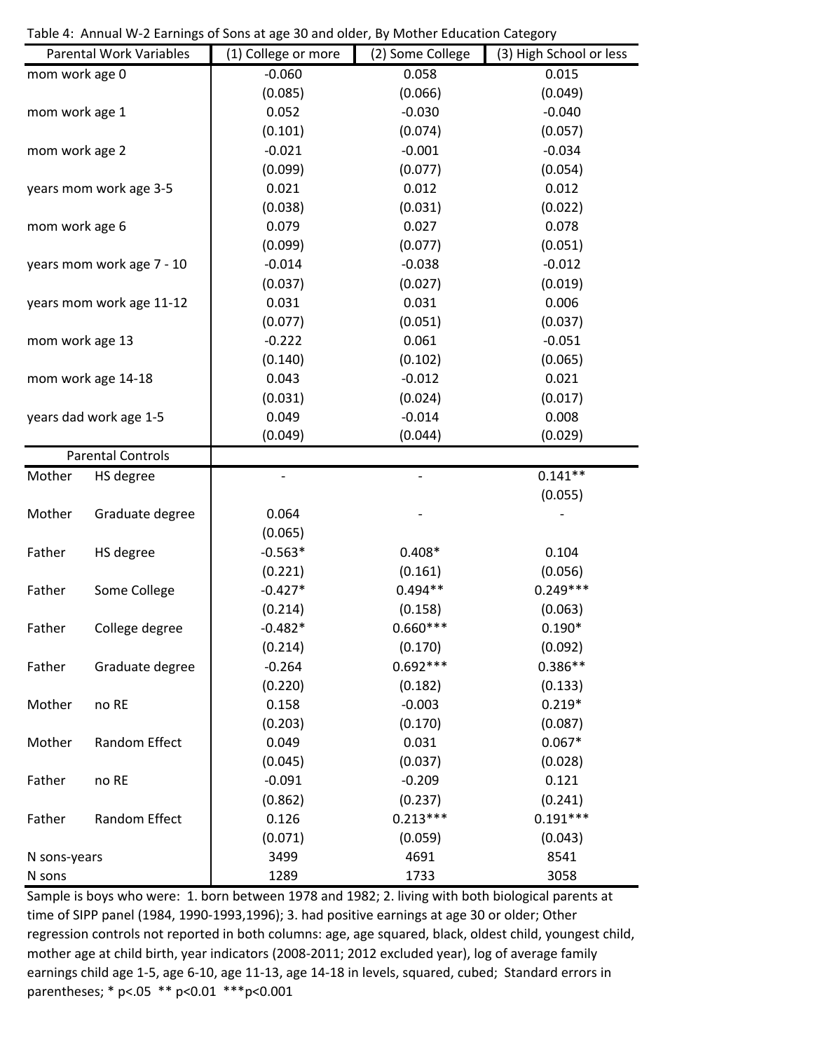Table 4: Annual W-2 Earnings of Sons at age 30 and older, By Mother Education Category

| Parental Work Variables | | (1) College or more | (2) Some College | (3) High School or less |
|---|---|---|---|---|
| mom work age 0 | | -0.060 | 0.058 | 0.015 |
| | | (0.085) | (0.066) | (0.049) |
| mom work age 1 | | 0.052 | -0.030 | -0.040 |
| | | (0.101) | (0.074) | (0.057) |
| mom work age 2 | | -0.021 | -0.001 | -0.034 |
| | | (0.099) | (0.077) | (0.054) |
| years mom work age 3-5 | | 0.021 | 0.012 | 0.012 |
| | | (0.038) | (0.031) | (0.022) |
| mom work age 6 | | 0.079 | 0.027 | 0.078 |
| | | (0.099) | (0.077) | (0.051) |
| years mom work age 7 - 10 | | -0.014 | -0.038 | -0.012 |
| | | (0.037) | (0.027) | (0.019) |
| years mom work age 11-12 | | 0.031 | 0.031 | 0.006 |
| | | (0.077) | (0.051) | (0.037) |
| mom work age 13 | | -0.222 | 0.061 | -0.051 |
| | | (0.140) | (0.102) | (0.065) |
| mom work age 14-18 | | 0.043 | -0.012 | 0.021 |
| | | (0.031) | (0.024) | (0.017) |
| years dad work age 1-5 | | 0.049 | -0.014 | 0.008 |
| | | (0.049) | (0.044) | (0.029) |
| **Parental Controls** | | | | |
| Mother | HS degree | - | - | 0.141** |
| | | | | (0.055) |
| Mother | Graduate degree | 0.064 | - | - |
| | | (0.065) | | |
| Father | HS degree | -0.563* | 0.408* | 0.104 |
| | | (0.221) | (0.161) | (0.056) |
| Father | Some College | -0.427* | 0.494** | 0.249*** |
| | | (0.214) | (0.158) | (0.063) |
| Father | College degree | -0.482* | 0.660*** | 0.190* |
| | | (0.214) | (0.170) | (0.092) |
| Father | Graduate degree | -0.264 | 0.692*** | 0.386** |
| | | (0.220) | (0.182) | (0.133) |
| Mother | no RE | 0.158 | -0.003 | 0.219* |
| | | (0.203) | (0.170) | (0.087) |
| Mother | Random Effect | 0.049 | 0.031 | 0.067* |
| | | (0.045) | (0.037) | (0.028) |
| Father | no RE | -0.091 | -0.209 | 0.121 |
| | | (0.862) | (0.237) | (0.241) |
| Father | Random Effect | 0.126 | 0.213*** | 0.191*** |
| | | (0.071) | (0.059) | (0.043) |
| N sons-years | | 3499 | 4691 | 8541 |
| N sons | | 1289 | 1733 | 3058 |

Sample is boys who were: 1. born between 1978 and 1982; 2. living with both biological parents at time of SIPP panel (1984, 1990-1993,1996); 3. had positive earnings at age 30 or older; Other regression controls not reported in both columns: age, age squared, black, oldest child, youngest child, mother age at child birth, year indicators (2008-2011; 2012 excluded year), log of average family earnings child age 1-5, age 6-10, age 11-13, age 14-18 in levels, squared, cubed; Standard errors in parentheses; * p<.05 ** p<0.01 ***p<0.001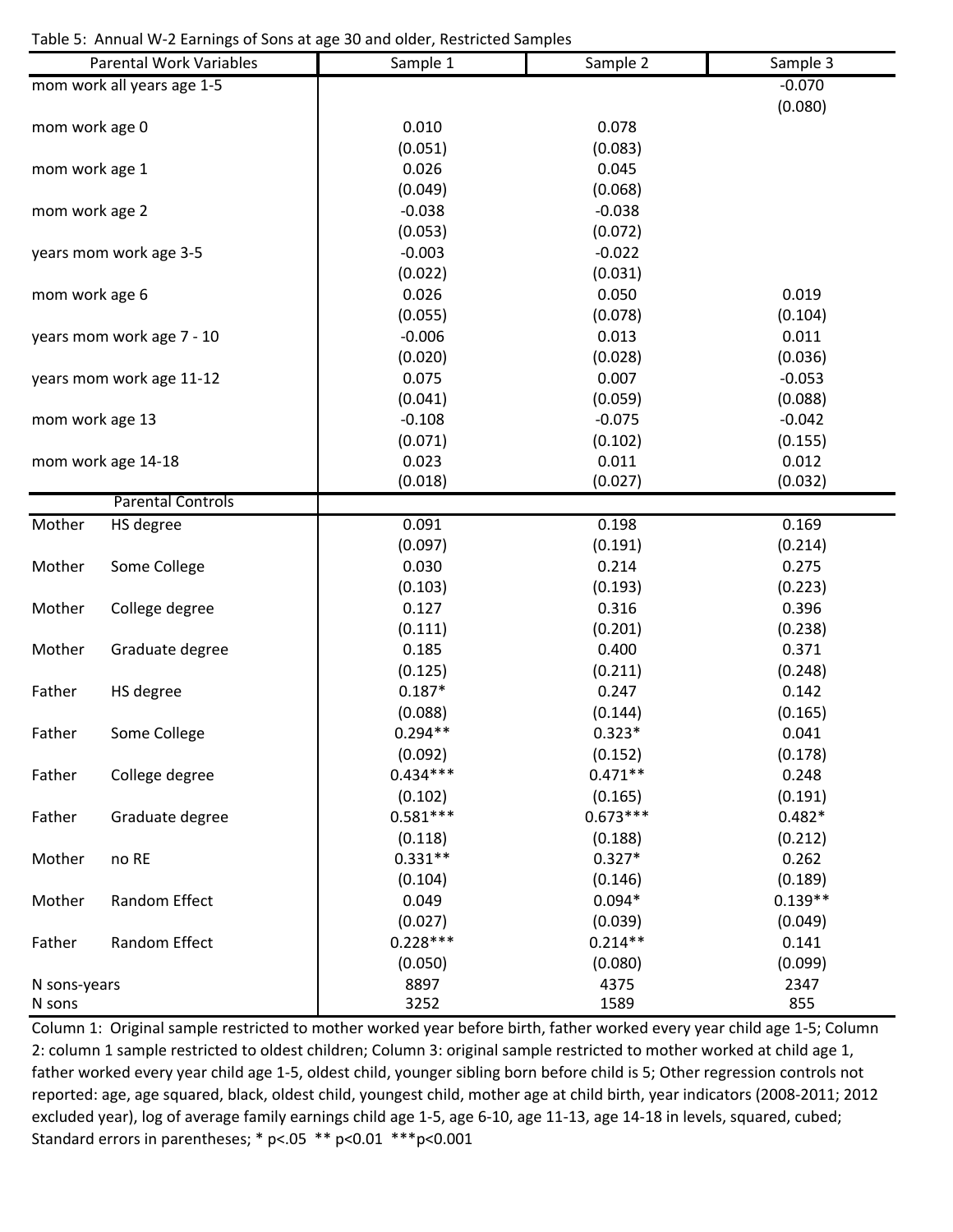Table 5: Annual W-2 Earnings of Sons at age 30 and older, Restricted Samples

| Parental Work Variables | | Sample 1 | Sample 2 | Sample 3 |
|---|---|---|---|---|
| mom work all years age 1-5 | | | | -0.070 |
| | | | | (0.080) |
| mom work age 0 | | 0.010 | 0.078 | |
| | | (0.051) | (0.083) | |
| mom work age 1 | | 0.026 | 0.045 | |
| | | (0.049) | (0.068) | |
| mom work age 2 | | -0.038 | -0.038 | |
| | | (0.053) | (0.072) | |
| years mom work age 3-5 | | -0.003 | -0.022 | |
| | | (0.022) | (0.031) | |
| mom work age 6 | | 0.026 | 0.050 | 0.019 |
| | | (0.055) | (0.078) | (0.104) |
| years mom work age 7 - 10 | | -0.006 | 0.013 | 0.011 |
| | | (0.020) | (0.028) | (0.036) |
| years mom work age 11-12 | | 0.075 | 0.007 | -0.053 |
| | | (0.041) | (0.059) | (0.088) |
| mom work age 13 | | -0.108 | -0.075 | -0.042 |
| | | (0.071) | (0.102) | (0.155) |
| mom work age 14-18 | | 0.023 | 0.011 | 0.012 |
| | | (0.018) | (0.027) | (0.032) |
| Parental Controls | | | | |
| Mother | HS degree | 0.091 | 0.198 | 0.169 |
| | | (0.097) | (0.191) | (0.214) |
| Mother | Some College | 0.030 | 0.214 | 0.275 |
| | | (0.103) | (0.193) | (0.223) |
| Mother | College degree | 0.127 | 0.316 | 0.396 |
| | | (0.111) | (0.201) | (0.238) |
| Mother | Graduate degree | 0.185 | 0.400 | 0.371 |
| | | (0.125) | (0.211) | (0.248) |
| Father | HS degree | 0.187* | 0.247 | 0.142 |
| | | (0.088) | (0.144) | (0.165) |
| Father | Some College | 0.294** | 0.323* | 0.041 |
| | | (0.092) | (0.152) | (0.178) |
| Father | College degree | 0.434*** | 0.471** | 0.248 |
| | | (0.102) | (0.165) | (0.191) |
| Father | Graduate degree | 0.581*** | 0.673*** | 0.482* |
| | | (0.118) | (0.188) | (0.212) |
| Mother | no RE | 0.331** | 0.327* | 0.262 |
| | | (0.104) | (0.146) | (0.189) |
| Mother | Random Effect | 0.049 | 0.094* | 0.139** |
| | | (0.027) | (0.039) | (0.049) |
| Father | Random Effect | 0.228*** | 0.214** | 0.141 |
| | | (0.050) | (0.080) | (0.099) |
| N sons-years | | 8897 | 4375 | 2347 |
| N sons | | 3252 | 1589 | 855 |

Column 1: Original sample restricted to mother worked year before birth, father worked every year child age 1-5; Column 2: column 1 sample restricted to oldest children; Column 3: original sample restricted to mother worked at child age 1, father worked every year child age 1-5, oldest child, younger sibling born before child is 5; Other regression controls not reported: age, age squared, black, oldest child, youngest child, mother age at child birth, year indicators (2008-2011; 2012 excluded year), log of average family earnings child age 1-5, age 6-10, age 11-13, age 14-18 in levels, squared, cubed; Standard errors in parentheses; * p<.05 ** p<0.01 ***p<0.001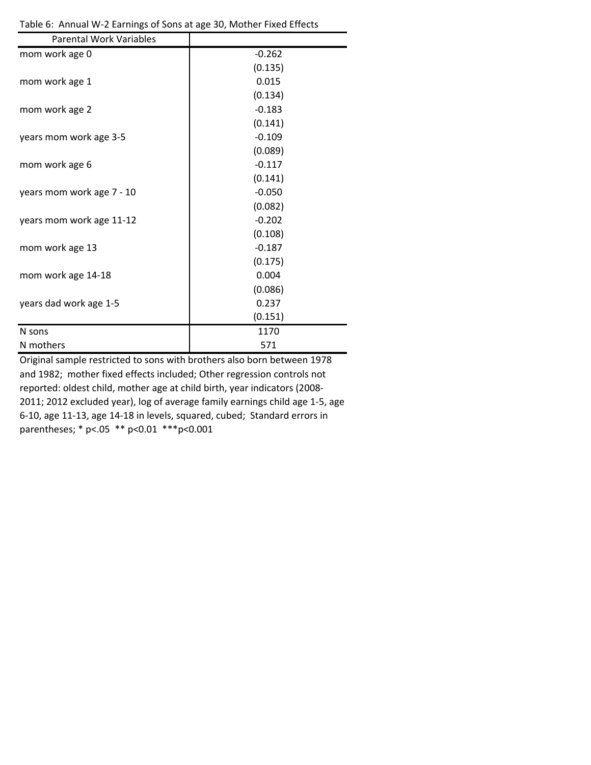Table 6: Annual W-2 Earnings of Sons at age 30, Mother Fixed Effects

| Parental Work Variables | |
|---|---|
| mom work age 0 | -0.262 |
| | (0.135) |
| mom work age 1 | 0.015 |
| | (0.134) |
| mom work age 2 | -0.183 |
| | (0.141) |
| years mom work age 3-5 | -0.109 |
| | (0.089) |
| mom work age 6 | -0.117 |
| | (0.141) |
| years mom work age 7 - 10 | -0.050 |
| | (0.082) |
| years mom work age 11-12 | -0.202 |
| | (0.108) |
| mom work age 13 | -0.187 |
| | (0.175) |
| mom work age 14-18 | 0.004 |
| | (0.086) |
| years dad work age 1-5 | 0.237 |
| | (0.151) |
| N sons | 1170 |
| N mothers | 571 |

Original sample restricted to sons with brothers also born between 1978 and 1982; mother fixed effects included; Other regression controls not reported: oldest child, mother age at child birth, year indicators (2008-2011; 2012 excluded year), log of average family earnings child age 1-5, age 6-10, age 11-13, age 14-18 in levels, squared, cubed; Standard errors in parentheses; * p<.05 ** p<0.01 ***p<0.001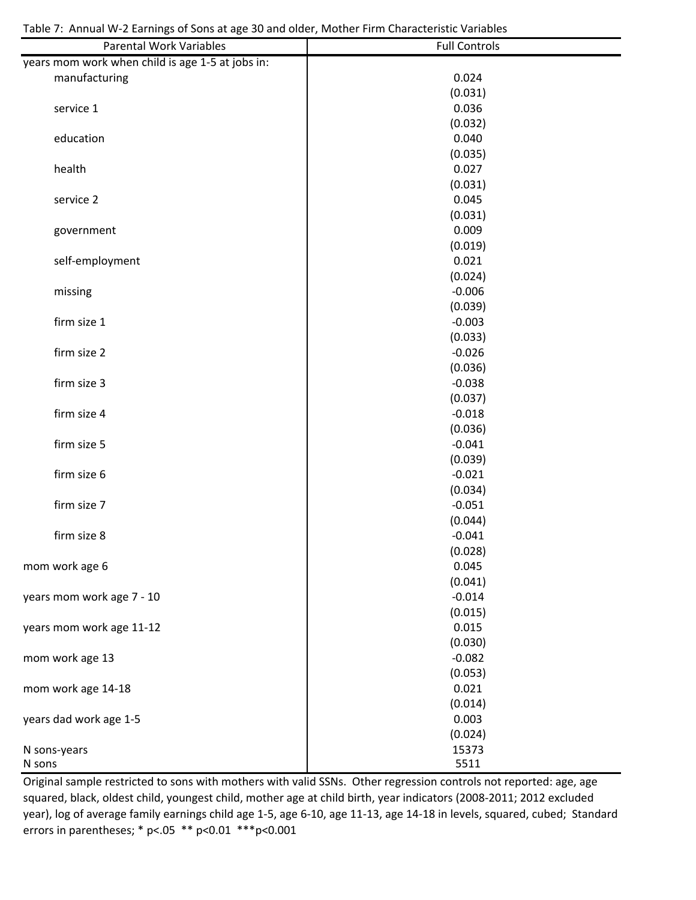Table 7: Annual W-2 Earnings of Sons at age 30 and older, Mother Firm Characteristic Variables

| Parental Work Variables | Full Controls |
|---|---|
| years mom work when child is age 1-5 at jobs in: | |
| manufacturing | 0.024 |
| | (0.031) |
| service 1 | 0.036 |
| | (0.032) |
| education | 0.040 |
| | (0.035) |
| health | 0.027 |
| | (0.031) |
| service 2 | 0.045 |
| | (0.031) |
| government | 0.009 |
| | (0.019) |
| self-employment | 0.021 |
| | (0.024) |
| missing | -0.006 |
| | (0.039) |
| firm size 1 | -0.003 |
| | (0.033) |
| firm size 2 | -0.026 |
| | (0.036) |
| firm size 3 | -0.038 |
| | (0.037) |
| firm size 4 | -0.018 |
| | (0.036) |
| firm size 5 | -0.041 |
| | (0.039) |
| firm size 6 | -0.021 |
| | (0.034) |
| firm size 7 | -0.051 |
| | (0.044) |
| firm size 8 | -0.041 |
| | (0.028) |
| mom work age 6 | 0.045 |
| | (0.041) |
| years mom work age 7 - 10 | -0.014 |
| | (0.015) |
| years mom work age 11-12 | 0.015 |
| | (0.030) |
| mom work age 13 | -0.082 |
| | (0.053) |
| mom work age 14-18 | 0.021 |
| | (0.014) |
| years dad work age 1-5 | 0.003 |
| | (0.024) |
| N sons-years | 15373 |
| N sons | 5511 |

Original sample restricted to sons with mothers with valid SSNs. Other regression controls not reported: age, age squared, black, oldest child, youngest child, mother age at child birth, year indicators (2008-2011; 2012 excluded year), log of average family earnings child age 1-5, age 6-10, age 11-13, age 14-18 in levels, squared, cubed; Standard errors in parentheses; * p<.05 ** p<0.01 ***p<0.001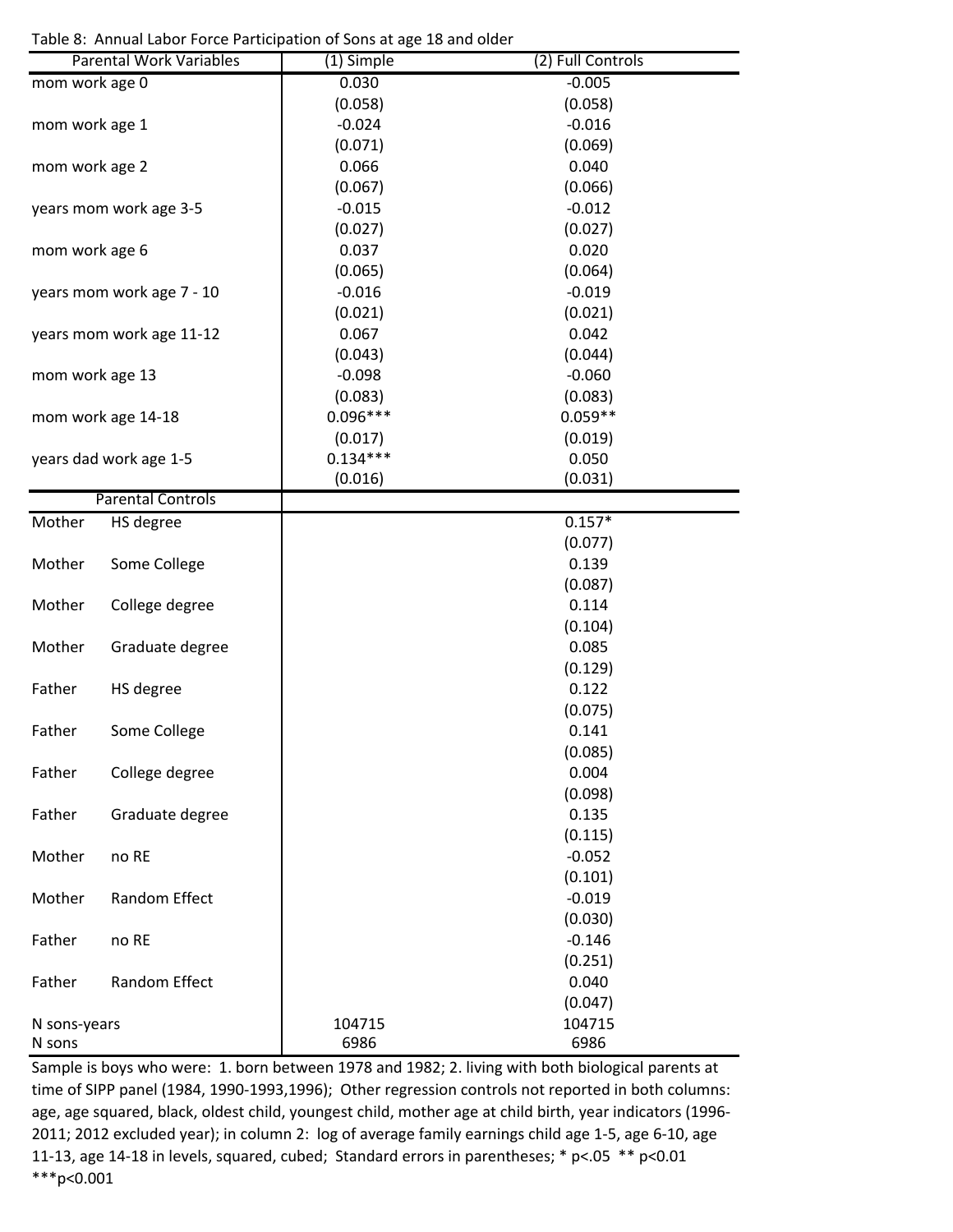Table 8: Annual Labor Force Participation of Sons at age 18 and older

| Parental Work Variables | | (1) Simple | (2) Full Controls |
|---|---|---|---|
| mom work age 0 | | 0.030 | -0.005 |
| | | (0.058) | (0.058) |
| mom work age 1 | | -0.024 | -0.016 |
| | | (0.071) | (0.069) |
| mom work age 2 | | 0.066 | 0.040 |
| | | (0.067) | (0.066) |
| years mom work age 3-5 | | -0.015 | -0.012 |
| | | (0.027) | (0.027) |
| mom work age 6 | | 0.037 | 0.020 |
| | | (0.065) | (0.064) |
| years mom work age 7 - 10 | | -0.016 | -0.019 |
| | | (0.021) | (0.021) |
| years mom work age 11-12 | | 0.067 | 0.042 |
| | | (0.043) | (0.044) |
| mom work age 13 | | -0.098 | -0.060 |
| | | (0.083) | (0.083) |
| mom work age 14-18 | | 0.096*** | 0.059** |
| | | (0.017) | (0.019) |
| years dad work age 1-5 | | 0.134*** | 0.050 |
| | | (0.016) | (0.031) |
| Parental Controls | | | |
| Mother | HS degree | | 0.157* |
| | | | (0.077) |
| Mother | Some College | | 0.139 |
| | | | (0.087) |
| Mother | College degree | | 0.114 |
| | | | (0.104) |
| Mother | Graduate degree | | 0.085 |
| | | | (0.129) |
| Father | HS degree | | 0.122 |
| | | | (0.075) |
| Father | Some College | | 0.141 |
| | | | (0.085) |
| Father | College degree | | 0.004 |
| | | | (0.098) |
| Father | Graduate degree | | 0.135 |
| | | | (0.115) |
| Mother | no RE | | -0.052 |
| | | | (0.101) |
| Mother | Random Effect | | -0.019 |
| | | | (0.030) |
| Father | no RE | | -0.146 |
| | | | (0.251) |
| Father | Random Effect | | 0.040 |
| | | | (0.047) |
| N sons-years | | 104715 | 104715 |
| N sons | | 6986 | 6986 |

Sample is boys who were: 1. born between 1978 and 1982; 2. living with both biological parents at time of SIPP panel (1984, 1990-1993,1996); Other regression controls not reported in both columns: age, age squared, black, oldest child, youngest child, mother age at child birth, year indicators (1996-2011; 2012 excluded year); in column 2: log of average family earnings child age 1-5, age 6-10, age 11-13, age 14-18 in levels, squared, cubed; Standard errors in parentheses; * $p<.05$ ** $p<0.01$ *** $p<0.001$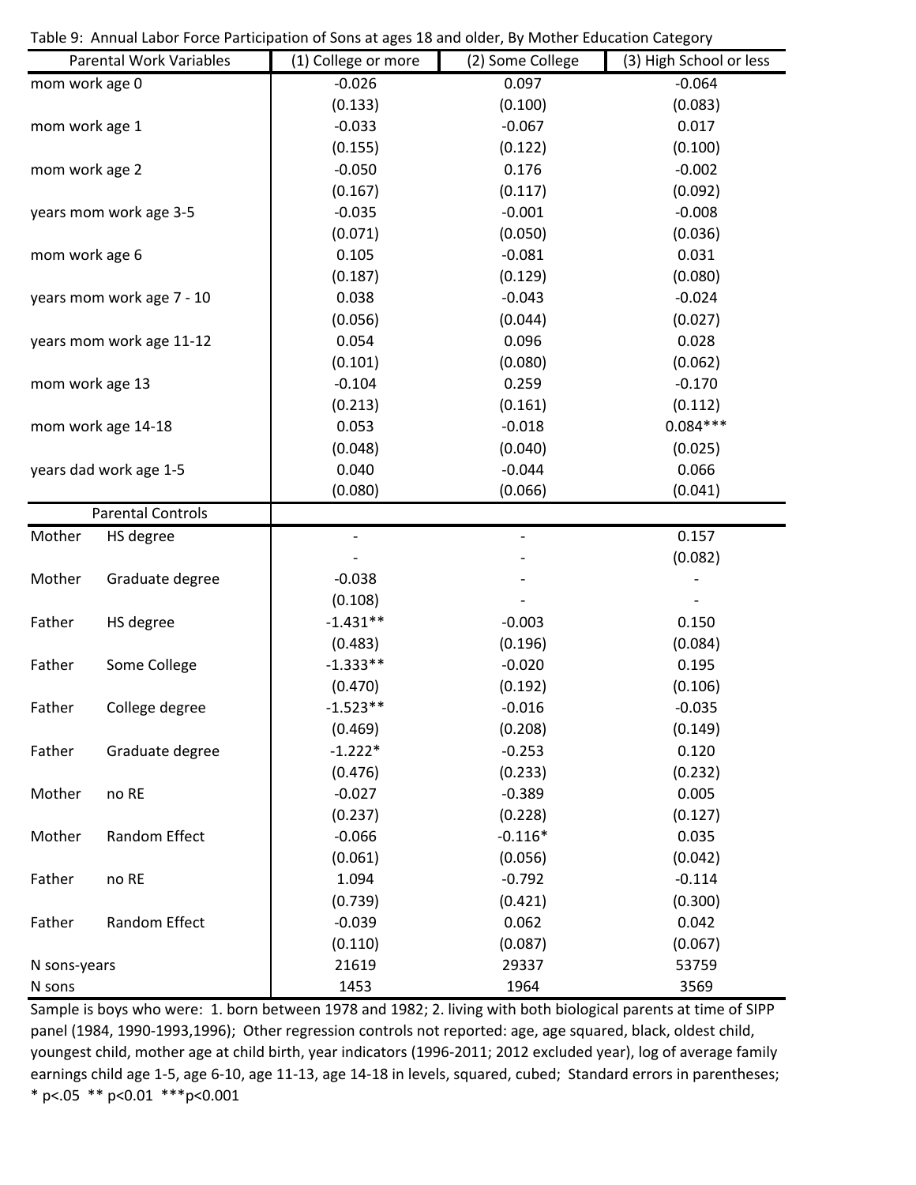Table 9: Annual Labor Force Participation of Sons at ages 18 and older, By Mother Education Category

| Parental Work Variables | | (1) College or more | (2) Some College | (3) High School or less |
|---|---|---|---|---|
| mom work age 0 | | -0.026 | 0.097 | -0.064 |
| | | (0.133) | (0.100) | (0.083) |
| mom work age 1 | | -0.033 | -0.067 | 0.017 |
| | | (0.155) | (0.122) | (0.100) |
| mom work age 2 | | -0.050 | 0.176 | -0.002 |
| | | (0.167) | (0.117) | (0.092) |
| years mom work age 3-5 | | -0.035 | -0.001 | -0.008 |
| | | (0.071) | (0.050) | (0.036) |
| mom work age 6 | | 0.105 | -0.081 | 0.031 |
| | | (0.187) | (0.129) | (0.080) |
| years mom work age 7 - 10 | | 0.038 | -0.043 | -0.024 |
| | | (0.056) | (0.044) | (0.027) |
| years mom work age 11-12 | | 0.054 | 0.096 | 0.028 |
| | | (0.101) | (0.080) | (0.062) |
| mom work age 13 | | -0.104 | 0.259 | -0.170 |
| | | (0.213) | (0.161) | (0.112) |
| mom work age 14-18 | | 0.053 | -0.018 | 0.084*** |
| | | (0.048) | (0.040) | (0.025) |
| years dad work age 1-5 | | 0.040 | -0.044 | 0.066 |
| | | (0.080) | (0.066) | (0.041) |
| **Parental Controls** | | | | |
| Mother | HS degree | - | - | 0.157 |
| | | - | - | (0.082) |
| Mother | Graduate degree | -0.038 | - | - |
| | | (0.108) | - | - |
| Father | HS degree | -1.431** | -0.003 | 0.150 |
| | | (0.483) | (0.196) | (0.084) |
| Father | Some College | -1.333** | -0.020 | 0.195 |
| | | (0.470) | (0.192) | (0.106) |
| Father | College degree | -1.523** | -0.016 | -0.035 |
| | | (0.469) | (0.208) | (0.149) |
| Father | Graduate degree | -1.222* | -0.253 | 0.120 |
| | | (0.476) | (0.233) | (0.232) |
| Mother | no RE | -0.027 | -0.389 | 0.005 |
| | | (0.237) | (0.228) | (0.127) |
| Mother | Random Effect | -0.066 | -0.116* | 0.035 |
| | | (0.061) | (0.056) | (0.042) |
| Father | no RE | 1.094 | -0.792 | -0.114 |
| | | (0.739) | (0.421) | (0.300) |
| Father | Random Effect | -0.039 | 0.062 | 0.042 |
| | | (0.110) | (0.087) | (0.067) |
| N sons-years | | 21619 | 29337 | 53759 |
| N sons | | 1453 | 1964 | 3569 |

Sample is boys who were: 1. born between 1978 and 1982; 2. living with both biological parents at time of SIPP panel (1984, 1990-1993,1996); Other regression controls not reported: age, age squared, black, oldest child, youngest child, mother age at child birth, year indicators (1996-2011; 2012 excluded year), log of average family earnings child age 1-5, age 6-10, age 11-13, age 14-18 in levels, squared, cubed; Standard errors in parentheses; * p<.05 ** p<0.01 ***p<0.001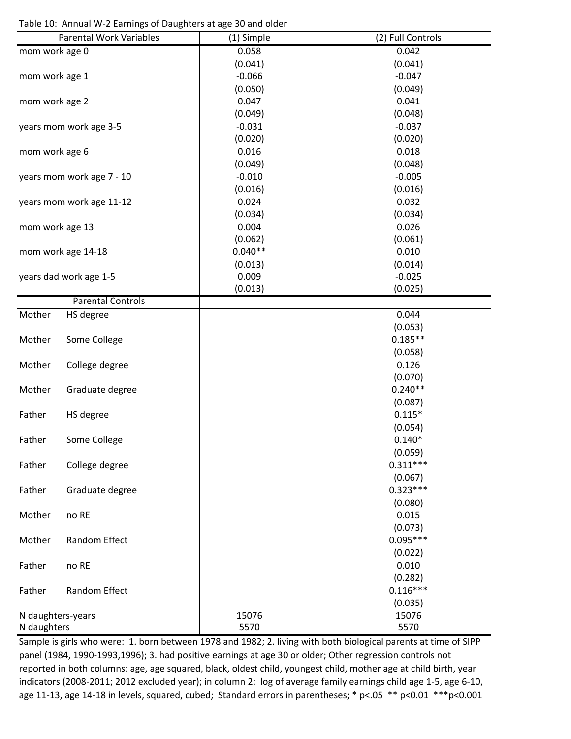Table 10: Annual W-2 Earnings of Daughters at age 30 and older

| Parental Work Variables | | (1) Simple | (2) Full Controls |
|---|---|---|---|
| mom work age 0 | | 0.058 | 0.042 |
| | | (0.041) | (0.041) |
| mom work age 1 | | -0.066 | -0.047 |
| | | (0.050) | (0.049) |
| mom work age 2 | | 0.047 | 0.041 |
| | | (0.049) | (0.048) |
| years mom work age 3-5 | | -0.031 | -0.037 |
| | | (0.020) | (0.020) |
| mom work age 6 | | 0.016 | 0.018 |
| | | (0.049) | (0.048) |
| years mom work age 7 - 10 | | -0.010 | -0.005 |
| | | (0.016) | (0.016) |
| years mom work age 11-12 | | 0.024 | 0.032 |
| | | (0.034) | (0.034) |
| mom work age 13 | | 0.004 | 0.026 |
| | | (0.062) | (0.061) |
| mom work age 14-18 | | 0.040** | 0.010 |
| | | (0.013) | (0.014) |
| years dad work age 1-5 | | 0.009 | -0.025 |
| | | (0.013) | (0.025) |
| Parental Controls | | | |
| Mother | HS degree | | 0.044 |
| | | | (0.053) |
| Mother | Some College | | 0.185** |
| | | | (0.058) |
| Mother | College degree | | 0.126 |
| | | | (0.070) |
| Mother | Graduate degree | | 0.240** |
| | | | (0.087) |
| Father | HS degree | | 0.115* |
| | | | (0.054) |
| Father | Some College | | 0.140* |
| | | | (0.059) |
| Father | College degree | | 0.311*** |
| | | | (0.067) |
| Father | Graduate degree | | 0.323*** |
| | | | (0.080) |
| Mother | no RE | | 0.015 |
| | | | (0.073) |
| Mother | Random Effect | | 0.095*** |
| | | | (0.022) |
| Father | no RE | | 0.010 |
| | | | (0.282) |
| Father | Random Effect | | 0.116*** |
| | | | (0.035) |
| N daughters-years | | 15076 | 15076 |
| N daughters | | 5570 | 5570 |

Sample is girls who were: 1. born between 1978 and 1982; 2. living with both biological parents at time of SIPP panel (1984, 1990-1993,1996); 3. had positive earnings at age 30 or older; Other regression controls not reported in both columns: age, age squared, black, oldest child, youngest child, mother age at child birth, year indicators (2008-2011; 2012 excluded year); in column 2: log of average family earnings child age 1-5, age 6-10, age 11-13, age 14-18 in levels, squared, cubed; Standard errors in parentheses; * $p<.05$ ** $p<0.01$ *** $p<0.001$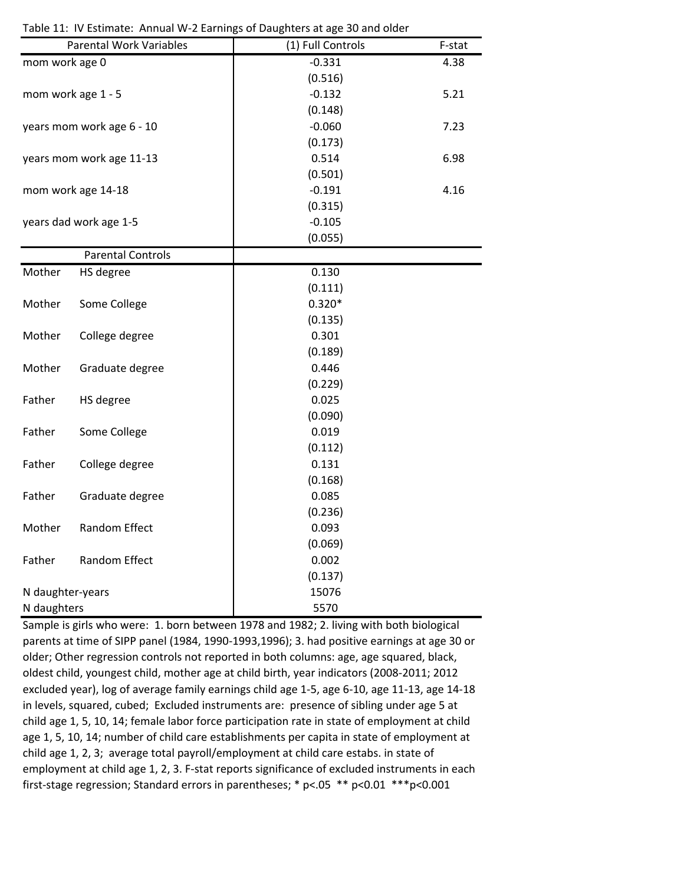Table 11: IV Estimate: Annual W-2 Earnings of Daughters at age 30 and older

| Parental Work Variables | | (1) Full Controls | F-stat |
|---|---|---|---|
| mom work age 0 | | -0.331 | 4.38 |
| | | (0.516) | |
| mom work age 1 - 5 | | -0.132 | 5.21 |
| | | (0.148) | |
| years mom work age 6 - 10 | | -0.060 | 7.23 |
| | | (0.173) | |
| years mom work age 11-13 | | 0.514 | 6.98 |
| | | (0.501) | |
| mom work age 14-18 | | -0.191 | 4.16 |
| | | (0.315) | |
| years dad work age 1-5 | | -0.105 | |
| | | (0.055) | |
| Parental Controls | | | |
| Mother | HS degree | 0.130 | |
| | | (0.111) | |
| Mother | Some College | 0.320* | |
| | | (0.135) | |
| Mother | College degree | 0.301 | |
| | | (0.189) | |
| Mother | Graduate degree | 0.446 | |
| | | (0.229) | |
| Father | HS degree | 0.025 | |
| | | (0.090) | |
| Father | Some College | 0.019 | |
| | | (0.112) | |
| Father | College degree | 0.131 | |
| | | (0.168) | |
| Father | Graduate degree | 0.085 | |
| | | (0.236) | |
| Mother | Random Effect | 0.093 | |
| | | (0.069) | |
| Father | Random Effect | 0.002 | |
| | | (0.137) | |
| N daughter-years | | 15076 | |
| N daughters | | 5570 | |

Sample is girls who were: 1. born between 1978 and 1982; 2. living with both biological parents at time of SIPP panel (1984, 1990-1993,1996); 3. had positive earnings at age 30 or older; Other regression controls not reported in both columns: age, age squared, black, oldest child, youngest child, mother age at child birth, year indicators (2008-2011; 2012 excluded year), log of average family earnings child age 1-5, age 6-10, age 11-13, age 14-18 in levels, squared, cubed; Excluded instruments are: presence of sibling under age 5 at child age 1, 5, 10, 14; female labor force participation rate in state of employment at child age 1, 5, 10, 14; number of child care establishments per capita in state of employment at child age 1, 2, 3; average total payroll/employment at child care estabs. in state of employment at child age 1, 2, 3. F-stat reports significance of excluded instruments in each first-stage regression; Standard errors in parentheses; * $p<.05$ ** $p<0.01$ *** $p<0.001$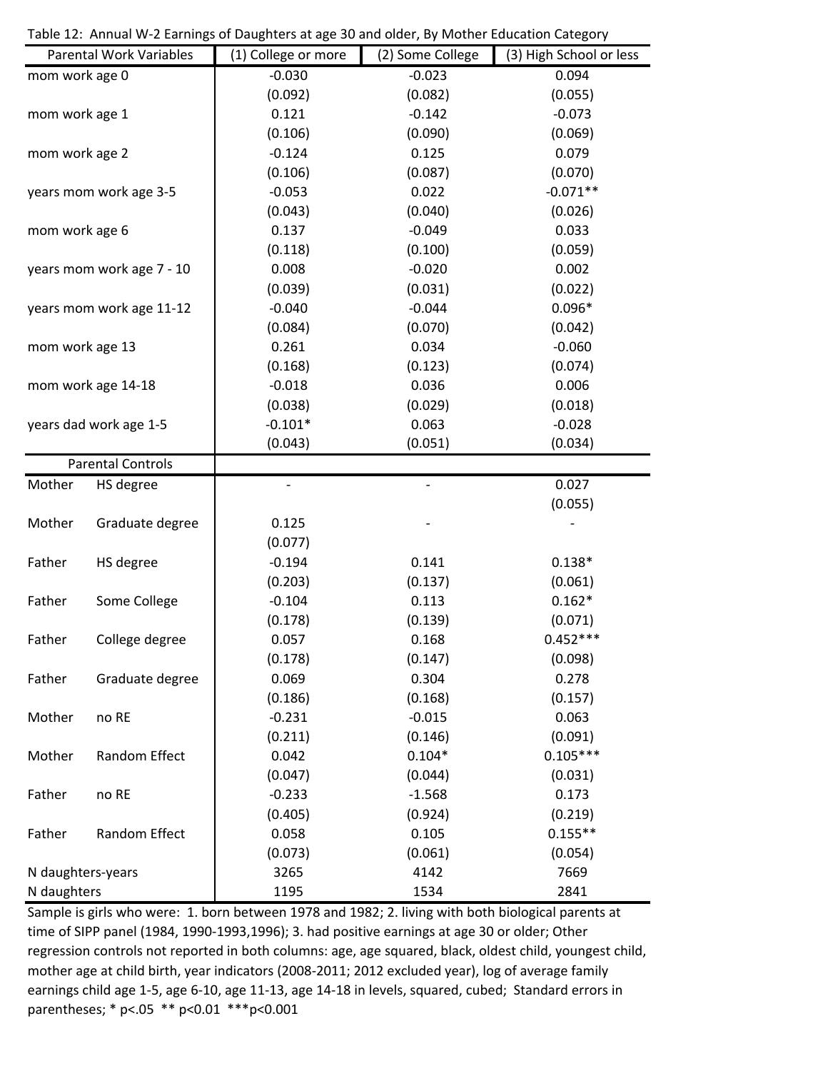Table 12: Annual W-2 Earnings of Daughters at age 30 and older, By Mother Education Category

| Parental Work Variables | | (1) College or more | (2) Some College | (3) High School or less |
|---|---|---|---|---|
| mom work age 0 | | -0.030 | -0.023 | 0.094 |
| | | (0.092) | (0.082) | (0.055) |
| mom work age 1 | | 0.121 | -0.142 | -0.073 |
| | | (0.106) | (0.090) | (0.069) |
| mom work age 2 | | -0.124 | 0.125 | 0.079 |
| | | (0.106) | (0.087) | (0.070) |
| years mom work age 3-5 | | -0.053 | 0.022 | -0.071** |
| | | (0.043) | (0.040) | (0.026) |
| mom work age 6 | | 0.137 | -0.049 | 0.033 |
| | | (0.118) | (0.100) | (0.059) |
| years mom work age 7 - 10 | | 0.008 | -0.020 | 0.002 |
| | | (0.039) | (0.031) | (0.022) |
| years mom work age 11-12 | | -0.040 | -0.044 | 0.096* |
| | | (0.084) | (0.070) | (0.042) |
| mom work age 13 | | 0.261 | 0.034 | -0.060 |
| | | (0.168) | (0.123) | (0.074) |
| mom work age 14-18 | | -0.018 | 0.036 | 0.006 |
| | | (0.038) | (0.029) | (0.018) |
| years dad work age 1-5 | | -0.101* | 0.063 | -0.028 |
| | | (0.043) | (0.051) | (0.034) |
| **Parental Controls** | | | | |
| Mother | HS degree | - | - | 0.027 |
| | | | | (0.055) |
| Mother | Graduate degree | 0.125 | - | - |
| | | (0.077) | | |
| Father | HS degree | -0.194 | 0.141 | 0.138* |
| | | (0.203) | (0.137) | (0.061) |
| Father | Some College | -0.104 | 0.113 | 0.162* |
| | | (0.178) | (0.139) | (0.071) |
| Father | College degree | 0.057 | 0.168 | 0.452*** |
| | | (0.178) | (0.147) | (0.098) |
| Father | Graduate degree | 0.069 | 0.304 | 0.278 |
| | | (0.186) | (0.168) | (0.157) |
| Mother | no RE | -0.231 | -0.015 | 0.063 |
| | | (0.211) | (0.146) | (0.091) |
| Mother | Random Effect | 0.042 | 0.104* | 0.105*** |
| | | (0.047) | (0.044) | (0.031) |
| Father | no RE | -0.233 | -1.568 | 0.173 |
| | | (0.405) | (0.924) | (0.219) |
| Father | Random Effect | 0.058 | 0.105 | 0.155** |
| | | (0.073) | (0.061) | (0.054) |
| N daughters-years | | 3265 | 4142 | 7669 |
| N daughters | | 1195 | 1534 | 2841 |

Sample is girls who were: 1. born between 1978 and 1982; 2. living with both biological parents at time of SIPP panel (1984, 1990-1993,1996); 3. had positive earnings at age 30 or older; Other regression controls not reported in both columns: age, age squared, black, oldest child, youngest child, mother age at child birth, year indicators (2008-2011; 2012 excluded year), log of average family earnings child age 1-5, age 6-10, age 11-13, age 14-18 in levels, squared, cubed; Standard errors in parentheses; * p<.05 ** p<0.01 ***p<0.001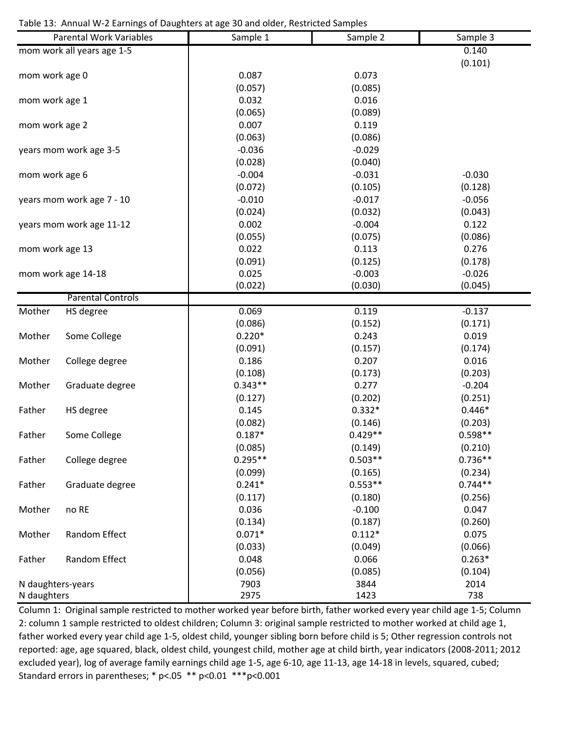Table 13: Annual W-2 Earnings of Daughters at age 30 and older, Restricted Samples

| Parental Work Variables | | Sample 1 | Sample 2 | Sample 3 |
|---|---|---|---|---|
| mom work all years age 1-5 | | | | 0.140 |
| | | | | (0.101) |
| mom work age 0 | | 0.087 | 0.073 | |
| | | (0.057) | (0.085) | |
| mom work age 1 | | 0.032 | 0.016 | |
| | | (0.065) | (0.089) | |
| mom work age 2 | | 0.007 | 0.119 | |
| | | (0.063) | (0.086) | |
| years mom work age 3-5 | | -0.036 | -0.029 | |
| | | (0.028) | (0.040) | |
| mom work age 6 | | -0.004 | -0.031 | -0.030 |
| | | (0.072) | (0.105) | (0.128) |
| years mom work age 7 - 10 | | -0.010 | -0.017 | -0.056 |
| | | (0.024) | (0.032) | (0.043) |
| years mom work age 11-12 | | 0.002 | -0.004 | 0.122 |
| | | (0.055) | (0.075) | (0.086) |
| mom work age 13 | | 0.022 | 0.113 | 0.276 |
| | | (0.091) | (0.125) | (0.178) |
| mom work age 14-18 | | 0.025 | -0.003 | -0.026 |
| | | (0.022) | (0.030) | (0.045) |
| Parental Controls | | | | |
| Mother | HS degree | 0.069 | 0.119 | -0.137 |
| | | (0.086) | (0.152) | (0.171) |
| Mother | Some College | 0.220* | 0.243 | 0.019 |
| | | (0.091) | (0.157) | (0.174) |
| Mother | College degree | 0.186 | 0.207 | 0.016 |
| | | (0.108) | (0.173) | (0.203) |
| Mother | Graduate degree | 0.343** | 0.277 | -0.204 |
| | | (0.127) | (0.202) | (0.251) |
| Father | HS degree | 0.145 | 0.332* | 0.446* |
| | | (0.082) | (0.146) | (0.203) |
| Father | Some College | 0.187* | 0.429** | 0.598** |
| | | (0.085) | (0.149) | (0.210) |
| Father | College degree | 0.295** | 0.503** | 0.736** |
| | | (0.099) | (0.165) | (0.234) |
| Father | Graduate degree | 0.241* | 0.553** | 0.744** |
| | | (0.117) | (0.180) | (0.256) |
| Mother | no RE | 0.036 | -0.100 | 0.047 |
| | | (0.134) | (0.187) | (0.260) |
| Mother | Random Effect | 0.071* | 0.112* | 0.075 |
| | | (0.033) | (0.049) | (0.066) |
| Father | Random Effect | 0.048 | 0.066 | 0.263* |
| | | (0.056) | (0.085) | (0.104) |
| N daughters-years | | 7903 | 3844 | 2014 |
| N daughters | | 2975 | 1423 | 738 |

Column 1: Original sample restricted to mother worked year before birth, father worked every year child age 1-5; Column 2: column 1 sample restricted to oldest children; Column 3: original sample restricted to mother worked at child age 1, father worked every year child age 1-5, oldest child, younger sibling born before child is 5; Other regression controls not reported: age, age squared, black, oldest child, youngest child, mother age at child birth, year indicators (2008-2011; 2012 excluded year), log of average family earnings child age 1-5, age 6-10, age 11-13, age 14-18 in levels, squared, cubed; Standard errors in parentheses; * p<.05 ** p<0.01 ***p<0.001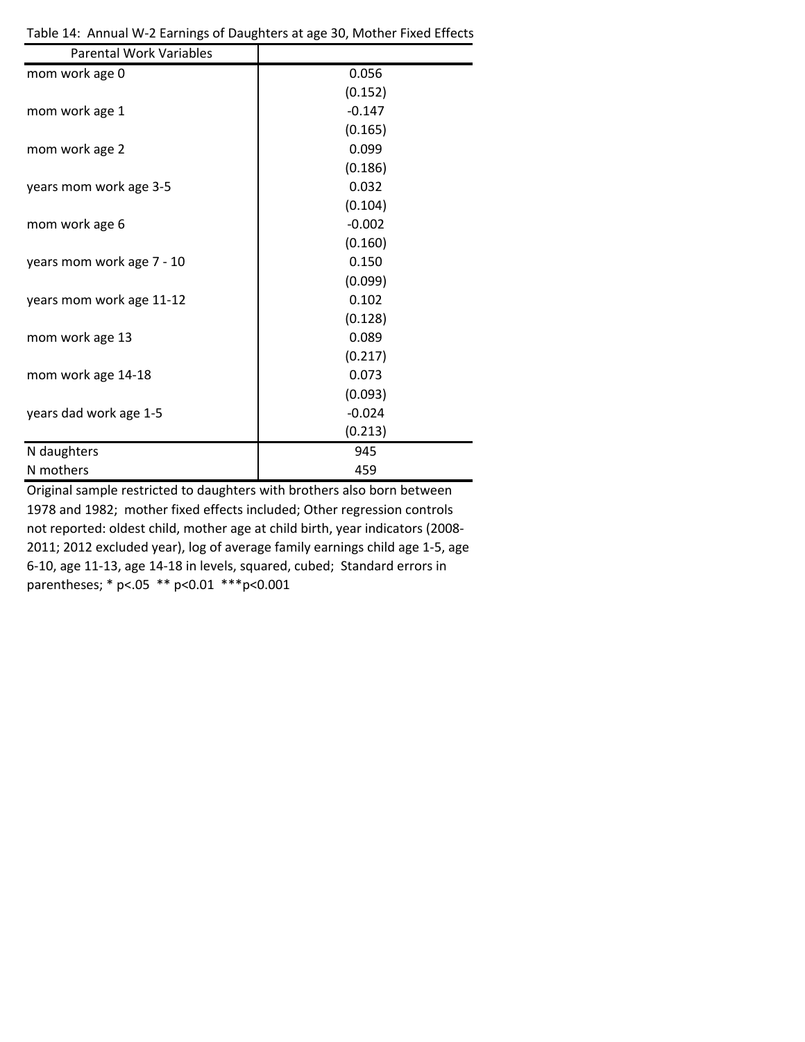Table 14: Annual W-2 Earnings of Daughters at age 30, Mother Fixed Effects

| Parental Work Variables | |
|---|---|
| mom work age 0 | 0.056 |
| | (0.152) |
| mom work age 1 | -0.147 |
| | (0.165) |
| mom work age 2 | 0.099 |
| | (0.186) |
| years mom work age 3-5 | 0.032 |
| | (0.104) |
| mom work age 6 | -0.002 |
| | (0.160) |
| years mom work age 7 - 10 | 0.150 |
| | (0.099) |
| years mom work age 11-12 | 0.102 |
| | (0.128) |
| mom work age 13 | 0.089 |
| | (0.217) |
| mom work age 14-18 | 0.073 |
| | (0.093) |
| years dad work age 1-5 | -0.024 |
| | (0.213) |
| N daughters | 945 |
| N mothers | 459 |

Original sample restricted to daughters with brothers also born between 1978 and 1982; mother fixed effects included; Other regression controls not reported: oldest child, mother age at child birth, year indicators (2008-2011; 2012 excluded year), log of average family earnings child age 1-5, age 6-10, age 11-13, age 14-18 in levels, squared, cubed; Standard errors in parentheses; * p<.05 ** p<0.01 ***p<0.001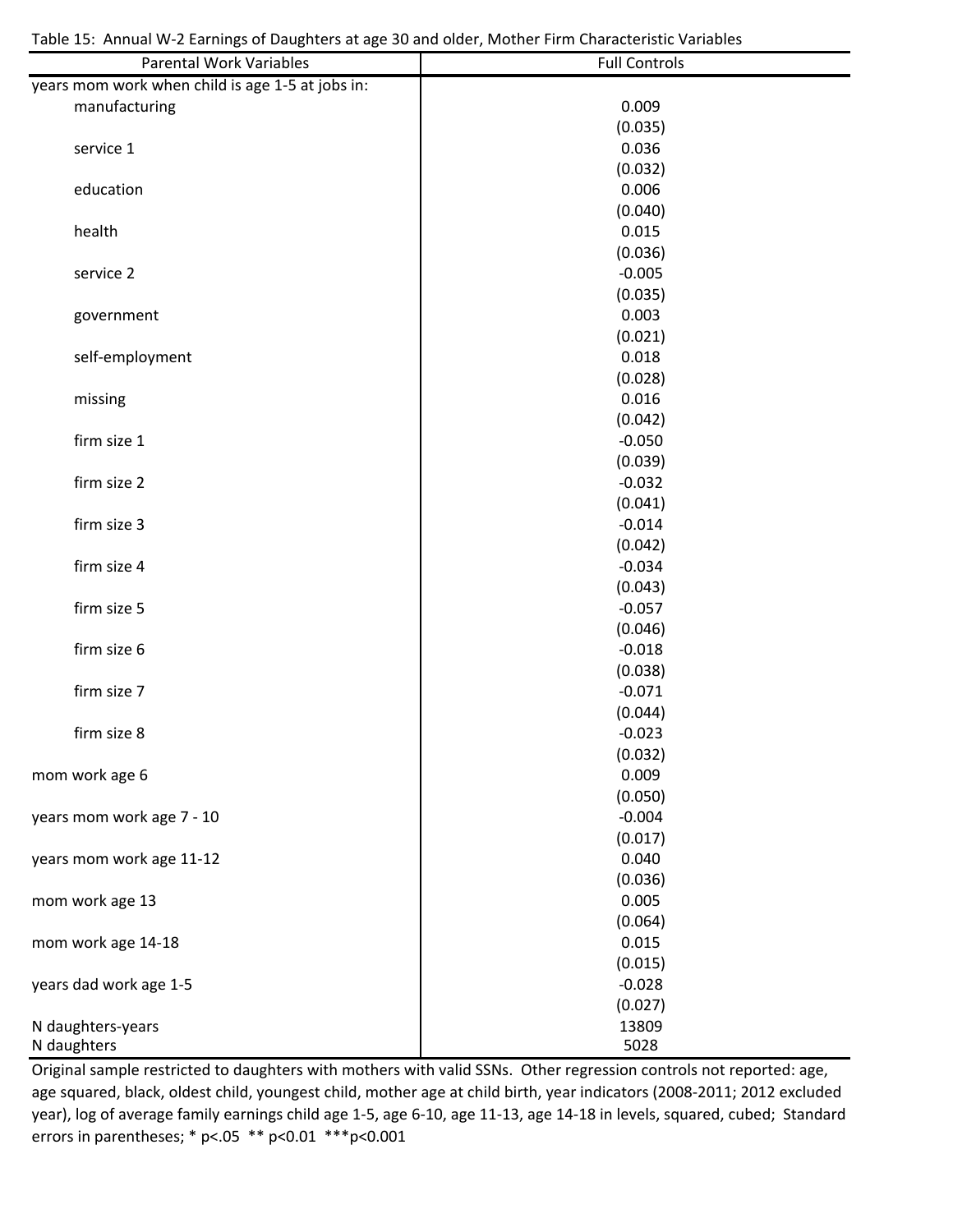Table 15: Annual W-2 Earnings of Daughters at age 30 and older, Mother Firm Characteristic Variables

| Parental Work Variables | Full Controls |
|---|---|
| years mom work when child is age 1-5 at jobs in: | |
| manufacturing | 0.009 |
| | (0.035) |
| service 1 | 0.036 |
| | (0.032) |
| education | 0.006 |
| | (0.040) |
| health | 0.015 |
| | (0.036) |
| service 2 | -0.005 |
| | (0.035) |
| government | 0.003 |
| | (0.021) |
| self-employment | 0.018 |
| | (0.028) |
| missing | 0.016 |
| | (0.042) |
| firm size 1 | -0.050 |
| | (0.039) |
| firm size 2 | -0.032 |
| | (0.041) |
| firm size 3 | -0.014 |
| | (0.042) |
| firm size 4 | -0.034 |
| | (0.043) |
| firm size 5 | -0.057 |
| | (0.046) |
| firm size 6 | -0.018 |
| | (0.038) |
| firm size 7 | -0.071 |
| | (0.044) |
| firm size 8 | -0.023 |
| | (0.032) |
| mom work age 6 | 0.009 |
| | (0.050) |
| years mom work age 7 - 10 | -0.004 |
| | (0.017) |
| years mom work age 11-12 | 0.040 |
| | (0.036) |
| mom work age 13 | 0.005 |
| | (0.064) |
| mom work age 14-18 | 0.015 |
| | (0.015) |
| years dad work age 1-5 | -0.028 |
| | (0.027) |
| N daughters-years | 13809 |
| N daughters | 5028 |

Original sample restricted to daughters with mothers with valid SSNs. Other regression controls not reported: age, age squared, black, oldest child, youngest child, mother age at child birth, year indicators (2008-2011; 2012 excluded year), log of average family earnings child age 1-5, age 6-10, age 11-13, age 14-18 in levels, squared, cubed; Standard errors in parentheses; * p<.05 ** p<0.01 ***p<0.001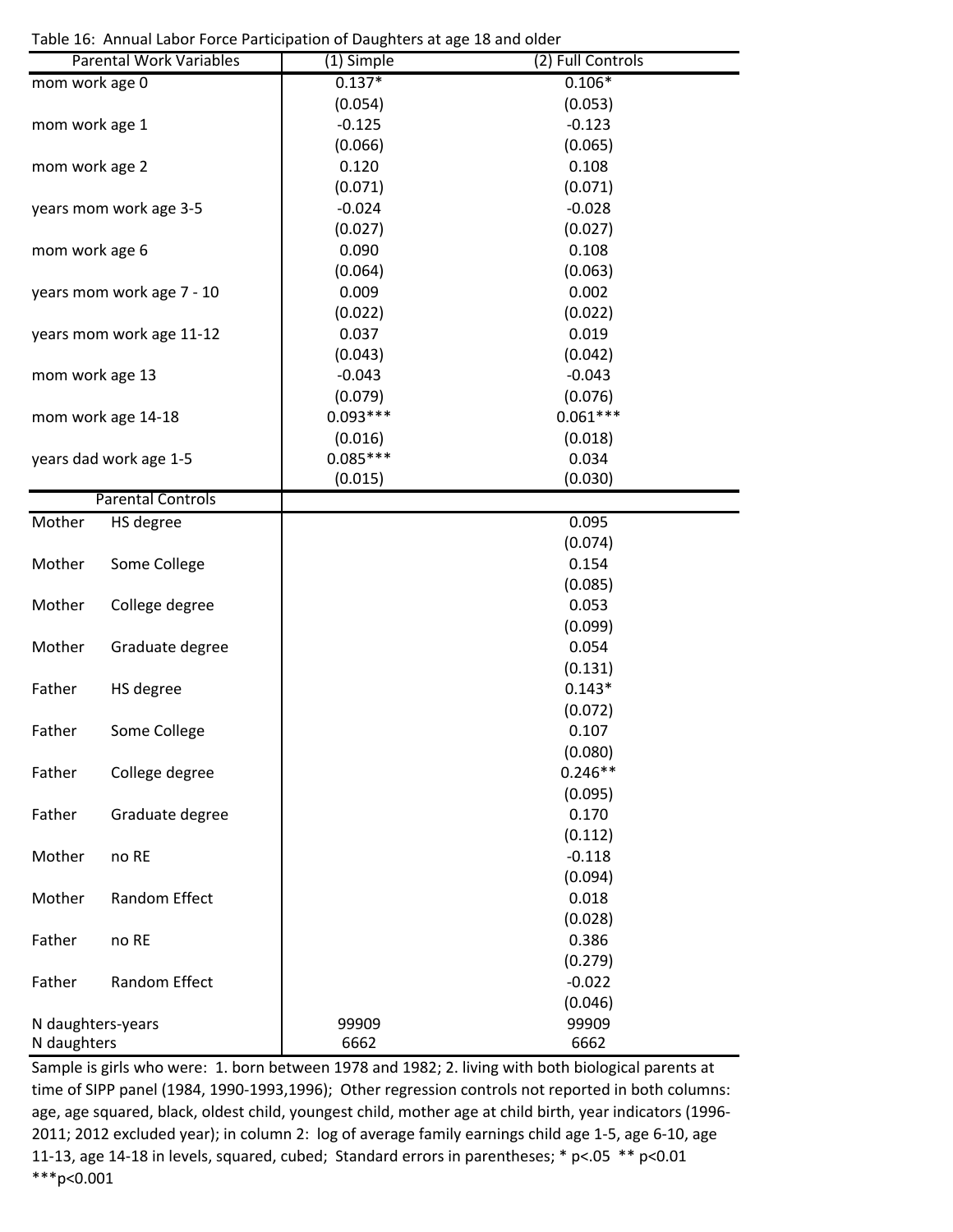Table 16: Annual Labor Force Participation of Daughters at age 18 and older

| Parental Work Variables | | (1) Simple | (2) Full Controls |
|---|---|---|---|
| mom work age 0 | | 0.137* | 0.106* |
| | | (0.054) | (0.053) |
| mom work age 1 | | -0.125 | -0.123 |
| | | (0.066) | (0.065) |
| mom work age 2 | | 0.120 | 0.108 |
| | | (0.071) | (0.071) |
| years mom work age 3-5 | | -0.024 | -0.028 |
| | | (0.027) | (0.027) |
| mom work age 6 | | 0.090 | 0.108 |
| | | (0.064) | (0.063) |
| years mom work age 7 - 10 | | 0.009 | 0.002 |
| | | (0.022) | (0.022) |
| years mom work age 11-12 | | 0.037 | 0.019 |
| | | (0.043) | (0.042) |
| mom work age 13 | | -0.043 | -0.043 |
| | | (0.079) | (0.076) |
| mom work age 14-18 | | 0.093*** | 0.061*** |
| | | (0.016) | (0.018) |
| years dad work age 1-5 | | 0.085*** | 0.034 |
| | | (0.015) | (0.030) |
| **Parental Controls** | | | |
| Mother | HS degree | | 0.095 |
| | | | (0.074) |
| Mother | Some College | | 0.154 |
| | | | (0.085) |
| Mother | College degree | | 0.053 |
| | | | (0.099) |
| Mother | Graduate degree | | 0.054 |
| | | | (0.131) |
| Father | HS degree | | 0.143* |
| | | | (0.072) |
| Father | Some College | | 0.107 |
| | | | (0.080) |
| Father | College degree | | 0.246** |
| | | | (0.095) |
| Father | Graduate degree | | 0.170 |
| | | | (0.112) |
| Mother | no RE | | -0.118 |
| | | | (0.094) |
| Mother | Random Effect | | 0.018 |
| | | | (0.028) |
| Father | no RE | | 0.386 |
| | | | (0.279) |
| Father | Random Effect | | -0.022 |
| | | | (0.046) |
| N daughters-years | | 99909 | 99909 |
| N daughters | | 6662 | 6662 |

Sample is girls who were: 1. born between 1978 and 1982; 2. living with both biological parents at time of SIPP panel (1984, 1990-1993,1996); Other regression controls not reported in both columns: age, age squared, black, oldest child, youngest child, mother age at child birth, year indicators (1996-2011; 2012 excluded year); in column 2: log of average family earnings child age 1-5, age 6-10, age 11-13, age 14-18 in levels, squared, cubed; Standard errors in parentheses; * p<.05 ** p<0.01 ***p<0.001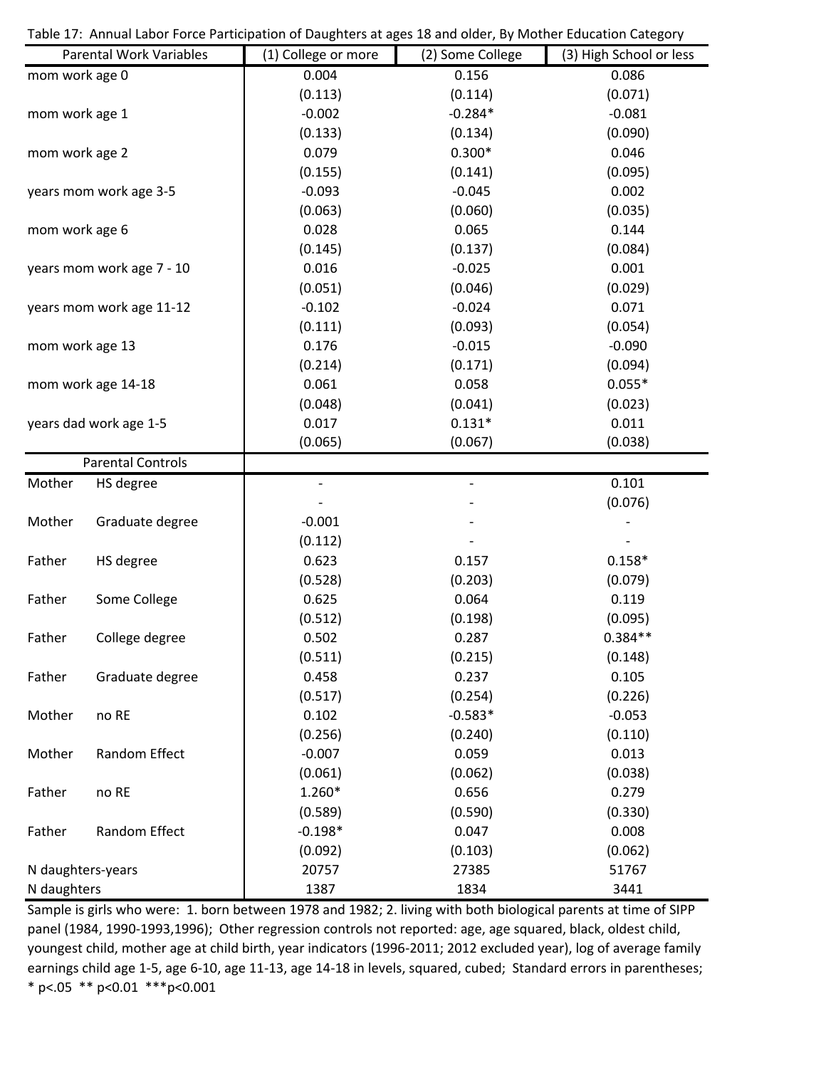Table 17: Annual Labor Force Participation of Daughters at ages 18 and older, By Mother Education Category

| Parental Work Variables | | (1) College or more | (2) Some College | (3) High School or less |
|---|---|---|---|---|
| mom work age 0 | | 0.004 | 0.156 | 0.086 |
| | | (0.113) | (0.114) | (0.071) |
| mom work age 1 | | -0.002 | -0.284* | -0.081 |
| | | (0.133) | (0.134) | (0.090) |
| mom work age 2 | | 0.079 | 0.300* | 0.046 |
| | | (0.155) | (0.141) | (0.095) |
| years mom work age 3-5 | | -0.093 | -0.045 | 0.002 |
| | | (0.063) | (0.060) | (0.035) |
| mom work age 6 | | 0.028 | 0.065 | 0.144 |
| | | (0.145) | (0.137) | (0.084) |
| years mom work age 7 - 10 | | 0.016 | -0.025 | 0.001 |
| | | (0.051) | (0.046) | (0.029) |
| years mom work age 11-12 | | -0.102 | -0.024 | 0.071 |
| | | (0.111) | (0.093) | (0.054) |
| mom work age 13 | | 0.176 | -0.015 | -0.090 |
| | | (0.214) | (0.171) | (0.094) |
| mom work age 14-18 | | 0.061 | 0.058 | 0.055* |
| | | (0.048) | (0.041) | (0.023) |
| years dad work age 1-5 | | 0.017 | 0.131* | 0.011 |
| | | (0.065) | (0.067) | (0.038) |
| Parental Controls | | | | |
| Mother | HS degree | - | - | 0.101 |
| | | - | - | (0.076) |
| Mother | Graduate degree | -0.001 | - | - |
| | | (0.112) | - | - |
| Father | HS degree | 0.623 | 0.157 | 0.158* |
| | | (0.528) | (0.203) | (0.079) |
| Father | Some College | 0.625 | 0.064 | 0.119 |
| | | (0.512) | (0.198) | (0.095) |
| Father | College degree | 0.502 | 0.287 | 0.384** |
| | | (0.511) | (0.215) | (0.148) |
| Father | Graduate degree | 0.458 | 0.237 | 0.105 |
| | | (0.517) | (0.254) | (0.226) |
| Mother | no RE | 0.102 | -0.583* | -0.053 |
| | | (0.256) | (0.240) | (0.110) |
| Mother | Random Effect | -0.007 | 0.059 | 0.013 |
| | | (0.061) | (0.062) | (0.038) |
| Father | no RE | 1.260* | 0.656 | 0.279 |
| | | (0.589) | (0.590) | (0.330) |
| Father | Random Effect | -0.198* | 0.047 | 0.008 |
| | | (0.092) | (0.103) | (0.062) |
| N daughters-years | | 20757 | 27385 | 51767 |
| N daughters | | 1387 | 1834 | 3441 |

Sample is girls who were: 1. born between 1978 and 1982; 2. living with both biological parents at time of SIPP panel (1984, 1990-1993,1996); Other regression controls not reported: age, age squared, black, oldest child, youngest child, mother age at child birth, year indicators (1996-2011; 2012 excluded year), log of average family earnings child age 1-5, age 6-10, age 11-13, age 14-18 in levels, squared, cubed; Standard errors in parentheses; * p<.05 ** p<0.01 ***p<0.001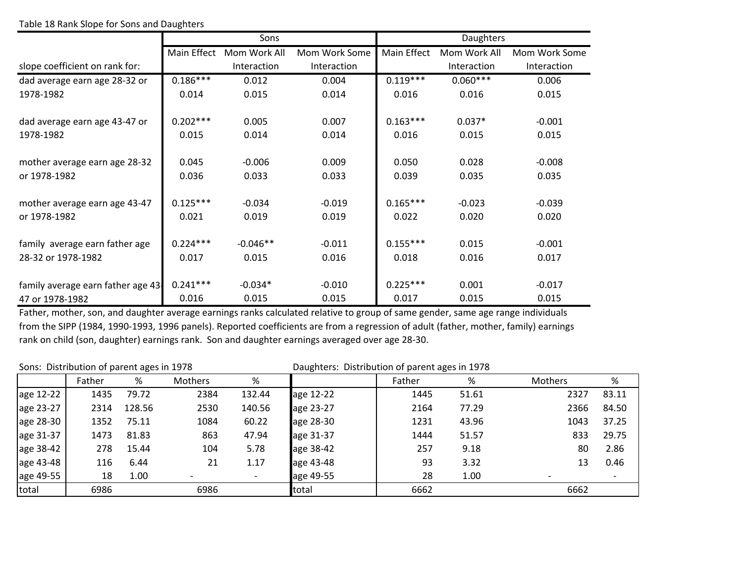Table 18 Rank Slope for Sons and Daughters

| | Sons | | | Daughters | | |
|---|---|---|---|---|---|---|
| slope coefficient on rank for: | Main Effect | Mom Work All Interaction | Mom Work Some Interaction | Main Effect | Mom Work All Interaction | Mom Work Some Interaction |
| dad average earn age 28-32 or 1978-1982 | 0.186*** | 0.012 | 0.004 | 0.119*** | 0.060*** | 0.006 |
| | 0.014 | 0.015 | 0.014 | 0.016 | 0.016 | 0.015 |
| dad average earn age 43-47 or 1978-1982 | 0.202*** | 0.005 | 0.007 | 0.163*** | 0.037* | -0.001 |
| | 0.015 | 0.014 | 0.014 | 0.016 | 0.015 | 0.015 |
| mother average earn age 28-32 or 1978-1982 | 0.045 | -0.006 | 0.009 | 0.050 | 0.028 | -0.008 |
| | 0.036 | 0.033 | 0.033 | 0.039 | 0.035 | 0.035 |
| mother average earn age 43-47 or 1978-1982 | 0.125*** | -0.034 | -0.019 | 0.165*** | -0.023 | -0.039 |
| | 0.021 | 0.019 | 0.019 | 0.022 | 0.020 | 0.020 |
| family average earn father age 28-32 or 1978-1982 | 0.224*** | -0.046** | -0.011 | 0.155*** | 0.015 | -0.001 |
| | 0.017 | 0.015 | 0.016 | 0.018 | 0.016 | 0.017 |
| family average earn father age 43-47 or 1978-1982 | 0.241*** | -0.034* | -0.010 | 0.225*** | 0.001 | -0.017 |
| | 0.016 | 0.015 | 0.015 | 0.017 | 0.015 | 0.015 |

Father, mother, son, and daughter average earnings ranks calculated relative to group of same gender, same age range individuals from the SIPP (1984, 1990-1993, 1996 panels). Reported coefficients are from a regression of adult (father, mother, family) earnings rank on child (son, daughter) earnings rank. Son and daughter earnings averaged over age 28-30.

Sons: Distribution of parent ages in 1978

| | Father | % | Mothers | % |
|---|---|---|---|---|
| age 12-22 | 1435 | 79.72 | 2384 | 132.44 |
| age 23-27 | 2314 | 128.56 | 2530 | 140.56 |
| age 28-30 | 1352 | 75.11 | 1084 | 60.22 |
| age 31-37 | 1473 | 81.83 | 863 | 47.94 |
| age 38-42 | 278 | 15.44 | 104 | 5.78 |
| age 43-48 | 116 | 6.44 | 21 | 1.17 |
| age 49-55 | 18 | 1.00 | - | - |
| total | 6986 | | 6986 | |

Daughters: Distribution of parent ages in 1978

| | Father | % | Mothers | % |
|---|---|---|---|---|
| age 12-22 | 1445 | 51.61 | 2327 | 83.11 |
| age 23-27 | 2164 | 77.29 | 2366 | 84.50 |
| age 28-30 | 1231 | 43.96 | 1043 | 37.25 |
| age 31-37 | 1444 | 51.57 | 833 | 29.75 |
| age 38-42 | 257 | 9.18 | 80 | 2.86 |
| age 43-48 | 93 | 3.32 | 13 | 0.46 |
| age 49-55 | 28 | 1.00 | - | - |
| total | 6662 | | 6662 | |